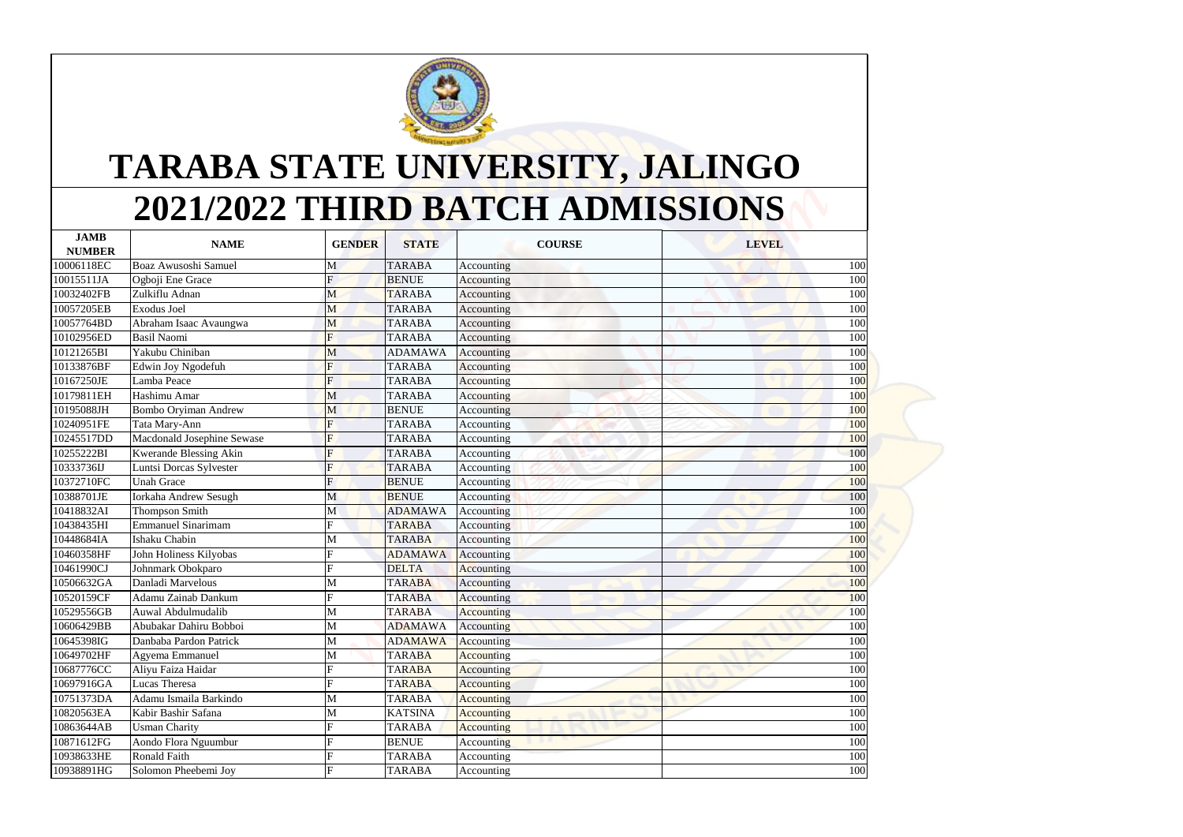# TARABA STATE UNIVERSITY, JALINGO

# 2021/2022 THIRD BATCH ADMISSIONS

| JAMB NUMBER | NAME | GENDER | STATE | COURSE | LEVEL |
|---|---|---|---|---|---|
| 10006118EC | Boaz Awusoshi Samuel | M | TARABA | Accounting | 100 |
| 10015511JA | Ogboji Ene Grace | F | BENUE | Accounting | 100 |
| 10032402FB | Zulkiflu Adnan | M | TARABA | Accounting | 100 |
| 10057205EB | Exodus Joel | M | TARABA | Accounting | 100 |
| 10057764BD | Abraham Isaac Avaungwa | M | TARABA | Accounting | 100 |
| 10102956ED | Basil Naomi | F | TARABA | Accounting | 100 |
| 10121265BI | Yakubu Chiniban | M | ADAMAWA | Accounting | 100 |
| 10133876BF | Edwin Joy Ngodefuh | F | TARABA | Accounting | 100 |
| 10167250JE | Lamba Peace | F | TARABA | Accounting | 100 |
| 10179811EH | Hashimu Amar | M | TARABA | Accounting | 100 |
| 10195088JH | Bombo Oryiman Andrew | M | BENUE | Accounting | 100 |
| 10240951FE | Tata Mary-Ann | F | TARABA | Accounting | 100 |
| 10245517DD | Macdonald Josephine Sewase | F | TARABA | Accounting | 100 |
| 10255222BI | Kwerande Blessing Akin | F | TARABA | Accounting | 100 |
| 10333736IJ | Luntsi Dorcas Sylvester | F | TARABA | Accounting | 100 |
| 10372710FC | Unah Grace | F | BENUE | Accounting | 100 |
| 10388701JE | Iorkaha Andrew Sesugh | M | BENUE | Accounting | 100 |
| 10418832AI | Thompson Smith | M | ADAMAWA | Accounting | 100 |
| 10438435HI | Emmanuel Sinarimam | F | TARABA | Accounting | 100 |
| 10448684IA | Ishaku Chabin | M | TARABA | Accounting | 100 |
| 10460358HF | John Holiness Kilyobas | F | ADAMAWA | Accounting | 100 |
| 10461990CJ | Johnmark Obokparo | F | DELTA | Accounting | 100 |
| 10506632GA | Danladi Marvelous | M | TARABA | Accounting | 100 |
| 10520159CF | Adamu Zainab Dankum | F | TARABA | Accounting | 100 |
| 10529556GB | Auwal Abdulmudalib | M | TARABA | Accounting | 100 |
| 10606429BB | Abubakar Dahiru Bobboi | M | ADAMAWA | Accounting | 100 |
| 10645398IG | Danbaba Pardon Patrick | M | ADAMAWA | Accounting | 100 |
| 10649702HF | Agyema Emmanuel | M | TARABA | Accounting | 100 |
| 10687776CC | Aliyu Faiza Haidar | F | TARABA | Accounting | 100 |
| 10697916GA | Lucas Theresa | F | TARABA | Accounting | 100 |
| 10751373DA | Adamu Ismaila Barkindo | M | TARABA | Accounting | 100 |
| 10820563EA | Kabir Bashir Safana | M | KATSINA | Accounting | 100 |
| 10863644AB | Usman Charity | F | TARABA | Accounting | 100 |
| 10871612FG | Aondo Flora Nguumbur | F | BENUE | Accounting | 100 |
| 10938633HE | Ronald Faith | F | TARABA | Accounting | 100 |
| 10938891HG | Solomon Pheebemi Joy | F | TARABA | Accounting | 100 |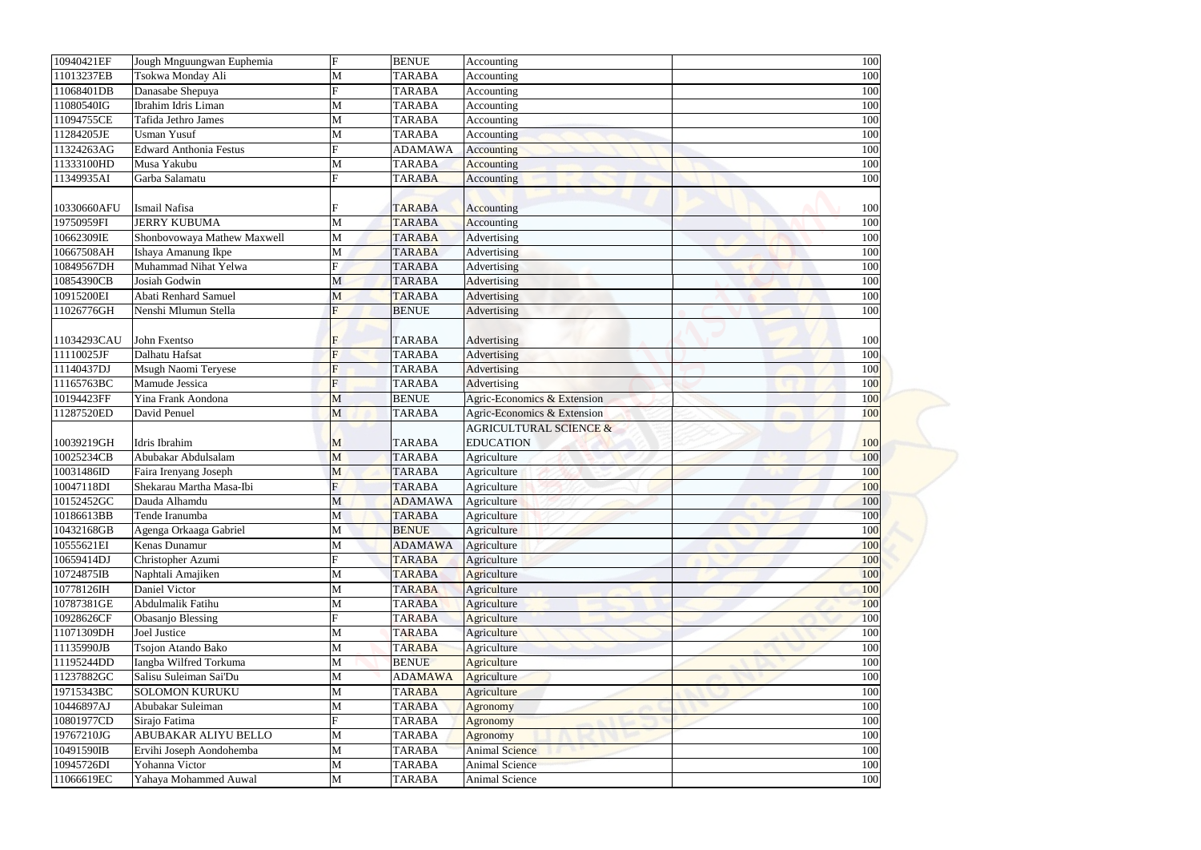| 10940421EF | Jough Mnguungwan Euphemia | F | BENUE | Accounting | 100 |
|---|---|---|---|---|---|
| 11013237EB | Tsokwa Monday Ali | M | TARABA | Accounting | 100 |
| 11068401DB | Danasabe Shepuya | F | TARABA | Accounting | 100 |
| 11080540IG | Ibrahim Idris Liman | M | TARABA | Accounting | 100 |
| 11094755CE | Tafida Jethro James | M | TARABA | Accounting | 100 |
| 11284205JE | Usman Yusuf | M | TARABA | Accounting | 100 |
| 11324263AG | Edward Anthonia Festus | F | ADAMAWA | Accounting | 100 |
| 11333100HD | Musa Yakubu | M | TARABA | Accounting | 100 |
| 11349935AI | Garba Salamatu | F | TARABA | Accounting | 100 |
| 10330660AFU | Ismail Nafisa | F | TARABA | Accounting | 100 |
| 19750959FI | JERRY KUBUMA | M | TARABA | Accounting | 100 |
| 10662309IE | Shonbovowaya Mathew Maxwell | M | TARABA | Advertising | 100 |
| 10667508AH | Ishaya Amanung Ikpe | M | TARABA | Advertising | 100 |
| 10849567DH | Muhammad Nihat Yelwa | F | TARABA | Advertising | 100 |
| 10854390CB | Josiah Godwin | M | TARABA | Advertising | 100 |
| 10915200EI | Abati Renhard Samuel | M | TARABA | Advertising | 100 |
| 11026776GH | Nenshi Mlumun Stella | F | BENUE | Advertising | 100 |
| 11034293CAU | John Fxentso | F | TARABA | Advertising | 100 |
| 11110025JF | Dalhatu Hafsat | F | TARABA | Advertising | 100 |
| 11140437DJ | Msugh Naomi Teryese | F | TARABA | Advertising | 100 |
| 11165763BC | Mamude Jessica | F | TARABA | Advertising | 100 |
| 10194423FF | Yina Frank Aondona | M | BENUE | Agric-Economics & Extension | 100 |
| 11287520ED | David Penuel | M | TARABA | Agric-Economics & Extension | 100 |
| 10039219GH | Idris Ibrahim | M | TARABA | AGRICULTURAL SCIENCE & EDUCATION | 100 |
| 10025234CB | Abubakar Abdulsalam | M | TARABA | Agriculture | 100 |
| 10031486ID | Faira Irenyang Joseph | M | TARABA | Agriculture | 100 |
| 10047118DI | Shekarau Martha Masa-Ibi | F | TARABA | Agriculture | 100 |
| 10152452GC | Dauda Alhamdu | M | ADAMAWA | Agriculture | 100 |
| 10186613BB | Tende Iranumba | M | TARABA | Agriculture | 100 |
| 10432168GB | Agenga Orkaaga Gabriel | M | BENUE | Agriculture | 100 |
| 10555621EI | Kenas Dunamur | M | ADAMAWA | Agriculture | 100 |
| 10659414DJ | Christopher Azumi | F | TARABA | Agriculture | 100 |
| 10724875IB | Naphtali Amajiken | M | TARABA | Agriculture | 100 |
| 10778126IH | Daniel Victor | M | TARABA | Agriculture | 100 |
| 10787381GE | Abdulmalik Fatihu | M | TARABA | Agriculture | 100 |
| 10928626CF | Obasanjo Blessing | F | TARABA | Agriculture | 100 |
| 11071309DH | Joel Justice | M | TARABA | Agriculture | 100 |
| 11135990JB | Tsojon Atando Bako | M | TARABA | Agriculture | 100 |
| 11195244DD | Iangba Wilfred Torkuma | M | BENUE | Agriculture | 100 |
| 11237882GC | Salisu Suleiman Sai'Du | M | ADAMAWA | Agriculture | 100 |
| 19715343BC | SOLOMON KURUKU | M | TARABA | Agriculture | 100 |
| 10446897AJ | Abubakar Suleiman | M | TARABA | Agronomy | 100 |
| 10801977CD | Sirajo Fatima | F | TARABA | Agronomy | 100 |
| 19767210JG | ABUBAKAR ALIYU BELLO | M | TARABA | Agronomy | 100 |
| 10491590IB | Ervihi Joseph Aondohemba | M | TARABA | Animal Science | 100 |
| 10945726DI | Yohanna Victor | M | TARABA | Animal Science | 100 |
| 11066619EC | Yahaya Mohammed Auwal | M | TARABA | Animal Science | 100 |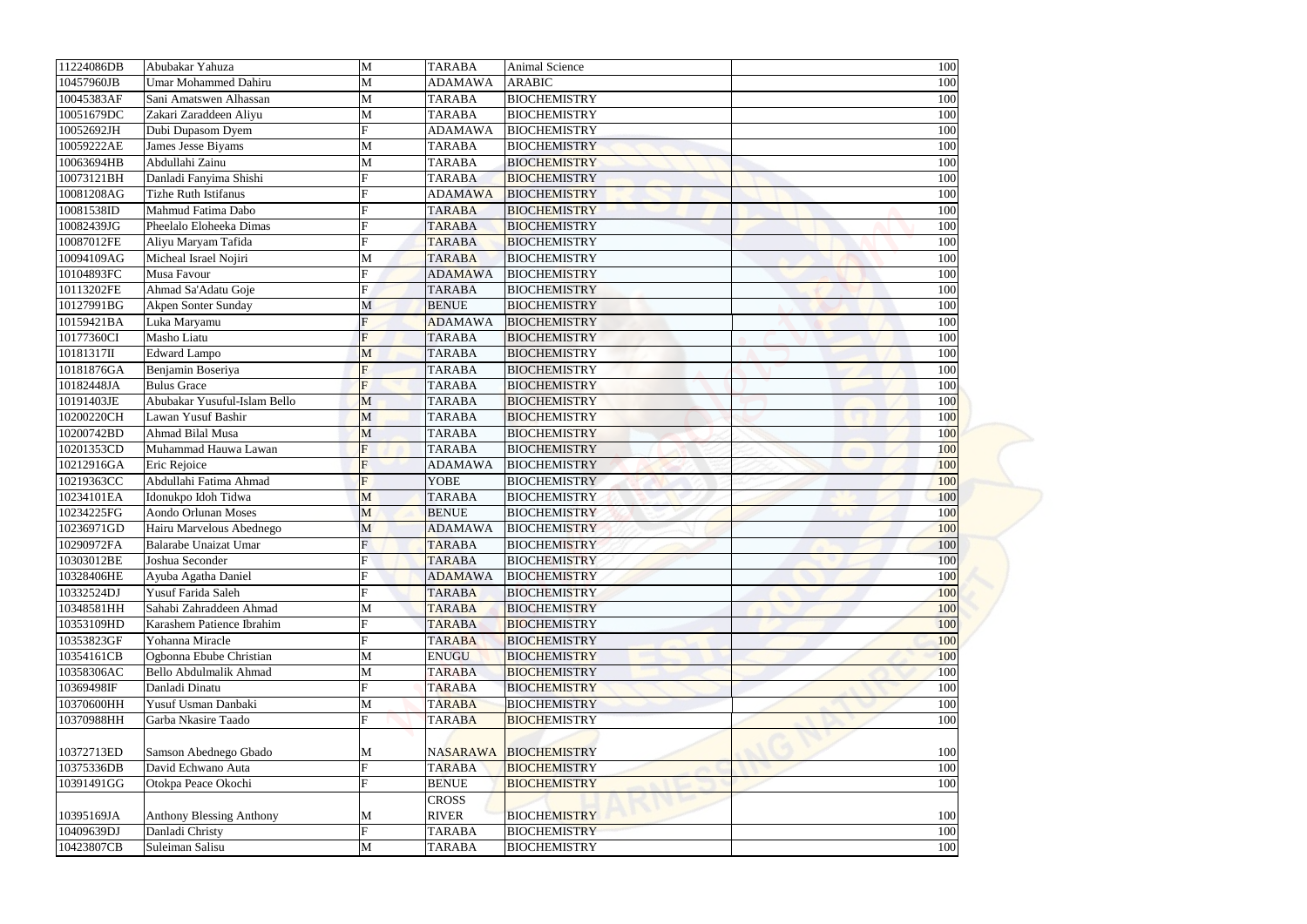| | | | | | | |
|---|---|---|---|---|---|---|
| 11224086DB | Abubakar Yahuza | M | TARABA | Animal Science | | 100 |
| 10457960JB | Umar Mohammed Dahiru | M | ADAMAWA | ARABIC | | 100 |
| 10045383AF | Sani Amatswen Alhassan | M | TARABA | BIOCHEMISTRY | | 100 |
| 10051679DC | Zakari Zaraddeen Aliyu | M | TARABA | BIOCHEMISTRY | | 100 |
| 10052692JH | Dubi Dupasom Dyem | F | ADAMAWA | BIOCHEMISTRY | | 100 |
| 10059222AE | James Jesse Biyams | M | TARABA | BIOCHEMISTRY | | 100 |
| 10063694HB | Abdullahi Zainu | M | TARABA | BIOCHEMISTRY | | 100 |
| 10073121BH | Danladi Fanyima Shishi | F | TARABA | BIOCHEMISTRY | | 100 |
| 10081208AG | Tizhe Ruth Istifanus | F | ADAMAWA | BIOCHEMISTRY | | 100 |
| 10081538ID | Mahmud Fatima Dabo | F | TARABA | BIOCHEMISTRY | | 100 |
| 10082439JG | Pheelalo Eloheeka Dimas | F | TARABA | BIOCHEMISTRY | | 100 |
| 10087012FE | Aliyu Maryam Tafida | F | TARABA | BIOCHEMISTRY | | 100 |
| 10094109AG | Micheal Israel Nojiri | M | TARABA | BIOCHEMISTRY | | 100 |
| 10104893FC | Musa Favour | F | ADAMAWA | BIOCHEMISTRY | | 100 |
| 10113202FE | Ahmad Sa'Adatu Goje | F | TARABA | BIOCHEMISTRY | | 100 |
| 10127991BG | Akpen Sonter Sunday | M | BENUE | BIOCHEMISTRY | | 100 |
| 10159421BA | Luka Maryamu | F | ADAMAWA | BIOCHEMISTRY | | 100 |
| 10177360CI | Masho Liatu | F | TARABA | BIOCHEMISTRY | | 100 |
| 10181317II | Edward Lampo | M | TARABA | BIOCHEMISTRY | | 100 |
| 10181876GA | Benjamin Boseriya | F | TARABA | BIOCHEMISTRY | | 100 |
| 10182448JA | Bulus Grace | F | TARABA | BIOCHEMISTRY | | 100 |
| 10191403JE | Abubakar Yusuful-Islam Bello | M | TARABA | BIOCHEMISTRY | | 100 |
| 10200220CH | Lawan Yusuf Bashir | M | TARABA | BIOCHEMISTRY | | 100 |
| 10200742BD | Ahmad Bilal Musa | M | TARABA | BIOCHEMISTRY | | 100 |
| 10201353CD | Muhammad Hauwa Lawan | F | TARABA | BIOCHEMISTRY | | 100 |
| 10212916GA | Eric Rejoice | F | ADAMAWA | BIOCHEMISTRY | | 100 |
| 10219363CC | Abdullahi Fatima Ahmad | F | YOBE | BIOCHEMISTRY | | 100 |
| 10234101EA | Idonukpo Idoh Tidwa | M | TARABA | BIOCHEMISTRY | | 100 |
| 10234225FG | Aondo Orlunan Moses | M | BENUE | BIOCHEMISTRY | | 100 |
| 10236971GD | Hairu Marvelous Abednego | M | ADAMAWA | BIOCHEMISTRY | | 100 |
| 10290972FA | Balarabe Unaizat Umar | F | TARABA | BIOCHEMISTRY | | 100 |
| 10303012BE | Joshua Seconder | F | TARABA | BIOCHEMISTRY | | 100 |
| 10328406HE | Ayuba Agatha Daniel | F | ADAMAWA | BIOCHEMISTRY | | 100 |
| 10332524DJ | Yusuf Farida Saleh | F | TARABA | BIOCHEMISTRY | | 100 |
| 10348581HH | Sahabi Zahraddeen Ahmad | M | TARABA | BIOCHEMISTRY | | 100 |
| 10353109HD | Karashem Patience Ibrahim | F | TARABA | BIOCHEMISTRY | | 100 |
| 10353823GF | Yohanna Miracle | F | TARABA | BIOCHEMISTRY | | 100 |
| 10354161CB | Ogbonna Ebube Christian | M | ENUGU | BIOCHEMISTRY | | 100 |
| 10358306AC | Bello Abdulmalik Ahmad | M | TARABA | BIOCHEMISTRY | | 100 |
| 10369498IF | Danladi Dinatu | F | TARABA | BIOCHEMISTRY | | 100 |
| 10370600HH | Yusuf Usman Danbaki | M | TARABA | BIOCHEMISTRY | | 100 |
| 10370988HH | Garba Nkasire Taado | F | TARABA | BIOCHEMISTRY | | 100 |
| 10372713ED | Samson Abednego Gbado | M | NASARAWA | BIOCHEMISTRY | | 100 |
| 10375336DB | David Echwano Auta | F | TARABA | BIOCHEMISTRY | | 100 |
| 10391491GG | Otokpa Peace Okochi | F | BENUE | BIOCHEMISTRY | | 100 |
| 10395169JA | Anthony Blessing Anthony | M | CROSS RIVER | BIOCHEMISTRY | | 100 |
| 10409639DJ | Danladi Christy | F | TARABA | BIOCHEMISTRY | | 100 |
| 10423807CB | Suleiman Salisu | M | TARABA | BIOCHEMISTRY | | 100 |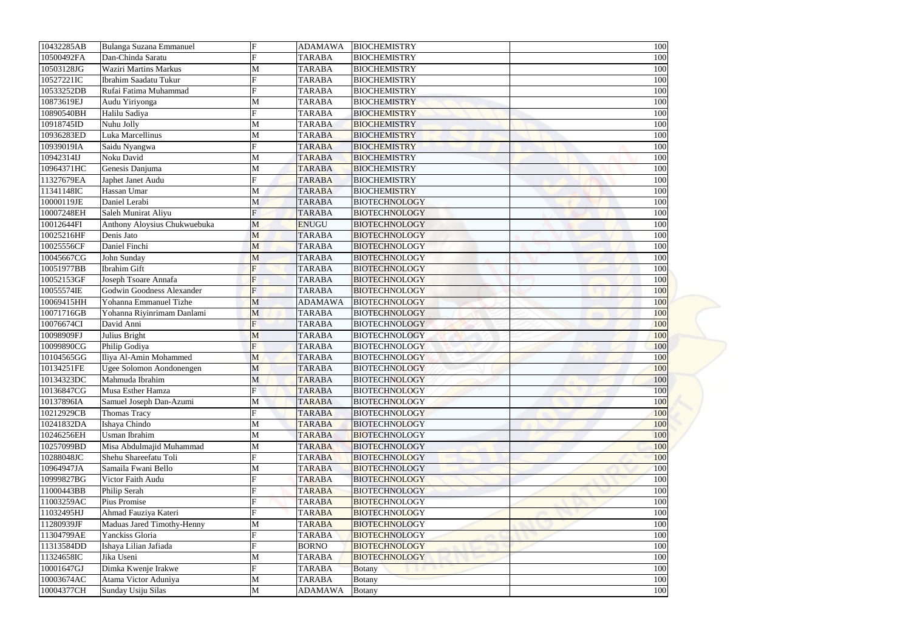| 10432285AB | Bulanga Suzana Emmanuel | F | ADAMAWA | BIOCHEMISTRY | 100 |
|---|---|---|---|---|---|
| 10500492FA | Dan-Chinda Saratu | F | TARABA | BIOCHEMISTRY | 100 |
| 10503128JG | Waziri Martins Markus | M | TARABA | BIOCHEMISTRY | 100 |
| 10527221IC | Ibrahim Saadatu Tukur | F | TARABA | BIOCHEMISTRY | 100 |
| 10533252DB | Rufai Fatima Muhammad | F | TARABA | BIOCHEMISTRY | 100 |
| 10873619EJ | Audu Yiriyonga | M | TARABA | BIOCHEMISTRY | 100 |
| 10890540BH | Halilu Sadiya | F | TARABA | BIOCHEMISTRY | 100 |
| 10918745ID | Nuhu Jolly | M | TARABA | BIOCHEMISTRY | 100 |
| 10936283ED | Luka Marcellinus | M | TARABA | BIOCHEMISTRY | 100 |
| 10939019IA | Saidu Nyangwa | F | TARABA | BIOCHEMISTRY | 100 |
| 10942314IJ | Noku David | M | TARABA | BIOCHEMISTRY | 100 |
| 10964371HC | Genesis Danjuma | M | TARABA | BIOCHEMISTRY | 100 |
| 11327679EA | Japhet Janet Audu | F | TARABA | BIOCHEMISTRY | 100 |
| 11341148IC | Hassan Umar | M | TARABA | BIOCHEMISTRY | 100 |
| 10000119JE | Daniel Lerabi | M | TARABA | BIOTECHNOLOGY | 100 |
| 10007248EH | Saleh Munirat Aliyu | F | TARABA | BIOTECHNOLOGY | 100 |
| 10012644FI | Anthony Aloysius Chukwuebuka | M | ENUGU | BIOTECHNOLOGY | 100 |
| 10025216HF | Denis Jato | M | TARABA | BIOTECHNOLOGY | 100 |
| 10025556CF | Daniel Finchi | M | TARABA | BIOTECHNOLOGY | 100 |
| 10045667CG | John Sunday | M | TARABA | BIOTECHNOLOGY | 100 |
| 10051977BB | Ibrahim Gift | F | TARABA | BIOTECHNOLOGY | 100 |
| 10052153GF | Joseph Tsoare Annafa | F | TARABA | BIOTECHNOLOGY | 100 |
| 10055574IE | Godwin Goodness Alexander | F | TARABA | BIOTECHNOLOGY | 100 |
| 10069415HH | Yohanna Emmanuel Tizhe | M | ADAMAWA | BIOTECHNOLOGY | 100 |
| 10071716GB | Yohanna Riyinrimam Danlami | M | TARABA | BIOTECHNOLOGY | 100 |
| 10076674CI | David Anni | F | TARABA | BIOTECHNOLOGY | 100 |
| 10098909FJ | Julius Bright | M | TARABA | BIOTECHNOLOGY | 100 |
| 10099890CG | Philip Godiya | F | TARABA | BIOTECHNOLOGY | 100 |
| 10104565GG | Iliya Al-Amin Mohammed | M | TARABA | BIOTECHNOLOGY | 100 |
| 10134251FE | Ugee Solomon Aondonengen | M | TARABA | BIOTECHNOLOGY | 100 |
| 10134323DC | Mahmuda Ibrahim | M | TARABA | BIOTECHNOLOGY | 100 |
| 10136847CG | Musa Esther Hamza | F | TARABA | BIOTECHNOLOGY | 100 |
| 10137896IA | Samuel Joseph Dan-Azumi | M | TARABA | BIOTECHNOLOGY | 100 |
| 10212929CB | Thomas Tracy | F | TARABA | BIOTECHNOLOGY | 100 |
| 10241832DA | Ishaya Chindo | M | TARABA | BIOTECHNOLOGY | 100 |
| 10246256EH | Usman Ibrahim | M | TARABA | BIOTECHNOLOGY | 100 |
| 10257099BD | Misa Abdulmajid Muhammad | M | TARABA | BIOTECHNOLOGY | 100 |
| 10288048JC | Shehu Shareefatu Toli | F | TARABA | BIOTECHNOLOGY | 100 |
| 10964947JA | Samaila Fwani Bello | M | TARABA | BIOTECHNOLOGY | 100 |
| 10999827BG | Victor Faith Audu | F | TARABA | BIOTECHNOLOGY | 100 |
| 11000443BB | Philip Serah | F | TARABA | BIOTECHNOLOGY | 100 |
| 11003259AC | Pius Promise | F | TARABA | BIOTECHNOLOGY | 100 |
| 11032495HJ | Ahmad Fauziya Kateri | F | TARABA | BIOTECHNOLOGY | 100 |
| 11280939JF | Maduas Jared Timothy-Henny | M | TARABA | BIOTECHNOLOGY | 100 |
| 11304799AE | Yanckiss Gloria | F | TARABA | BIOTECHNOLOGY | 100 |
| 11313584DD | Ishaya Lilian Jafiada | F | BORNO | BIOTECHNOLOGY | 100 |
| 11324658IC | Jika Useni | M | TARABA | BIOTECHNOLOGY | 100 |
| 10001647GJ | Dimka Kwenje Irakwe | F | TARABA | Botany | 100 |
| 10003674AC | Atama Victor Aduniya | M | TARABA | Botany | 100 |
| 10004377CH | Sunday Usiju Silas | M | ADAMAWA | Botany | 100 |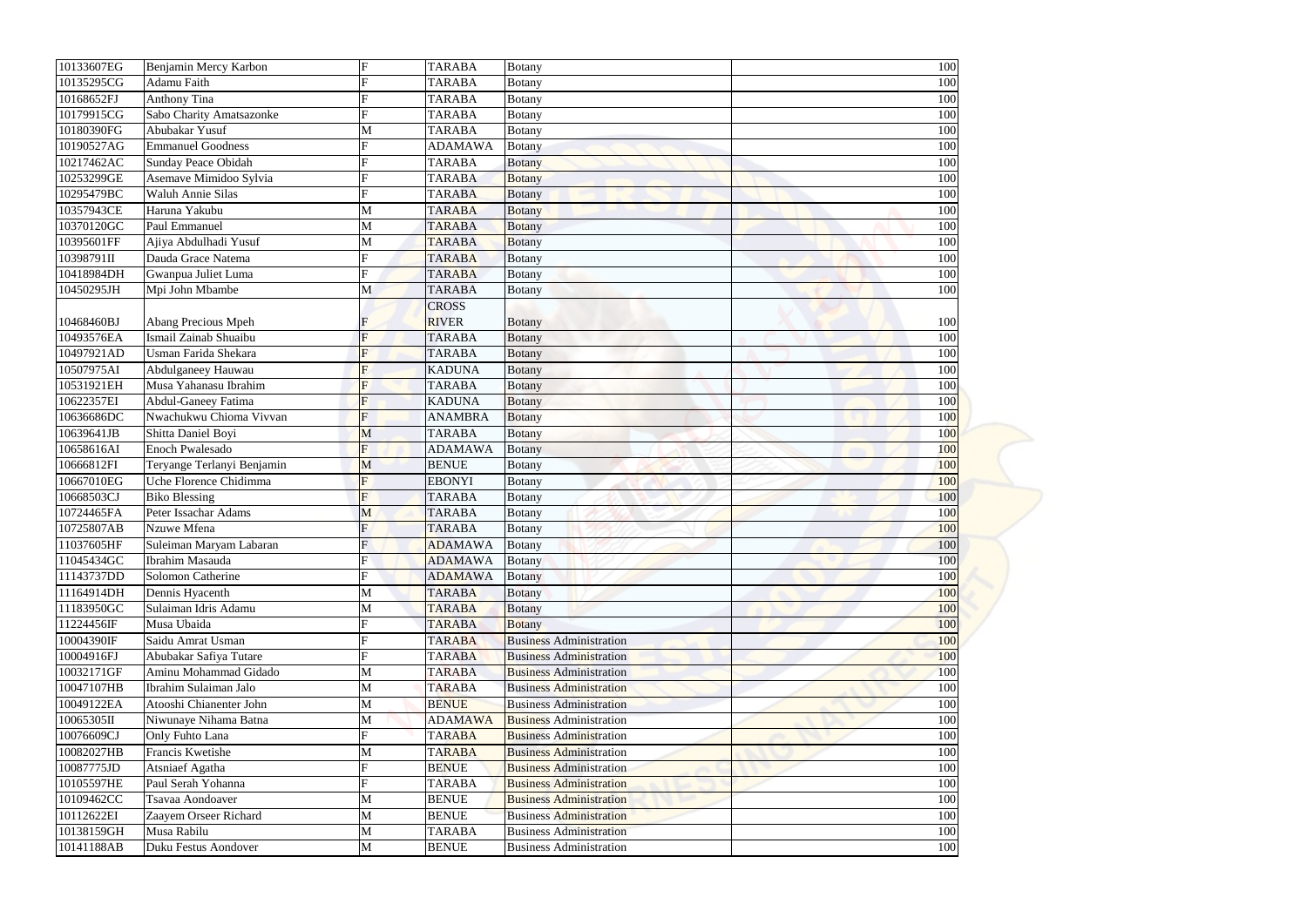| | | | | | |
|---|---|---|---|---|---|
| 10133607EG | Benjamin Mercy Karbon | F | TARABA | Botany | 100 |
| 10135295CG | Adamu Faith | F | TARABA | Botany | 100 |
| 10168652FJ | Anthony Tina | F | TARABA | Botany | 100 |
| 10179915CG | Sabo Charity Amatsazonke | F | TARABA | Botany | 100 |
| 10180390FG | Abubakar Yusuf | M | TARABA | Botany | 100 |
| 10190527AG | Emmanuel Goodness | F | ADAMAWA | Botany | 100 |
| 10217462AC | Sunday Peace Obidah | F | TARABA | Botany | 100 |
| 10253299GE | Asemave Mimidoo Sylvia | F | TARABA | Botany | 100 |
| 10295479BC | Waluh Annie Silas | F | TARABA | Botany | 100 |
| 10357943CE | Haruna Yakubu | M | TARABA | Botany | 100 |
| 10370120GC | Paul Emmanuel | M | TARABA | Botany | 100 |
| 10395601FF | Ajiya Abdulhadi Yusuf | M | TARABA | Botany | 100 |
| 10398791II | Dauda Grace Natema | F | TARABA | Botany | 100 |
| 10418984DH | Gwanpua Juliet Luma | F | TARABA | Botany | 100 |
| 10450295JH | Mpi John Mbambe | M | TARABA | Botany | 100 |
| 10468460BJ | Abang Precious Mpeh | F | CROSS RIVER | Botany | 100 |
| 10493576EA | Ismail Zainab Shuaibu | F | TARABA | Botany | 100 |
| 10497921AD | Usman Farida Shekara | F | TARABA | Botany | 100 |
| 10507975AI | Abdulganeey Hauwau | F | KADUNA | Botany | 100 |
| 10531921EH | Musa Yahanasu Ibrahim | F | TARABA | Botany | 100 |
| 10622357EI | Abdul-Ganeey Fatima | F | KADUNA | Botany | 100 |
| 10636686DC | Nwachukwu Chioma Vivvan | F | ANAMBRA | Botany | 100 |
| 10639641JB | Shitta Daniel Boyi | M | TARABA | Botany | 100 |
| 10658616AI | Enoch Pwalesado | F | ADAMAWA | Botany | 100 |
| 10666812FI | Teryange Terlanyi Benjamin | M | BENUE | Botany | 100 |
| 10667010EG | Uche Florence Chidimma | F | EBONYI | Botany | 100 |
| 10668503CJ | Biko Blessing | F | TARABA | Botany | 100 |
| 10724465FA | Peter Issachar Adams | M | TARABA | Botany | 100 |
| 10725807AB | Nzuwe Mfena | F | TARABA | Botany | 100 |
| 11037605HF | Suleiman Maryam Labaran | F | ADAMAWA | Botany | 100 |
| 11045434GC | Ibrahim Masauda | F | ADAMAWA | Botany | 100 |
| 11143737DD | Solomon Catherine | F | ADAMAWA | Botany | 100 |
| 11164914DH | Dennis Hyacenth | M | TARABA | Botany | 100 |
| 11183950GC | Sulaiman Idris Adamu | M | TARABA | Botany | 100 |
| 11224456IF | Musa Ubaida | F | TARABA | Botany | 100 |
| 10004390IF | Saidu Amrat Usman | F | TARABA | Business Administration | 100 |
| 10004916FJ | Abubakar Safiya Tutare | F | TARABA | Business Administration | 100 |
| 10032171GF | Aminu Mohammad Gidado | M | TARABA | Business Administration | 100 |
| 10047107HB | Ibrahim Sulaiman Jalo | M | TARABA | Business Administration | 100 |
| 10049122EA | Atooshi Chianenter John | M | BENUE | Business Administration | 100 |
| 10065305II | Niwunaye Nihama Batna | M | ADAMAWA | Business Administration | 100 |
| 10076609CJ | Only Fuhto Lana | F | TARABA | Business Administration | 100 |
| 10082027HB | Francis Kwetishe | M | TARABA | Business Administration | 100 |
| 10087775JD | Atsniaef Agatha | F | BENUE | Business Administration | 100 |
| 10105597HE | Paul Serah Yohanna | F | TARABA | Business Administration | 100 |
| 10109462CC | Tsavaa Aondoaver | M | BENUE | Business Administration | 100 |
| 10112622EI | Zaayem Orseer Richard | M | BENUE | Business Administration | 100 |
| 10138159GH | Musa Rabilu | M | TARABA | Business Administration | 100 |
| 10141188AB | Duku Festus Aondover | M | BENUE | Business Administration | 100 |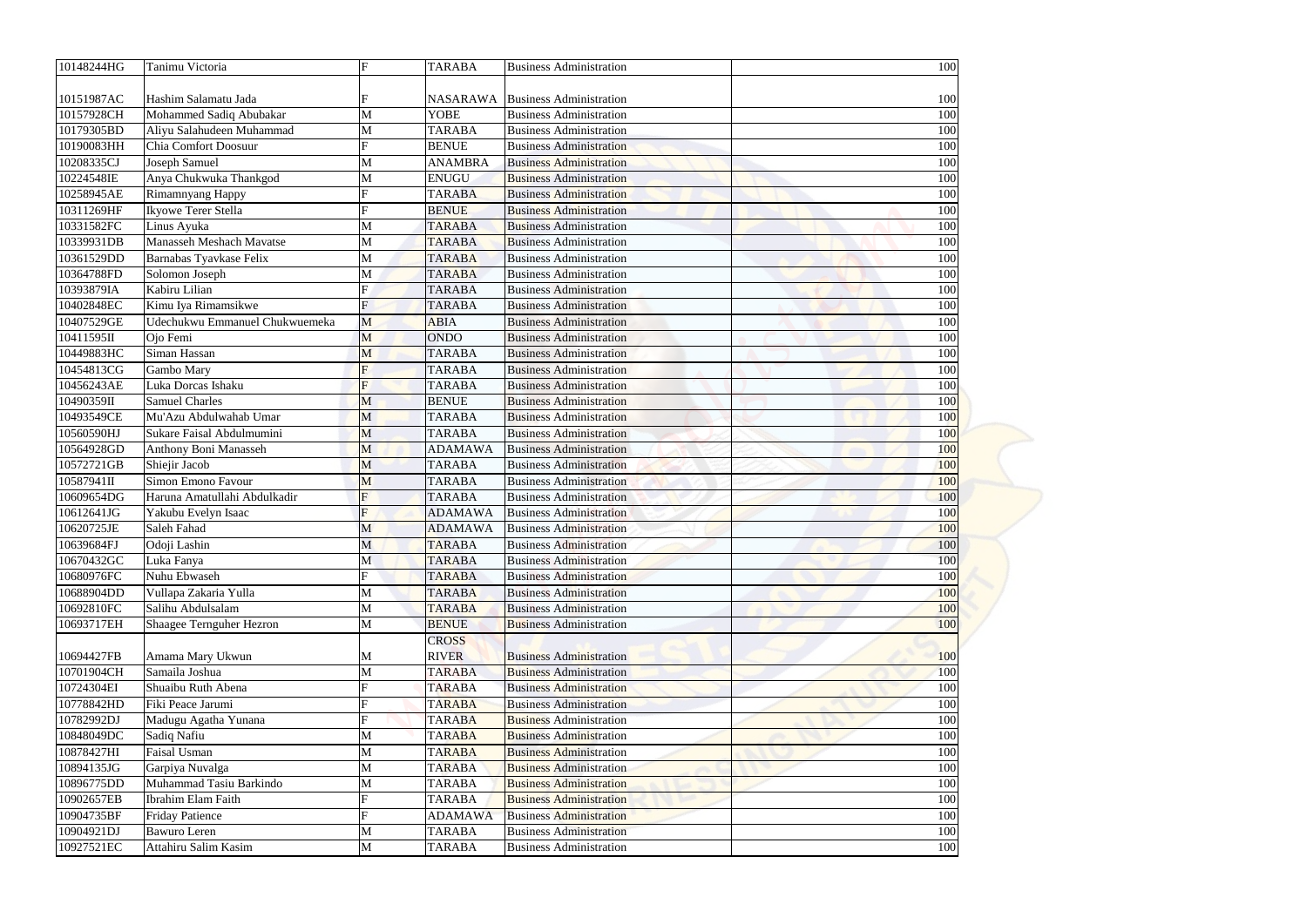| 10148244HG | Tanimu Victoria | F | TARABA | Business Administration | 100 |
|---|---|---|---|---|---|
| 10151987AC | Hashim Salamatu Jada | F | NASARAWA | Business Administration | 100 |
| 10157928CH | Mohammed Sadiq Abubakar | M | YOBE | Business Administration | 100 |
| 10179305BD | Aliyu Salahudeen Muhammad | M | TARABA | Business Administration | 100 |
| 10190083HH | Chia Comfort Doosuur | F | BENUE | Business Administration | 100 |
| 10208335CJ | Joseph Samuel | M | ANAMBRA | Business Administration | 100 |
| 10224548IE | Anya Chukwuka Thankgod | M | ENUGU | Business Administration | 100 |
| 10258945AE | Rimamnyang Happy | F | TARABA | Business Administration | 100 |
| 10311269HF | Ikyowe Terer Stella | F | BENUE | Business Administration | 100 |
| 10331582FC | Linus Ayuka | M | TARABA | Business Administration | 100 |
| 10339931DB | Manasseh Meshach Mavatse | M | TARABA | Business Administration | 100 |
| 10361529DD | Barnabas Tyavkase Felix | M | TARABA | Business Administration | 100 |
| 10364788FD | Solomon Joseph | M | TARABA | Business Administration | 100 |
| 10393879IA | Kabiru Lilian | F | TARABA | Business Administration | 100 |
| 10402848EC | Kimu Iya Rimamsikwe | F | TARABA | Business Administration | 100 |
| 10407529GE | Udechukwu Emmanuel Chukwuemeka | M | ABIA | Business Administration | 100 |
| 10411595II | Ojo Femi | M | ONDO | Business Administration | 100 |
| 10449883HC | Siman Hassan | M | TARABA | Business Administration | 100 |
| 10454813CG | Gambo Mary | F | TARABA | Business Administration | 100 |
| 10456243AE | Luka Dorcas Ishaku | F | TARABA | Business Administration | 100 |
| 10490359II | Samuel Charles | M | BENUE | Business Administration | 100 |
| 10493549CE | Mu'Azu Abdulwahab Umar | M | TARABA | Business Administration | 100 |
| 10560590HJ | Sukare Faisal Abdulmumini | M | TARABA | Business Administration | 100 |
| 10564928GD | Anthony Boni Manasseh | M | ADAMAWA | Business Administration | 100 |
| 10572721GB | Shiejir Jacob | M | TARABA | Business Administration | 100 |
| 10587941II | Simon Emono Favour | M | TARABA | Business Administration | 100 |
| 10609654DG | Haruna Amatullahi Abdulkadir | F | TARABA | Business Administration | 100 |
| 10612641JG | Yakubu Evelyn Isaac | F | ADAMAWA | Business Administration | 100 |
| 10620725JE | Saleh Fahad | M | ADAMAWA | Business Administration | 100 |
| 10639684FJ | Odoji Lashin | M | TARABA | Business Administration | 100 |
| 10670432GC | Luka Fanya | M | TARABA | Business Administration | 100 |
| 10680976FC | Nuhu Ebwaseh | F | TARABA | Business Administration | 100 |
| 10688904DD | Vullapa Zakaria Yulla | M | TARABA | Business Administration | 100 |
| 10692810FC | Salihu Abdulsalam | M | TARABA | Business Administration | 100 |
| 10693717EH | Shaagee Ternguher Hezron | M | BENUE | Business Administration | 100 |
| 10694427FB | Amama Mary Ukwun | M | CROSS RIVER | Business Administration | 100 |
| 10701904CH | Samaila Joshua | M | TARABA | Business Administration | 100 |
| 10724304EI | Shuaibu Ruth Abena | F | TARABA | Business Administration | 100 |
| 10778842HD | Fiki Peace Jarumi | F | TARABA | Business Administration | 100 |
| 10782992DJ | Madugu Agatha Yunana | F | TARABA | Business Administration | 100 |
| 10848049DC | Sadiq Nafiu | M | TARABA | Business Administration | 100 |
| 10878427HI | Faisal Usman | M | TARABA | Business Administration | 100 |
| 10894135JG | Garpiya Nuvalga | M | TARABA | Business Administration | 100 |
| 10896775DD | Muhammad Tasiu Barkindo | M | TARABA | Business Administration | 100 |
| 10902657EB | Ibrahim Elam Faith | F | TARABA | Business Administration | 100 |
| 10904735BF | Friday Patience | F | ADAMAWA | Business Administration | 100 |
| 10904921DJ | Bawuro Leren | M | TARABA | Business Administration | 100 |
| 10927521EC | Attahiru Salim Kasim | M | TARABA | Business Administration | 100 |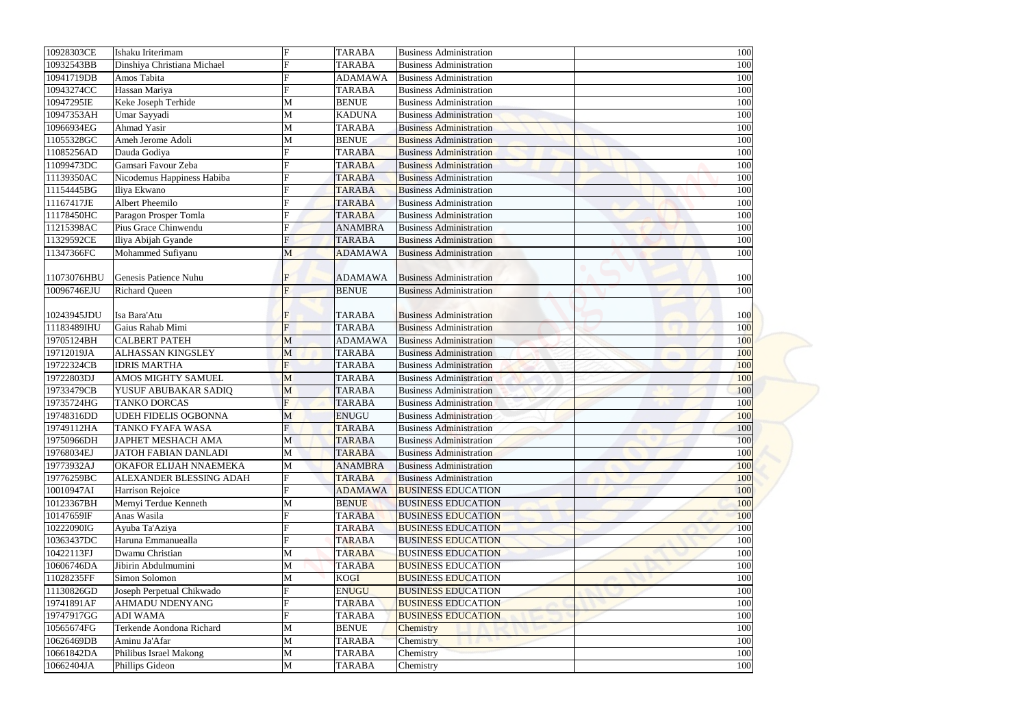| | | | | | |
|---|---|---|---|---|---|
| 10928303CE | Ishaku Iriterimam | F | TARABA | Business Administration | 100 |
| 10932543BB | Dinshiya Christiana Michael | F | TARABA | Business Administration | 100 |
| 10941719DB | Amos Tabita | F | ADAMAWA | Business Administration | 100 |
| 10943274CC | Hassan Mariya | F | TARABA | Business Administration | 100 |
| 10947295IE | Keke Joseph Terhide | M | BENUE | Business Administration | 100 |
| 10947353AH | Umar Sayyadi | M | KADUNA | Business Administration | 100 |
| 10966934EG | Ahmad Yasir | M | TARABA | Business Administration | 100 |
| 11055328GC | Ameh Jerome Adoli | M | BENUE | Business Administration | 100 |
| 11085256AD | Dauda Godiya | F | TARABA | Business Administration | 100 |
| 11099473DC | Gamsari Favour Zeba | F | TARABA | Business Administration | 100 |
| 11139350AC | Nicodemus Happiness Habiba | F | TARABA | Business Administration | 100 |
| 11154445BG | Iliya Ekwano | F | TARABA | Business Administration | 100 |
| 11167417JE | Albert Pheemilo | F | TARABA | Business Administration | 100 |
| 11178450HC | Paragon Prosper Tomla | F | TARABA | Business Administration | 100 |
| 11215398AC | Pius Grace Chinwendu | F | ANAMBRA | Business Administration | 100 |
| 11329592CE | Iliya Abijah Gyande | F | TARABA | Business Administration | 100 |
| 11347366FC | Mohammed Sufiyanu | M | ADAMAWA | Business Administration | 100 |
| 11073076HBU | Genesis Patience Nuhu | F | ADAMAWA | Business Administration | 100 |
| 10096746EJU | Richard Queen | F | BENUE | Business Administration | 100 |
| 10243945JDU | Isa Bara'Atu | F | TARABA | Business Administration | 100 |
| 11183489IHU | Gaius Rahab Mimi | F | TARABA | Business Administration | 100 |
| 19705124BH | CALBERT PATEH | M | ADAMAWA | Business Administration | 100 |
| 19712019JA | ALHASSAN KINGSLEY | M | TARABA | Business Administration | 100 |
| 19722324CB | IDRIS MARTHA | F | TARABA | Business Administration | 100 |
| 19722803DJ | AMOS MIGHTY SAMUEL | M | TARABA | Business Administration | 100 |
| 19733479CB | YUSUF ABUBAKAR SADIQ | M | TARABA | Business Administration | 100 |
| 19735724HG | TANKO DORCAS | F | TARABA | Business Administration | 100 |
| 19748316DD | UDEH FIDELIS OGBONNA | M | ENUGU | Business Administration | 100 |
| 19749112HA | TANKO FYAFA WASA | F | TARABA | Business Administration | 100 |
| 19750966DH | JAPHET MESHACH AMA | M | TARABA | Business Administration | 100 |
| 19768034EJ | JATOH FABIAN DANLADI | M | TARABA | Business Administration | 100 |
| 19773932AJ | OKAFOR ELIJAH NNAEMEKA | M | ANAMBRA | Business Administration | 100 |
| 19776259BC | ALEXANDER BLESSING ADAH | F | TARABA | Business Administration | 100 |
| 10010947AI | Harrison Rejoice | F | ADAMAWA | BUSINESS EDUCATION | 100 |
| 10123367BH | Mernyi Terdue Kenneth | M | BENUE | BUSINESS EDUCATION | 100 |
| 10147659IF | Anas Wasila | F | TARABA | BUSINESS EDUCATION | 100 |
| 10222090IG | Ayuba Ta'Aziya | F | TARABA | BUSINESS EDUCATION | 100 |
| 10363437DC | Haruna Emmanuealla | F | TARABA | BUSINESS EDUCATION | 100 |
| 10422113FJ | Dwamu Christian | M | TARABA | BUSINESS EDUCATION | 100 |
| 10606746DA | Jibirin Abdulmumini | M | TARABA | BUSINESS EDUCATION | 100 |
| 11028235FF | Simon Solomon | M | KOGI | BUSINESS EDUCATION | 100 |
| 11130826GD | Joseph Perpetual Chikwado | F | ENUGU | BUSINESS EDUCATION | 100 |
| 19741891AF | AHMADU NDENYANG | F | TARABA | BUSINESS EDUCATION | 100 |
| 19747917GG | ADI WAMA | F | TARABA | BUSINESS EDUCATION | 100 |
| 10565674FG | Terkende Aondona Richard | M | BENUE | Chemistry | 100 |
| 10626469DB | Aminu Ja'Afar | M | TARABA | Chemistry | 100 |
| 10661842DA | Philibus Israel Makong | M | TARABA | Chemistry | 100 |
| 10662404JA | Phillips Gideon | M | TARABA | Chemistry | 100 |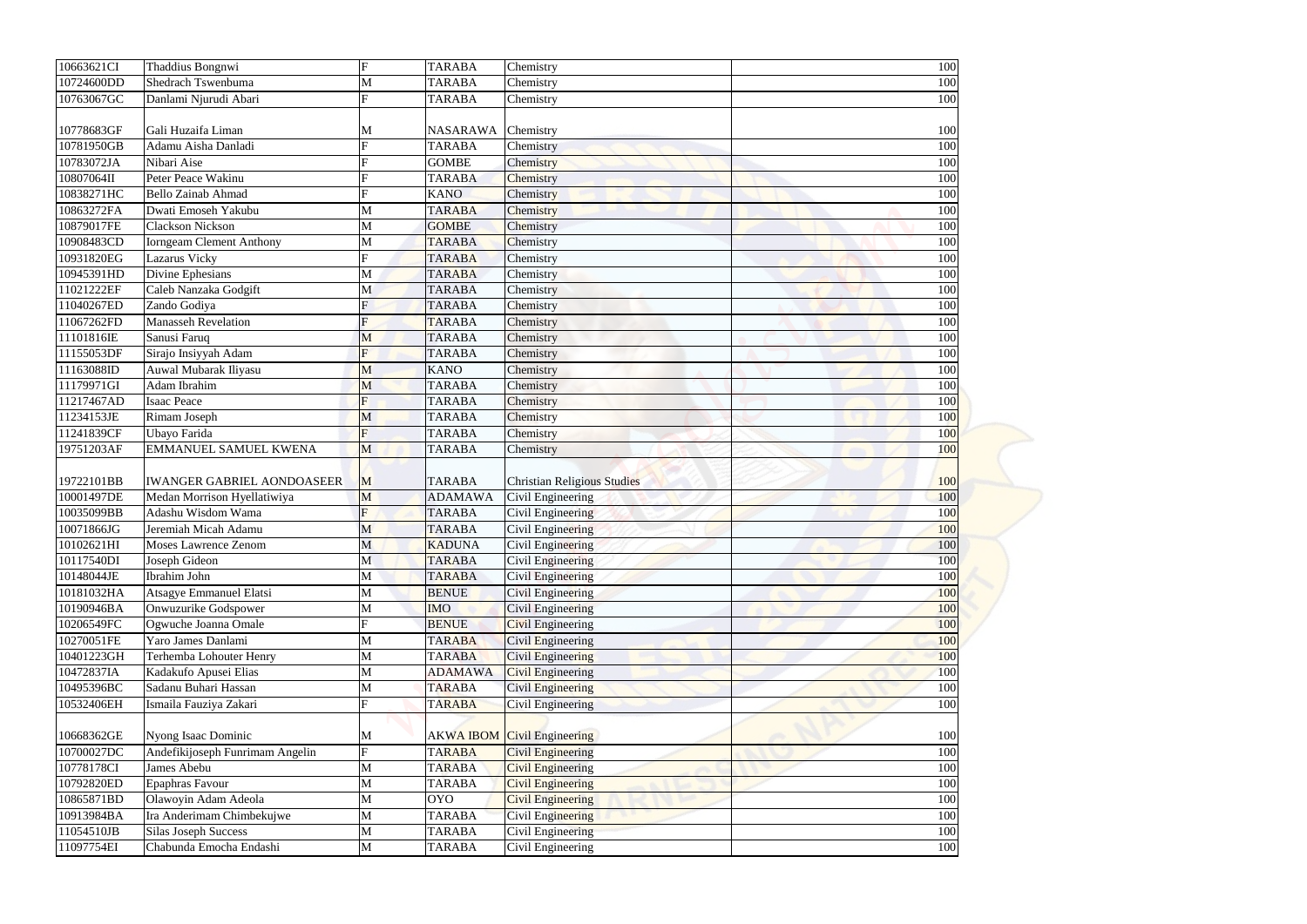| | | | | | |
|---|---|---|---|---|---|
| 10663621CI | Thaddius Bongnwi | F | TARABA | Chemistry | 100 |
| 10724600DD | Shedrach Tswenbuma | M | TARABA | Chemistry | 100 |
| 10763067GC | Danlami Njurudi Abari | F | TARABA | Chemistry | 100 |
| 10778683GF | Gali Huzaifa Liman | M | NASARAWA | Chemistry | 100 |
| 10781950GB | Adamu Aisha Danladi | F | TARABA | Chemistry | 100 |
| 10783072JA | Nibari Aise | F | GOMBE | Chemistry | 100 |
| 10807064II | Peter Peace Wakinu | F | TARABA | Chemistry | 100 |
| 10838271HC | Bello Zainab Ahmad | F | KANO | Chemistry | 100 |
| 10863272FA | Dwati Emoseh Yakubu | M | TARABA | Chemistry | 100 |
| 10879017FE | Clackson Nickson | M | GOMBE | Chemistry | 100 |
| 10908483CD | Iorngeam Clement Anthony | M | TARABA | Chemistry | 100 |
| 10931820EG | Lazarus Vicky | F | TARABA | Chemistry | 100 |
| 10945391HD | Divine Ephesians | M | TARABA | Chemistry | 100 |
| 11021222EF | Caleb Nanzaka Godgift | M | TARABA | Chemistry | 100 |
| 11040267ED | Zando Godiya | F | TARABA | Chemistry | 100 |
| 11067262FD | Manasseh Revelation | F | TARABA | Chemistry | 100 |
| 11101816IE | Sanusi Faruq | M | TARABA | Chemistry | 100 |
| 11155053DF | Sirajo Insiyyah Adam | F | TARABA | Chemistry | 100 |
| 11163088ID | Auwal Mubarak Iliyasu | M | KANO | Chemistry | 100 |
| 11179971GI | Adam Ibrahim | M | TARABA | Chemistry | 100 |
| 11217467AD | Isaac Peace | F | TARABA | Chemistry | 100 |
| 11234153JE | Rimam Joseph | M | TARABA | Chemistry | 100 |
| 11241839CF | Ubayo Farida | F | TARABA | Chemistry | 100 |
| 19751203AF | EMMANUEL SAMUEL KWENA | M | TARABA | Chemistry | 100 |
| 19722101BB | IWANGER GABRIEL AONDOASEER | M | TARABA | Christian Religious Studies | 100 |
| 10001497DE | Medan Morrison Hyellatiwiya | M | ADAMAWA | Civil Engineering | 100 |
| 10035099BB | Adashu Wisdom Wama | F | TARABA | Civil Engineering | 100 |
| 10071866JG | Jeremiah Micah Adamu | M | TARABA | Civil Engineering | 100 |
| 10102621HI | Moses Lawrence Zenom | M | KADUNA | Civil Engineering | 100 |
| 10117540DI | Joseph Gideon | M | TARABA | Civil Engineering | 100 |
| 10148044JE | Ibrahim John | M | TARABA | Civil Engineering | 100 |
| 10181032HA | Atsagye Emmanuel Elatsi | M | BENUE | Civil Engineering | 100 |
| 10190946BA | Onwuzurike Godspower | M | IMO | Civil Engineering | 100 |
| 10206549FC | Ogwuche Joanna Omale | F | BENUE | Civil Engineering | 100 |
| 10270051FE | Yaro James Danlami | M | TARABA | Civil Engineering | 100 |
| 10401223GH | Terhemba Lohouter Henry | M | TARABA | Civil Engineering | 100 |
| 10472837IA | Kadakufo Apusei Elias | M | ADAMAWA | Civil Engineering | 100 |
| 10495396BC | Sadanu Buhari Hassan | M | TARABA | Civil Engineering | 100 |
| 10532406EH | Ismaila Fauziya Zakari | F | TARABA | Civil Engineering | 100 |
| 10668362GE | Nyong Isaac Dominic | M | AKWA IBOM | Civil Engineering | 100 |
| 10700027DC | Andefikijoseph Funrimam Angelin | F | TARABA | Civil Engineering | 100 |
| 10778178CI | James Abebu | M | TARABA | Civil Engineering | 100 |
| 10792820ED | Epaphras Favour | M | TARABA | Civil Engineering | 100 |
| 10865871BD | Olawoyin Adam Adeola | M | OYO | Civil Engineering | 100 |
| 10913984BA | Ira Anderimam Chimbekujwe | M | TARABA | Civil Engineering | 100 |
| 11054510JB | Silas Joseph Success | M | TARABA | Civil Engineering | 100 |
| 11097754EI | Chabunda Emocha Endashi | M | TARABA | Civil Engineering | 100 |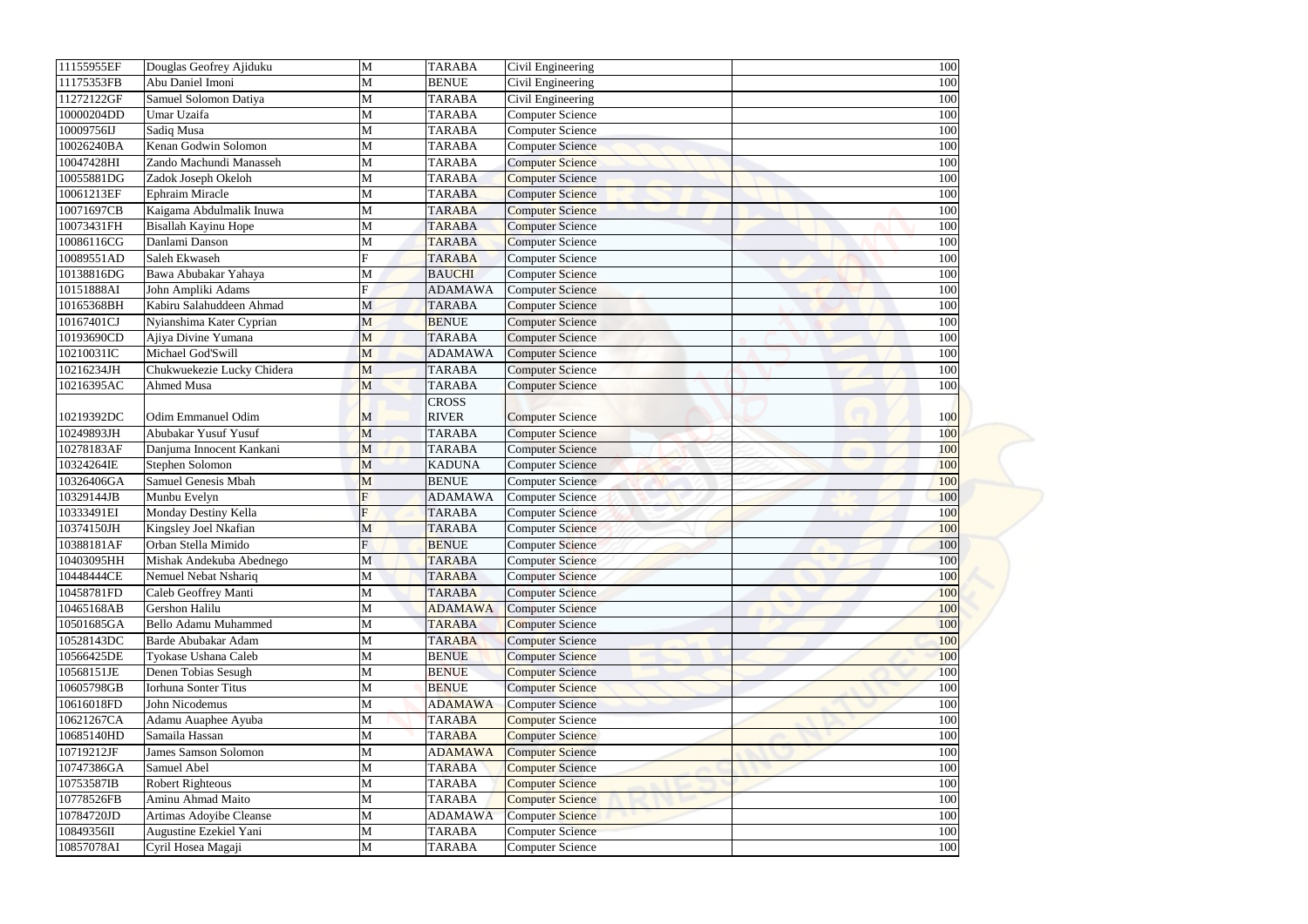| | | | | | | |
|---|---|---|---|---|---|---|
| 11155955EF | Douglas Geofrey Ajiduku | M | TARABA | Civil Engineering | | 100 |
| 11175353FB | Abu Daniel Imoni | M | BENUE | Civil Engineering | | 100 |
| 11272122GF | Samuel Solomon Datiya | M | TARABA | Civil Engineering | | 100 |
| 10000204DD | Umar Uzaifa | M | TARABA | Computer Science | | 100 |
| 10009756IJ | Sadiq Musa | M | TARABA | Computer Science | | 100 |
| 10026240BA | Kenan Godwin Solomon | M | TARABA | Computer Science | | 100 |
| 10047428HI | Zando Machundi Manasseh | M | TARABA | Computer Science | | 100 |
| 10055881DG | Zadok Joseph Okeloh | M | TARABA | Computer Science | | 100 |
| 10061213EF | Ephraim Miracle | M | TARABA | Computer Science | | 100 |
| 10071697CB | Kaigama Abdulmalik Inuwa | M | TARABA | Computer Science | | 100 |
| 10073431FH | Bisallah Kayinu Hope | M | TARABA | Computer Science | | 100 |
| 10086116CG | Danlami Danson | M | TARABA | Computer Science | | 100 |
| 10089551AD | Saleh Ekwaseh | F | TARABA | Computer Science | | 100 |
| 10138816DG | Bawa Abubakar Yahaya | M | BAUCHI | Computer Science | | 100 |
| 10151888AI | John Ampliki Adams | F | ADAMAWA | Computer Science | | 100 |
| 10165368BH | Kabiru Salahuddeen Ahmad | M | TARABA | Computer Science | | 100 |
| 10167401CJ | Nyianshima Kater Cyprian | M | BENUE | Computer Science | | 100 |
| 10193690CD | Ajiya Divine Yumana | M | TARABA | Computer Science | | 100 |
| 10210031IC | Michael God'Swill | M | ADAMAWA | Computer Science | | 100 |
| 10216234JH | Chukwuekezie Lucky Chidera | M | TARABA | Computer Science | | 100 |
| 10216395AC | Ahmed Musa | M | TARABA | Computer Science | | 100 |
| 10219392DC | Odim Emmanuel Odim | M | CROSS RIVER | Computer Science | | 100 |
| 10249893JH | Abubakar Yusuf Yusuf | M | TARABA | Computer Science | | 100 |
| 10278183AF | Danjuma Innocent Kankani | M | TARABA | Computer Science | | 100 |
| 10324264IE | Stephen Solomon | M | KADUNA | Computer Science | | 100 |
| 10326406GA | Samuel Genesis Mbah | M | BENUE | Computer Science | | 100 |
| 10329144JB | Munbu Evelyn | F | ADAMAWA | Computer Science | | 100 |
| 10333491EI | Monday Destiny Kella | F | TARABA | Computer Science | | 100 |
| 10374150JH | Kingsley Joel Nkafian | M | TARABA | Computer Science | | 100 |
| 10388181AF | Orban Stella Mimido | F | BENUE | Computer Science | | 100 |
| 10403095HH | Mishak Andekuba Abednego | M | TARABA | Computer Science | | 100 |
| 10448444CE | Nemuel Nebat Nshariq | M | TARABA | Computer Science | | 100 |
| 10458781FD | Caleb Geoffrey Manti | M | TARABA | Computer Science | | 100 |
| 10465168AB | Gershon Halilu | M | ADAMAWA | Computer Science | | 100 |
| 10501685GA | Bello Adamu Muhammed | M | TARABA | Computer Science | | 100 |
| 10528143DC | Barde Abubakar Adam | M | TARABA | Computer Science | | 100 |
| 10566425DE | Tyokase Ushana Caleb | M | BENUE | Computer Science | | 100 |
| 10568151JE | Denen Tobias Sesugh | M | BENUE | Computer Science | | 100 |
| 10605798GB | Iorhuna Sonter Titus | M | BENUE | Computer Science | | 100 |
| 10616018FD | John Nicodemus | M | ADAMAWA | Computer Science | | 100 |
| 10621267CA | Adamu Auaphee Ayuba | M | TARABA | Computer Science | | 100 |
| 10685140HD | Samaila Hassan | M | TARABA | Computer Science | | 100 |
| 10719212JF | James Samson Solomon | M | ADAMAWA | Computer Science | | 100 |
| 10747386GA | Samuel Abel | M | TARABA | Computer Science | | 100 |
| 10753587IB | Robert Righteous | M | TARABA | Computer Science | | 100 |
| 10778526FB | Aminu Ahmad Maito | M | TARABA | Computer Science | | 100 |
| 10784720JD | Artimas Adoyibe Cleanse | M | ADAMAWA | Computer Science | | 100 |
| 10849356II | Augustine Ezekiel Yani | M | TARABA | Computer Science | | 100 |
| 10857078AI | Cyril Hosea Magaji | M | TARABA | Computer Science | | 100 |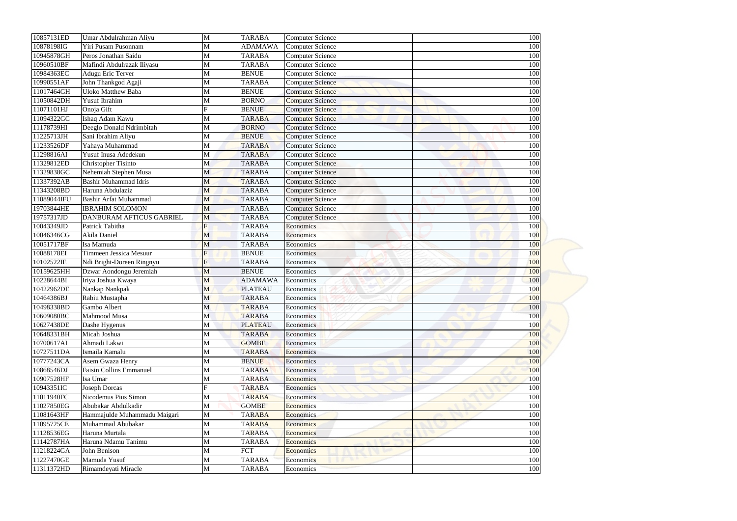| | | | | | |
|---|---|---|---|---|---|
| 10857131ED | Umar Abdulrahman Aliyu | M | TARABA | Computer Science | 100 |
| 10878198IG | Yiri Pusam Pusonnam | M | ADAMAWA | Computer Science | 100 |
| 10945878GH | Peros Jonathan Saidu | M | TARABA | Computer Science | 100 |
| 10960510BF | Mafindi Abdulrazak Iliyasu | M | TARABA | Computer Science | 100 |
| 10984363EC | Adugu Eric Terver | M | BENUE | Computer Science | 100 |
| 10990551AF | John Thankgod Agaji | M | TARABA | Computer Science | 100 |
| 11017464GH | Uloko Matthew Baba | M | BENUE | Computer Science | 100 |
| 11050842DH | Yusuf Ibrahim | M | BORNO | Computer Science | 100 |
| 11071101HJ | Onoja Gift | F | BENUE | Computer Science | 100 |
| 11094322GC | Ishaq Adam Kawu | M | TARABA | Computer Science | 100 |
| 11178739HI | Deeglo Donald Ndrimbitah | M | BORNO | Computer Science | 100 |
| 11225713JH | Sani Ibrahim Aliyu | M | BENUE | Computer Science | 100 |
| 11233526DF | Yahaya Muhammad | M | TARABA | Computer Science | 100 |
| 11298816AI | Yusuf Inusa Adedekun | M | TARABA | Computer Science | 100 |
| 11329812ED | Christopher Tisinto | M | TARABA | Computer Science | 100 |
| 11329838GC | Nehemiah Stephen Musa | M | TARABA | Computer Science | 100 |
| 11337392AB | Bashir Muhammad Idris | M | TARABA | Computer Science | 100 |
| 11343208BD | Haruna Abdulaziz | M | TARABA | Computer Science | 100 |
| 11089044IFU | Bashir Arfat Muhammad | M | TARABA | Computer Science | 100 |
| 19703844HE | IBRAHIM SOLOMON | M | TARABA | Computer Science | 100 |
| 19757317JD | DANBURAM AFTICUS GABRIEL | M | TARABA | Computer Science | 100 |
| 10043349JD | Patrick Tabitha | F | TARABA | Economics | 100 |
| 10046346CG | Akila Daniel | M | TARABA | Economics | 100 |
| 10051717BF | Isa Mamuda | M | TARABA | Economics | 100 |
| 10088178EI | Timmeen Jessica Mesuur | F | BENUE | Economics | 100 |
| 10102522IE | Ndi Bright-Doreen Ringnyu | F | TARABA | Economics | 100 |
| 10159625HH | Dzwar Aondongu Jeremiah | M | BENUE | Economics | 100 |
| 10228644BI | Iriya Joshua Kwaya | M | ADAMAWA | Economics | 100 |
| 10422962DE | Nankap Nankpak | M | PLATEAU | Economics | 100 |
| 10464386BJ | Rabiu Mustapha | M | TARABA | Economics | 100 |
| 10498338BD | Gambo Albert | M | TARABA | Economics | 100 |
| 10609080BC | Mahmood Musa | M | TARABA | Economics | 100 |
| 10627438DE | Dashe Hygenus | M | PLATEAU | Economics | 100 |
| 10648331BH | Micah Joshua | M | TARABA | Economics | 100 |
| 10700617AI | Ahmadi Lakwi | M | GOMBE | Economics | 100 |
| 10727511DA | Ismaila Kamalu | M | TARABA | Economics | 100 |
| 10777243CA | Asem Gwaza Henry | M | BENUE | Economics | 100 |
| 10868546DJ | Faisin Collins Emmanuel | M | TARABA | Economics | 100 |
| 10907528HF | Isa Umar | M | TARABA | Economics | 100 |
| 10943351IC | Joseph Dorcas | F | TARABA | Economics | 100 |
| 11011940FC | Nicodemus Pius Simon | M | TARABA | Economics | 100 |
| 11027850EG | Abubakar Abdulkadir | M | GOMBE | Economics | 100 |
| 11081643HF | Hammajulde Muhammadu Maigari | M | TARABA | Economics | 100 |
| 11095725CE | Muhammad Abubakar | M | TARABA | Economics | 100 |
| 11128536EG | Haruna Murtala | M | TARABA | Economics | 100 |
| 11142787HA | Haruna Ndamu Tanimu | M | TARABA | Economics | 100 |
| 11218224GA | John Benison | M | FCT | Economics | 100 |
| 11227470GE | Mamuda Yusuf | M | TARABA | Economics | 100 |
| 11311372HD | Rimamdeyati Miracle | M | TARABA | Economics | 100 |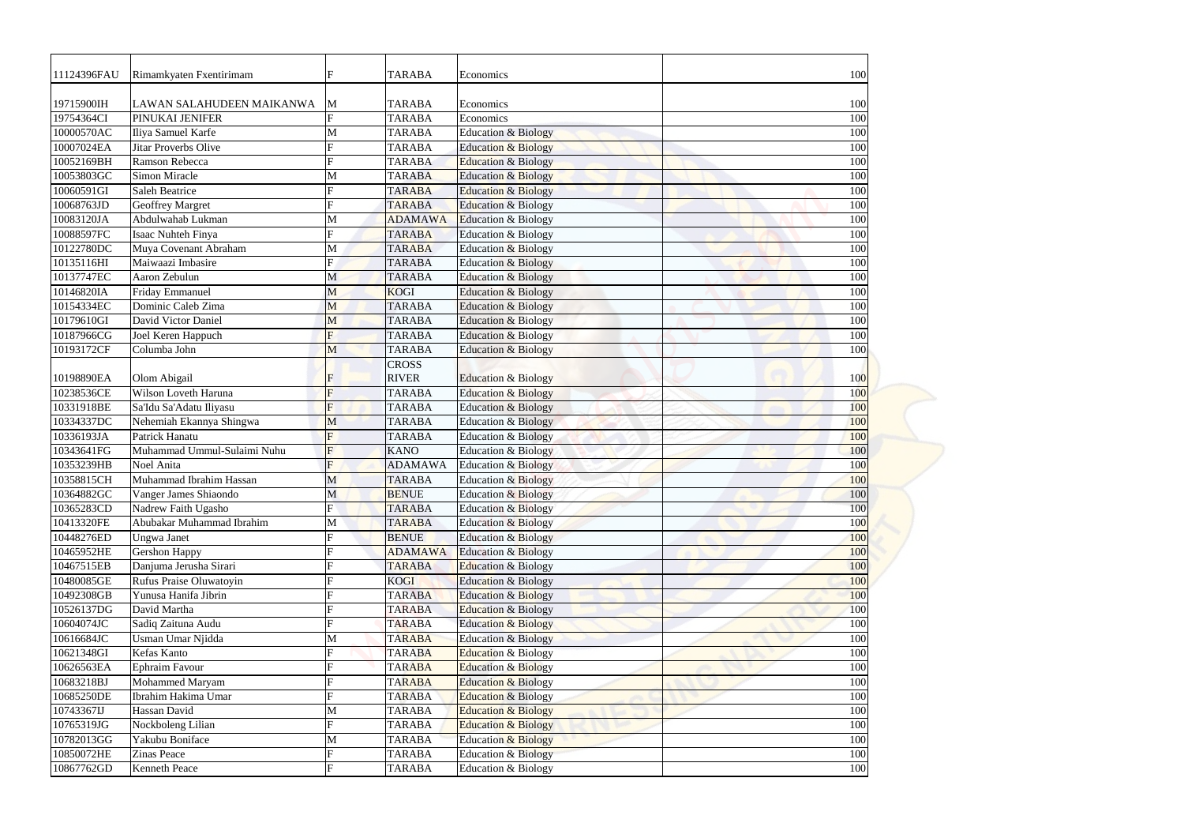| | | | | | |
|---|---|---|---|---|---|
| 11124396FAU | Rimamkyaten Fxentirimam | F | TARABA | Economics | 100 |
| 19715900IH | LAWAN SALAHUDEEN MAIKANWA | M | TARABA | Economics | 100 |
| 19754364CI | PINUKAI JENIFER | F | TARABA | Economics | 100 |
| 10000570AC | Iliya Samuel Karfe | M | TARABA | Education & Biology | 100 |
| 10007024EA | Jitar Proverbs Olive | F | TARABA | Education & Biology | 100 |
| 10052169BH | Ramson Rebecca | F | TARABA | Education & Biology | 100 |
| 10053803GC | Simon Miracle | M | TARABA | Education & Biology | 100 |
| 10060591GI | Saleh Beatrice | F | TARABA | Education & Biology | 100 |
| 10068763JD | Geoffrey Margret | F | TARABA | Education & Biology | 100 |
| 10083120JA | Abdulwahab Lukman | M | ADAMAWA | Education & Biology | 100 |
| 10088597FC | Isaac Nuhteh Finya | F | TARABA | Education & Biology | 100 |
| 10122780DC | Muya Covenant Abraham | M | TARABA | Education & Biology | 100 |
| 10135116HI | Maiwaazi Imbasire | F | TARABA | Education & Biology | 100 |
| 10137747EC | Aaron Zebulun | M | TARABA | Education & Biology | 100 |
| 10146820IA | Friday Emmanuel | M | KOGI | Education & Biology | 100 |
| 10154334EC | Dominic Caleb Zima | M | TARABA | Education & Biology | 100 |
| 10179610GI | David Victor Daniel | M | TARABA | Education & Biology | 100 |
| 10187966CG | Joel Keren Happuch | F | TARABA | Education & Biology | 100 |
| 10193172CF | Columba John | M | TARABA | Education & Biology | 100 |
| 10198890EA | Olom Abigail | F | CROSS RIVER | Education & Biology | 100 |
| 10238536CE | Wilson Loveth Haruna | F | TARABA | Education & Biology | 100 |
| 10331918BE | Sa'Idu Sa'Adatu Iliyasu | F | TARABA | Education & Biology | 100 |
| 10334337DC | Nehemiah Ekannya Shingwa | M | TARABA | Education & Biology | 100 |
| 10336193JA | Patrick Hanatu | F | TARABA | Education & Biology | 100 |
| 10343641FG | Muhammad Ummul-Sulaimi Nuhu | F | KANO | Education & Biology | 100 |
| 10353239HB | Noel Anita | F | ADAMAWA | Education & Biology | 100 |
| 10358815CH | Muhammad Ibrahim Hassan | M | TARABA | Education & Biology | 100 |
| 10364882GC | Vanger James Shiaondo | M | BENUE | Education & Biology | 100 |
| 10365283CD | Nadrew Faith Ugasho | F | TARABA | Education & Biology | 100 |
| 10413320FE | Abubakar Muhammad Ibrahim | M | TARABA | Education & Biology | 100 |
| 10448276ED | Ungwa Janet | F | BENUE | Education & Biology | 100 |
| 10465952HE | Gershon Happy | F | ADAMAWA | Education & Biology | 100 |
| 10467515EB | Danjuma Jerusha Sirari | F | TARABA | Education & Biology | 100 |
| 10480085GE | Rufus Praise Oluwatoyin | F | KOGI | Education & Biology | 100 |
| 10492308GB | Yunusa Hanifa Jibrin | F | TARABA | Education & Biology | 100 |
| 10526137DG | David Martha | F | TARABA | Education & Biology | 100 |
| 10604074JC | Sadiq Zaituna Audu | F | TARABA | Education & Biology | 100 |
| 10616684JC | Usman Umar Njidda | M | TARABA | Education & Biology | 100 |
| 10621348GI | Kefas Kanto | F | TARABA | Education & Biology | 100 |
| 10626563EA | Ephraim Favour | F | TARABA | Education & Biology | 100 |
| 10683218BJ | Mohammed Maryam | F | TARABA | Education & Biology | 100 |
| 10685250DE | Ibrahim Hakima Umar | F | TARABA | Education & Biology | 100 |
| 10743367IJ | Hassan David | M | TARABA | Education & Biology | 100 |
| 10765319JG | Nockboleng Lilian | F | TARABA | Education & Biology | 100 |
| 10782013GG | Yakubu Boniface | M | TARABA | Education & Biology | 100 |
| 10850072HE | Zinas Peace | F | TARABA | Education & Biology | 100 |
| 10867762GD | Kenneth Peace | F | TARABA | Education & Biology | 100 |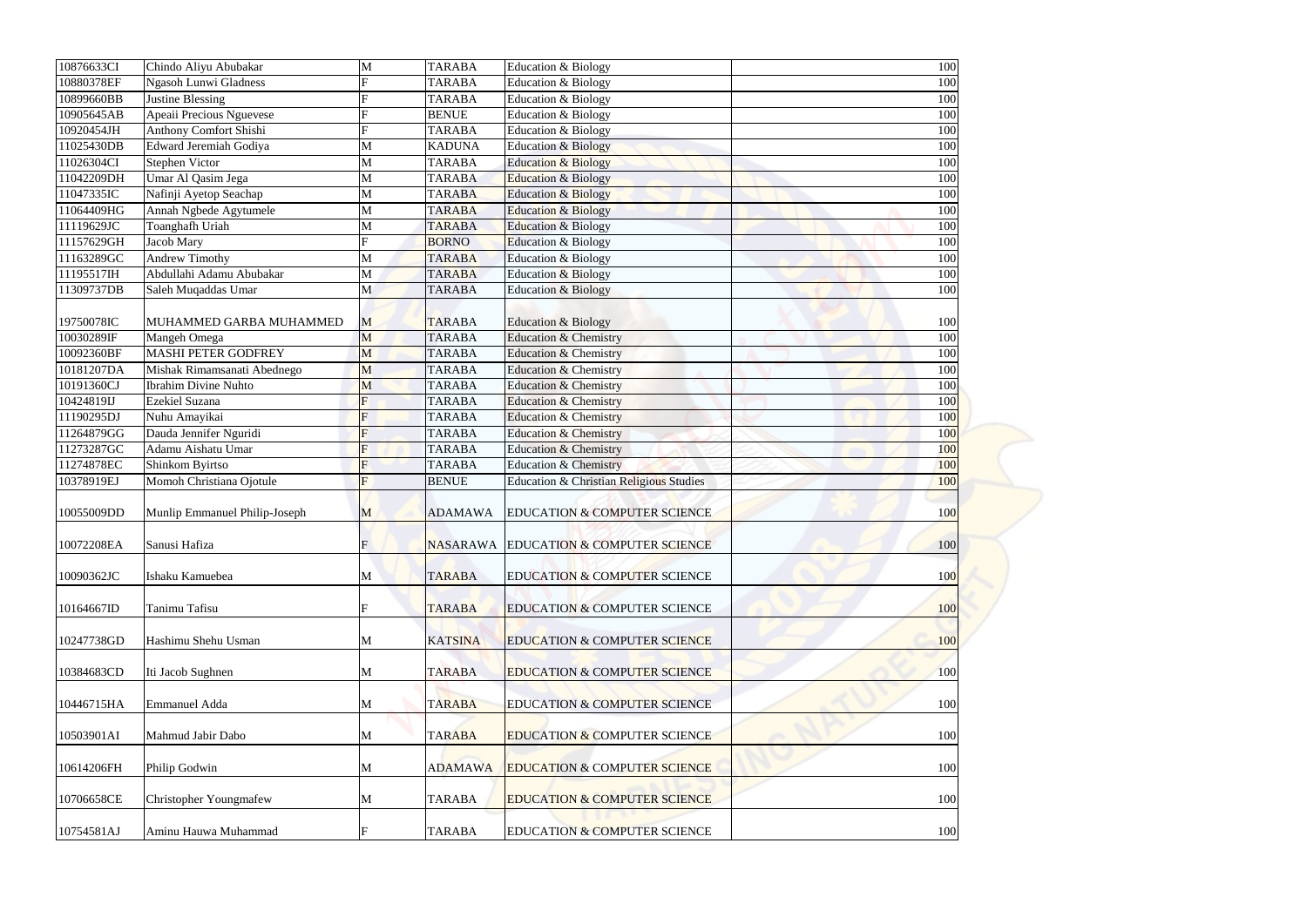| | | | | | |
|---|---|---|---|---|---|
| 10876633CI | Chindo Aliyu Abubakar | M | TARABA | Education & Biology | 100 |
| 10880378EF | Ngasoh Lunwi Gladness | F | TARABA | Education & Biology | 100 |
| 10899660BB | Justine Blessing | F | TARABA | Education & Biology | 100 |
| 10905645AB | Apeaii Precious Nguevese | F | BENUE | Education & Biology | 100 |
| 10920454JH | Anthony Comfort Shishi | F | TARABA | Education & Biology | 100 |
| 11025430DB | Edward Jeremiah Godiya | M | KADUNA | Education & Biology | 100 |
| 11026304CI | Stephen Victor | M | TARABA | Education & Biology | 100 |
| 11042209DH | Umar Al Qasim Jega | M | TARABA | Education & Biology | 100 |
| 11047335IC | Nafinji Ayetop Seachap | M | TARABA | Education & Biology | 100 |
| 11064409HG | Annah Ngbede Agytumele | M | TARABA | Education & Biology | 100 |
| 11119629JC | Toanghafh Uriah | M | TARABA | Education & Biology | 100 |
| 11157629GH | Jacob Mary | F | BORNO | Education & Biology | 100 |
| 11163289GC | Andrew Timothy | M | TARABA | Education & Biology | 100 |
| 11195517IH | Abdullahi Adamu Abubakar | M | TARABA | Education & Biology | 100 |
| 11309737DB | Saleh Muqaddas Umar | M | TARABA | Education & Biology | 100 |
| 19750078IC | MUHAMMED GARBA MUHAMMED | M | TARABA | Education & Biology | 100 |
| 10030289IF | Mangeh Omega | M | TARABA | Education & Chemistry | 100 |
| 10092360BF | MASHI PETER GODFREY | M | TARABA | Education & Chemistry | 100 |
| 10181207DA | Mishak Rimamsanati Abednego | M | TARABA | Education & Chemistry | 100 |
| 10191360CJ | Ibrahim Divine Nuhto | M | TARABA | Education & Chemistry | 100 |
| 10424819IJ | Ezekiel Suzana | F | TARABA | Education & Chemistry | 100 |
| 11190295DJ | Nuhu Amayikai | F | TARABA | Education & Chemistry | 100 |
| 11264879GG | Dauda Jennifer Nguridi | F | TARABA | Education & Chemistry | 100 |
| 11273287GC | Adamu Aishatu Umar | F | TARABA | Education & Chemistry | 100 |
| 11274878EC | Shinkom Byirtso | F | TARABA | Education & Chemistry | 100 |
| 10378919EJ | Momoh Christiana Ojotule | F | BENUE | Education & Christian Religious Studies | 100 |
| 10055009DD | Munlip Emmanuel Philip-Joseph | M | ADAMAWA | EDUCATION & COMPUTER SCIENCE | 100 |
| 10072208EA | Sanusi Hafiza | F | NASARAWA | EDUCATION & COMPUTER SCIENCE | 100 |
| 10090362JC | Ishaku Kamuebea | M | TARABA | EDUCATION & COMPUTER SCIENCE | 100 |
| 10164667ID | Tanimu Tafisu | F | TARABA | EDUCATION & COMPUTER SCIENCE | 100 |
| 10247738GD | Hashimu Shehu Usman | M | KATSINA | EDUCATION & COMPUTER SCIENCE | 100 |
| 10384683CD | Iti Jacob Sughnen | M | TARABA | EDUCATION & COMPUTER SCIENCE | 100 |
| 10446715HA | Emmanuel Adda | M | TARABA | EDUCATION & COMPUTER SCIENCE | 100 |
| 10503901AI | Mahmud Jabir Dabo | M | TARABA | EDUCATION & COMPUTER SCIENCE | 100 |
| 10614206FH | Philip Godwin | M | ADAMAWA | EDUCATION & COMPUTER SCIENCE | 100 |
| 10706658CE | Christopher Youngmafew | M | TARABA | EDUCATION & COMPUTER SCIENCE | 100 |
| 10754581AJ | Aminu Hauwa Muhammad | F | TARABA | EDUCATION & COMPUTER SCIENCE | 100 |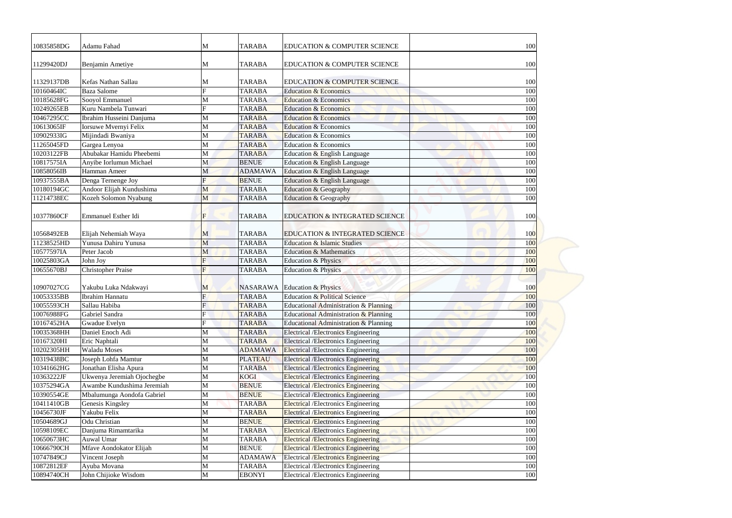| | | | | | | |
|---|---|---|---|---|---|---|
| 10835858DG | Adamu Fahad | M | TARABA | EDUCATION & COMPUTER SCIENCE | | 100 |
| 11299420DJ | Benjamin Ametiye | M | TARABA | EDUCATION & COMPUTER SCIENCE | | 100 |
| 11329137DB | Kefas Nathan Sallau | M | TARABA | EDUCATION & COMPUTER SCIENCE | | 100 |
| 10160464IC | Baza Salome | F | TARABA | Education & Economics | | 100 |
| 10185628FG | Sooyol Emmanuel | M | TARABA | Education & Economics | | 100 |
| 10249265EB | Kuru Nambela Tunwari | F | TARABA | Education & Economics | | 100 |
| 10467295CC | Ibrahim Husseini Danjuma | M | TARABA | Education & Economics | | 100 |
| 10613065IF | Iorsuwe Mvernyi Felix | M | TARABA | Education & Economics | | 100 |
| 10902933IG | Mijindadi Bwaniya | M | TARABA | Education & Economics | | 100 |
| 11265045FD | Gargea Lenyoa | M | TARABA | Education & Economics | | 100 |
| 10203122FB | Abubakar Hamidu Pheebemi | M | TARABA | Education & English Language | | 100 |
| 10817575IA | Anyibe Iorlumun Michael | M | BENUE | Education & English Language | | 100 |
| 10858056IB | Hamman Ameer | M | ADAMAWA | Education & English Language | | 100 |
| 10937555BA | Denga Ternenge Joy | F | BENUE | Education & English Language | | 100 |
| 10180194GC | Andoor Elijah Kundushima | M | TARABA | Education & Geography | | 100 |
| 11214738EC | Kozeh Solomon Nyabung | M | TARABA | Education & Geography | | 100 |
| 10377860CF | Emmanuel Esther Idi | F | TARABA | EDUCATION & INTEGRATED SCIENCE | | 100 |
| 10568492EB | Elijah Nehemiah Waya | M | TARABA | EDUCATION & INTEGRATED SCIENCE | | 100 |
| 11238525HD | Yunusa Dahiru Yunusa | M | TARABA | Education & Islamic Studies | | 100 |
| 10577597IA | Peter Jacob | M | TARABA | Education & Mathematics | | 100 |
| 10025803GA | John Joy | F | TARABA | Education & Physics | | 100 |
| 10655670BJ | Christopher Praise | F | TARABA | Education & Physics | | 100 |
| 10907027CG | Yakubu Luka Ndakwayi | M | NASARAWA | Education & Physics | | 100 |
| 10053335BB | Ibrahim Hannatu | F | TARABA | Education & Political Science | | 100 |
| 10055593CH | Sallau Habiba | F | TARABA | Educational Administration & Planning | | 100 |
| 10076988FG | Gabriel Sandra | F | TARABA | Educational Administration & Planning | | 100 |
| 10167452HA | Gwadue Evelyn | F | TARABA | Educational Administration & Planning | | 100 |
| 10035368HH | Daniel Enoch Adi | M | TARABA | Electrical /Electronics Engineering | | 100 |
| 10167320HI | Eric Naphtali | M | TARABA | Electrical /Electronics Engineering | | 100 |
| 10202305HH | Waladu Moses | M | ADAMAWA | Electrical /Electronics Engineering | | 100 |
| 10319438BC | Joseph Lohfa Mamtur | M | PLATEAU | Electrical /Electronics Engineering | | 100 |
| 10341662HG | Jonathan Elisha Apura | M | TARABA | Electrical /Electronics Engineering | | 100 |
| 10363222JF | Ukwenya Jeremiah Ojochegbe | M | KOGI | Electrical /Electronics Engineering | | 100 |
| 10375294GA | Awambe Kundushima Jeremiah | M | BENUE | Electrical /Electronics Engineering | | 100 |
| 10390554GE | Mbalumunga Aondofa Gabriel | M | BENUE | Electrical /Electronics Engineering | | 100 |
| 10411410GB | Genesis Kingsley | M | TARABA | Electrical /Electronics Engineering | | 100 |
| 10456730JF | Yakubu Felix | M | TARABA | Electrical /Electronics Engineering | | 100 |
| 10504689GJ | Odu Christian | M | BENUE | Electrical /Electronics Engineering | | 100 |
| 10598109EC | Danjuma Rimamtarika | M | TARABA | Electrical /Electronics Engineering | | 100 |
| 10650673HC | Auwal Umar | M | TARABA | Electrical /Electronics Engineering | | 100 |
| 10666790CH | Mfave Aondokator Elijah | M | BENUE | Electrical /Electronics Engineering | | 100 |
| 10747849CJ | Vincent Joseph | M | ADAMAWA | Electrical /Electronics Engineering | | 100 |
| 10872812EF | Ayuba Movana | M | TARABA | Electrical /Electronics Engineering | | 100 |
| 10894740CH | John Chijioke Wisdom | M | EBONYI | Electrical /Electronics Engineering | | 100 |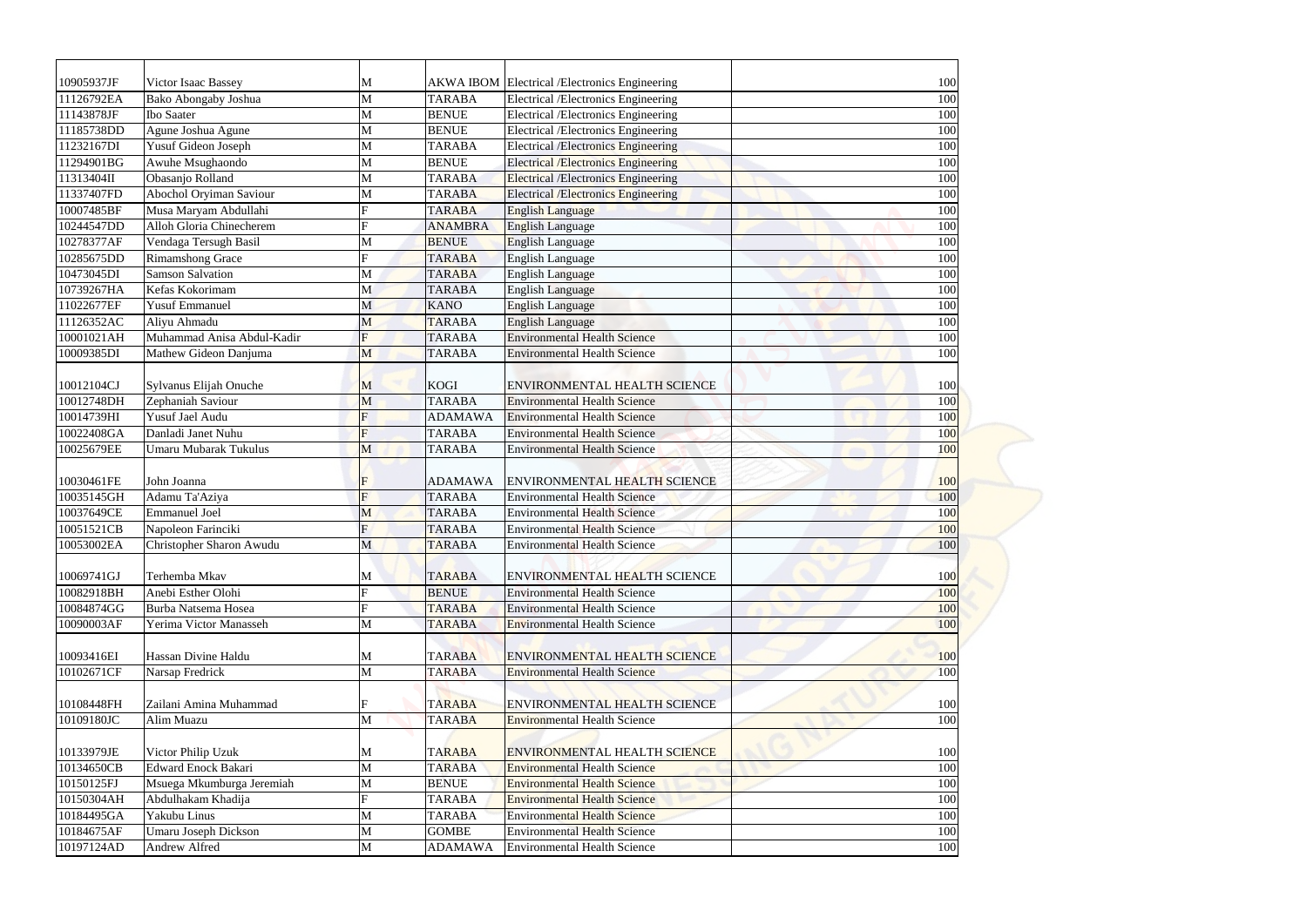| | | | | | | |
|---|---|---|---|---|---|---|
| 10905937JF | Victor Isaac Bassey | M | AKWA IBOM | Electrical /Electronics Engineering | | 100 |
| 11126792EA | Bako Abongaby Joshua | M | TARABA | Electrical /Electronics Engineering | | 100 |
| 11143878JF | Ibo Saater | M | BENUE | Electrical /Electronics Engineering | | 100 |
| 11185738DD | Agune Joshua Agune | M | BENUE | Electrical /Electronics Engineering | | 100 |
| 11232167DI | Yusuf Gideon Joseph | M | TARABA | Electrical /Electronics Engineering | | 100 |
| 11294901BG | Awuhe Msughaondo | M | BENUE | Electrical /Electronics Engineering | | 100 |
| 11313404II | Obasanjo Rolland | M | TARABA | Electrical /Electronics Engineering | | 100 |
| 11337407FD | Abochol Oryiman Saviour | M | TARABA | Electrical /Electronics Engineering | | 100 |
| 10007485BF | Musa Maryam Abdullahi | F | TARABA | English Language | | 100 |
| 10244547DD | Alloh Gloria Chinecherem | F | ANAMBRA | English Language | | 100 |
| 10278377AF | Vendaga Tersugh Basil | M | BENUE | English Language | | 100 |
| 10285675DD | Rimamshong Grace | F | TARABA | English Language | | 100 |
| 10473045DI | Samson Salvation | M | TARABA | English Language | | 100 |
| 10739267HA | Kefas Kokorimam | M | TARABA | English Language | | 100 |
| 11022677EF | Yusuf Emmanuel | M | KANO | English Language | | 100 |
| 11126352AC | Aliyu Ahmadu | M | TARABA | English Language | | 100 |
| 10001021AH | Muhammad Anisa Abdul-Kadir | F | TARABA | Environmental Health Science | | 100 |
| 10009385DI | Mathew Gideon Danjuma | M | TARABA | Environmental Health Science | | 100 |
| 10012104CJ | Sylvanus Elijah Onuche | M | KOGI | ENVIRONMENTAL HEALTH SCIENCE | | 100 |
| 10012748DH | Zephaniah Saviour | M | TARABA | Environmental Health Science | | 100 |
| 10014739HI | Yusuf Jael Audu | F | ADAMAWA | Environmental Health Science | | 100 |
| 10022408GA | Danladi Janet Nuhu | F | TARABA | Environmental Health Science | | 100 |
| 10025679EE | Umaru Mubarak Tukulus | M | TARABA | Environmental Health Science | | 100 |
| 10030461FE | John Joanna | F | ADAMAWA | ENVIRONMENTAL HEALTH SCIENCE | | 100 |
| 10035145GH | Adamu Ta'Aziya | F | TARABA | Environmental Health Science | | 100 |
| 10037649CE | Emmanuel Joel | M | TARABA | Environmental Health Science | | 100 |
| 10051521CB | Napoleon Farinciki | F | TARABA | Environmental Health Science | | 100 |
| 10053002EA | Christopher Sharon Awudu | M | TARABA | Environmental Health Science | | 100 |
| 10069741GJ | Terhemba Mkav | M | TARABA | ENVIRONMENTAL HEALTH SCIENCE | | 100 |
| 10082918BH | Anebi Esther Olohi | F | BENUE | Environmental Health Science | | 100 |
| 10084874GG | Burba Natsema Hosea | F | TARABA | Environmental Health Science | | 100 |
| 10090003AF | Yerima Victor Manasseh | M | TARABA | Environmental Health Science | | 100 |
| 10093416EI | Hassan Divine Haldu | M | TARABA | ENVIRONMENTAL HEALTH SCIENCE | | 100 |
| 10102671CF | Narsap Fredrick | M | TARABA | Environmental Health Science | | 100 |
| 10108448FH | Zailani Amina Muhammad | F | TARABA | ENVIRONMENTAL HEALTH SCIENCE | | 100 |
| 10109180JC | Alim Muazu | M | TARABA | Environmental Health Science | | 100 |
| 10133979JE | Victor Philip Uzuk | M | TARABA | ENVIRONMENTAL HEALTH SCIENCE | | 100 |
| 10134650CB | Edward Enock Bakari | M | TARABA | Environmental Health Science | | 100 |
| 10150125FJ | Msuega Mkumburga Jeremiah | M | BENUE | Environmental Health Science | | 100 |
| 10150304AH | Abdulhakam Khadija | F | TARABA | Environmental Health Science | | 100 |
| 10184495GA | Yakubu Linus | M | TARABA | Environmental Health Science | | 100 |
| 10184675AF | Umaru Joseph Dickson | M | GOMBE | Environmental Health Science | | 100 |
| 10197124AD | Andrew Alfred | M | ADAMAWA | Environmental Health Science | | 100 |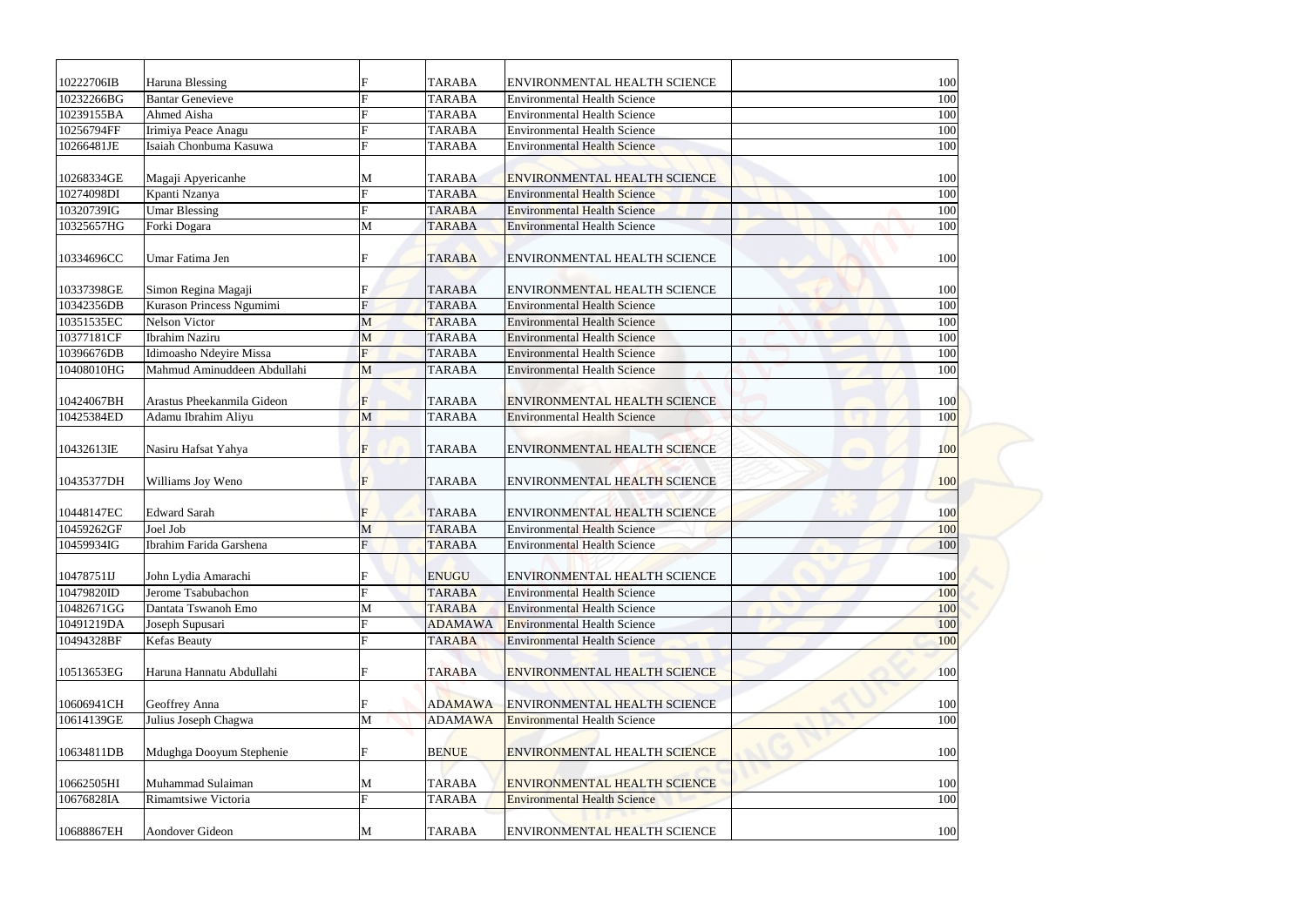| | | | | | |
|---|---|---|---|---|---|
| 10222706IB | Haruna Blessing | F | TARABA | ENVIRONMENTAL HEALTH SCIENCE | 100 |
| 10232266BG | Bantar Genevieve | F | TARABA | Environmental Health Science | 100 |
| 10239155BA | Ahmed Aisha | F | TARABA | Environmental Health Science | 100 |
| 10256794FF | Irimiya Peace Anagu | F | TARABA | Environmental Health Science | 100 |
| 10266481JE | Isaiah Chonbuma Kasuwa | F | TARABA | Environmental Health Science | 100 |
| 10268334GE | Magaji Apyericanhe | M | TARABA | ENVIRONMENTAL HEALTH SCIENCE | 100 |
| 10274098DI | Kpanti Nzanya | F | TARABA | Environmental Health Science | 100 |
| 10320739IG | Umar Blessing | F | TARABA | Environmental Health Science | 100 |
| 10325657HG | Forki Dogara | M | TARABA | Environmental Health Science | 100 |
| 10334696CC | Umar Fatima Jen | F | TARABA | ENVIRONMENTAL HEALTH SCIENCE | 100 |
| 10337398GE | Simon Regina Magaji | F | TARABA | ENVIRONMENTAL HEALTH SCIENCE | 100 |
| 10342356DB | Kurason Princess Ngumimi | F | TARABA | Environmental Health Science | 100 |
| 10351535EC | Nelson Victor | M | TARABA | Environmental Health Science | 100 |
| 10377181CF | Ibrahim Naziru | M | TARABA | Environmental Health Science | 100 |
| 10396676DB | Idimoasho Ndeyire Missa | F | TARABA | Environmental Health Science | 100 |
| 10408010HG | Mahmud Aminuddeen Abdullahi | M | TARABA | Environmental Health Science | 100 |
| 10424067BH | Arastus Pheekanmila Gideon | F | TARABA | ENVIRONMENTAL HEALTH SCIENCE | 100 |
| 10425384ED | Adamu Ibrahim Aliyu | M | TARABA | Environmental Health Science | 100 |
| 10432613IE | Nasiru Hafsat Yahya | F | TARABA | ENVIRONMENTAL HEALTH SCIENCE | 100 |
| 10435377DH | Williams Joy Weno | F | TARABA | ENVIRONMENTAL HEALTH SCIENCE | 100 |
| 10448147EC | Edward Sarah | F | TARABA | ENVIRONMENTAL HEALTH SCIENCE | 100 |
| 10459262GF | Joel Job | M | TARABA | Environmental Health Science | 100 |
| 10459934IG | Ibrahim Farida Garshena | F | TARABA | Environmental Health Science | 100 |
| 10478751IJ | John Lydia Amarachi | F | ENUGU | ENVIRONMENTAL HEALTH SCIENCE | 100 |
| 10479820ID | Jerome Tsabubachon | F | TARABA | Environmental Health Science | 100 |
| 10482671GG | Dantata Tswanoh Emo | M | TARABA | Environmental Health Science | 100 |
| 10491219DA | Joseph Supusari | F | ADAMAWA | Environmental Health Science | 100 |
| 10494328BF | Kefas Beauty | F | TARABA | Environmental Health Science | 100 |
| 10513653EG | Haruna Hannatu Abdullahi | F | TARABA | ENVIRONMENTAL HEALTH SCIENCE | 100 |
| 10606941CH | Geoffrey Anna | F | ADAMAWA | ENVIRONMENTAL HEALTH SCIENCE | 100 |
| 10614139GE | Julius Joseph Chagwa | M | ADAMAWA | Environmental Health Science | 100 |
| 10634811DB | Mdughga Dooyum Stephenie | F | BENUE | ENVIRONMENTAL HEALTH SCIENCE | 100 |
| 10662505HI | Muhammad Sulaiman | M | TARABA | ENVIRONMENTAL HEALTH SCIENCE | 100 |
| 10676828IA | Rimamtsiwe Victoria | F | TARABA | Environmental Health Science | 100 |
| 10688867EH | Aondover Gideon | M | TARABA | ENVIRONMENTAL HEALTH SCIENCE | 100 |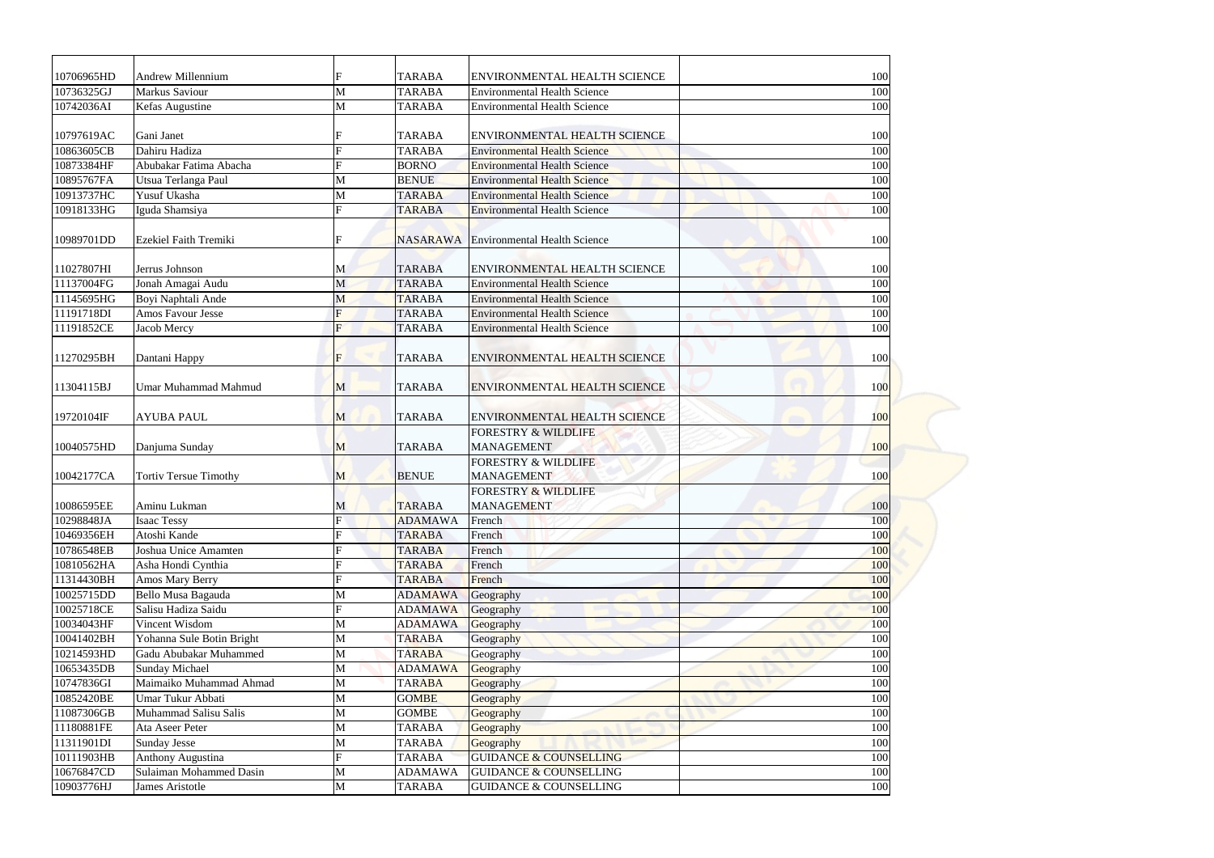| | | | | | | |
|---|---|---|---|---|---|---|
| 10706965HD | Andrew Millennium | F | TARABA | ENVIRONMENTAL HEALTH SCIENCE | | 100 |
| 10736325GJ | Markus Saviour | M | TARABA | Environmental Health Science | | 100 |
| 10742036AI | Kefas Augustine | M | TARABA | Environmental Health Science | | 100 |
| 10797619AC | Gani Janet | F | TARABA | ENVIRONMENTAL HEALTH SCIENCE | | 100 |
| 10863605CB | Dahiru Hadiza | F | TARABA | Environmental Health Science | | 100 |
| 10873384HF | Abubakar Fatima Abacha | F | BORNO | Environmental Health Science | | 100 |
| 10895767FA | Utsua Terlanga Paul | M | BENUE | Environmental Health Science | | 100 |
| 10913737HC | Yusuf Ukasha | M | TARABA | Environmental Health Science | | 100 |
| 10918133HG | Iguda Shamsiya | F | TARABA | Environmental Health Science | | 100 |
| 10989701DD | Ezekiel Faith Tremiki | F | NASARAWA | Environmental Health Science | | 100 |
| 11027807HI | Jerrus Johnson | M | TARABA | ENVIRONMENTAL HEALTH SCIENCE | | 100 |
| 11137004FG | Jonah Amagai Audu | M | TARABA | Environmental Health Science | | 100 |
| 11145695HG | Boyi Naphtali Ande | M | TARABA | Environmental Health Science | | 100 |
| 11191718DI | Amos Favour Jesse | F | TARABA | Environmental Health Science | | 100 |
| 11191852CE | Jacob Mercy | F | TARABA | Environmental Health Science | | 100 |
| 11270295BH | Dantani Happy | F | TARABA | ENVIRONMENTAL HEALTH SCIENCE | | 100 |
| 11304115BJ | Umar Muhammad Mahmud | M | TARABA | ENVIRONMENTAL HEALTH SCIENCE | | 100 |
| 19720104IF | AYUBA PAUL | M | TARABA | ENVIRONMENTAL HEALTH SCIENCE | | 100 |
| 10040575HD | Danjuma Sunday | M | TARABA | FORESTRY & WILDLIFE MANAGEMENT | | 100 |
| 10042177CA | Tortiv Tersue Timothy | M | BENUE | FORESTRY & WILDLIFE MANAGEMENT | | 100 |
| 10086595EE | Aminu Lukman | M | TARABA | FORESTRY & WILDLIFE MANAGEMENT | | 100 |
| 10298848JA | Isaac Tessy | F | ADAMAWA | French | | 100 |
| 10469356EH | Atoshi Kande | F | TARABA | French | | 100 |
| 10786548EB | Joshua Unice Amamten | F | TARABA | French | | 100 |
| 10810562HA | Asha Hondi Cynthia | F | TARABA | French | | 100 |
| 11314430BH | Amos Mary Berry | F | TARABA | French | | 100 |
| 10025715DD | Bello Musa Bagauda | M | ADAMAWA | Geography | | 100 |
| 10025718CE | Salisu Hadiza Saidu | F | ADAMAWA | Geography | | 100 |
| 10034043HF | Vincent Wisdom | M | ADAMAWA | Geography | | 100 |
| 10041402BH | Yohanna Sule Botin Bright | M | TARABA | Geography | | 100 |
| 10214593HD | Gadu Abubakar Muhammed | M | TARABA | Geography | | 100 |
| 10653435DB | Sunday Michael | M | ADAMAWA | Geography | | 100 |
| 10747836GI | Maimaiko Muhammad Ahmad | M | TARABA | Geography | | 100 |
| 10852420BE | Umar Tukur Abbati | M | GOMBE | Geography | | 100 |
| 11087306GB | Muhammad Salisu Salis | M | GOMBE | Geography | | 100 |
| 11180881FE | Ata Aseer Peter | M | TARABA | Geography | | 100 |
| 11311901DI | Sunday Jesse | M | TARABA | Geography | | 100 |
| 10111903HB | Anthony Augustina | F | TARABA | GUIDANCE & COUNSELLING | | 100 |
| 10676847CD | Sulaiman Mohammed Dasin | M | ADAMAWA | GUIDANCE & COUNSELLING | | 100 |
| 10903776HJ | James Aristotle | M | TARABA | GUIDANCE & COUNSELLING | | 100 |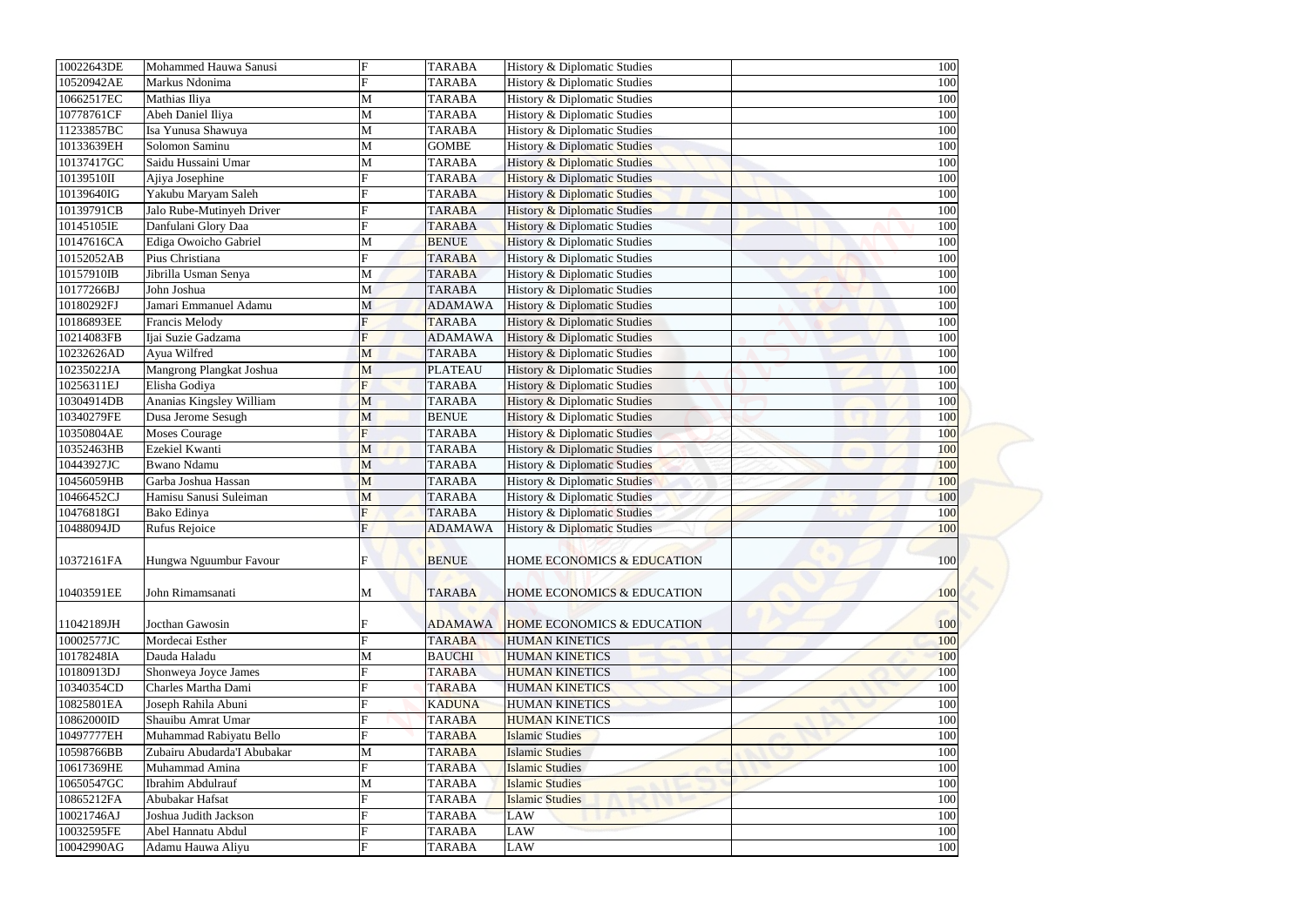| | | | | | |
|---|---|---|---|---|---|
| 10022643DE | Mohammed Hauwa Sanusi | F | TARABA | History & Diplomatic Studies | 100 |
| 10520942AE | Markus Ndonima | F | TARABA | History & Diplomatic Studies | 100 |
| 10662517EC | Mathias Iliya | M | TARABA | History & Diplomatic Studies | 100 |
| 10778761CF | Abeh Daniel Iliya | M | TARABA | History & Diplomatic Studies | 100 |
| 11233857BC | Isa Yunusa Shawuya | M | TARABA | History & Diplomatic Studies | 100 |
| 10133639EH | Solomon Saminu | M | GOMBE | History & Diplomatic Studies | 100 |
| 10137417GC | Saidu Hussaini Umar | M | TARABA | History & Diplomatic Studies | 100 |
| 10139510II | Ajiya Josephine | F | TARABA | History & Diplomatic Studies | 100 |
| 10139640IG | Yakubu Maryam Saleh | F | TARABA | History & Diplomatic Studies | 100 |
| 10139791CB | Jalo Rube-Mutinyeh Driver | F | TARABA | History & Diplomatic Studies | 100 |
| 10145105IE | Danfulani Glory Daa | F | TARABA | History & Diplomatic Studies | 100 |
| 10147616CA | Ediga Owoicho Gabriel | M | BENUE | History & Diplomatic Studies | 100 |
| 10152052AB | Pius Christiana | F | TARABA | History & Diplomatic Studies | 100 |
| 10157910IB | Jibrilla Usman Senya | M | TARABA | History & Diplomatic Studies | 100 |
| 10177266BJ | John Joshua | M | TARABA | History & Diplomatic Studies | 100 |
| 10180292FJ | Jamari Emmanuel Adamu | M | ADAMAWA | History & Diplomatic Studies | 100 |
| 10186893EE | Francis Melody | F | TARABA | History & Diplomatic Studies | 100 |
| 10214083FB | Ijai Suzie Gadzama | F | ADAMAWA | History & Diplomatic Studies | 100 |
| 10232626AD | Ayua Wilfred | M | TARABA | History & Diplomatic Studies | 100 |
| 10235022JA | Mangrong Plangkat Joshua | M | PLATEAU | History & Diplomatic Studies | 100 |
| 10256311EJ | Elisha Godiya | F | TARABA | History & Diplomatic Studies | 100 |
| 10304914DB | Ananias Kingsley William | M | TARABA | History & Diplomatic Studies | 100 |
| 10340279FE | Dusa Jerome Sesugh | M | BENUE | History & Diplomatic Studies | 100 |
| 10350804AE | Moses Courage | F | TARABA | History & Diplomatic Studies | 100 |
| 10352463HB | Ezekiel Kwanti | M | TARABA | History & Diplomatic Studies | 100 |
| 10443927JC | Bwano Ndamu | M | TARABA | History & Diplomatic Studies | 100 |
| 10456059HB | Garba Joshua Hassan | M | TARABA | History & Diplomatic Studies | 100 |
| 10466452CJ | Hamisu Sanusi Suleiman | M | TARABA | History & Diplomatic Studies | 100 |
| 10476818GI | Bako Edinya | F | TARABA | History & Diplomatic Studies | 100 |
| 10488094JD | Rufus Rejoice | F | ADAMAWA | History & Diplomatic Studies | 100 |
| 10372161FA | Hungwa Nguumbur Favour | F | BENUE | HOME ECONOMICS & EDUCATION | 100 |
| 10403591EE | John Rimamsanati | M | TARABA | HOME ECONOMICS & EDUCATION | 100 |
| 11042189JH | Jocthan Gawosin | F | ADAMAWA | HOME ECONOMICS & EDUCATION | 100 |
| 10002577JC | Mordecai Esther | F | TARABA | HUMAN KINETICS | 100 |
| 10178248IA | Dauda Haladu | M | BAUCHI | HUMAN KINETICS | 100 |
| 10180913DJ | Shonweya Joyce James | F | TARABA | HUMAN KINETICS | 100 |
| 10340354CD | Charles Martha Dami | F | TARABA | HUMAN KINETICS | 100 |
| 10825801EA | Joseph Rahila Abuni | F | KADUNA | HUMAN KINETICS | 100 |
| 10862000ID | Shauibu Amrat Umar | F | TARABA | HUMAN KINETICS | 100 |
| 10497777EH | Muhammad Rabiyatu Bello | F | TARABA | Islamic Studies | 100 |
| 10598766BB | Zubairu Abudarda'I Abubakar | M | TARABA | Islamic Studies | 100 |
| 10617369HE | Muhammad Amina | F | TARABA | Islamic Studies | 100 |
| 10650547GC | Ibrahim Abdulrauf | M | TARABA | Islamic Studies | 100 |
| 10865212FA | Abubakar Hafsat | F | TARABA | Islamic Studies | 100 |
| 10021746AJ | Joshua Judith Jackson | F | TARABA | LAW | 100 |
| 10032595FE | Abel Hannatu Abdul | F | TARABA | LAW | 100 |
| 10042990AG | Adamu Hauwa Aliyu | F | TARABA | LAW | 100 |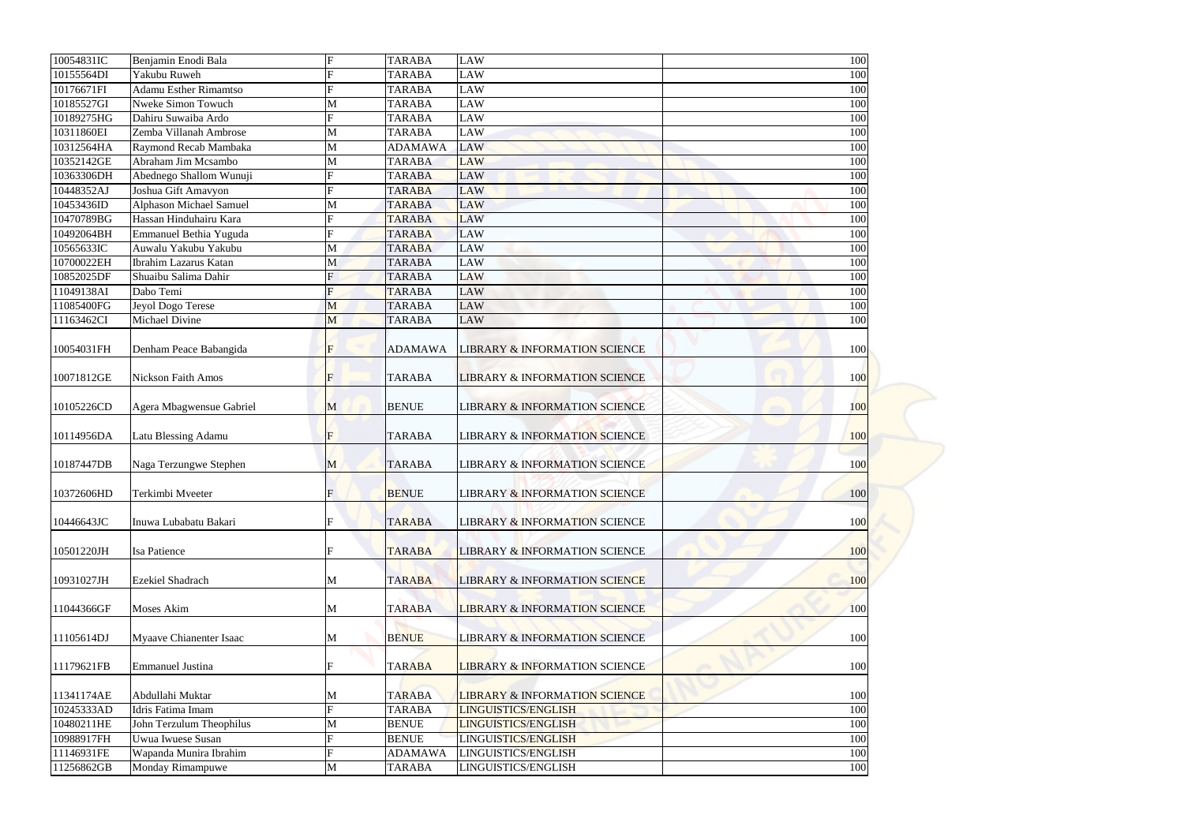| | | | | | |
|---|---|---|---|---|---|
| 10054831IC | Benjamin Enodi Bala | F | TARABA | LAW | 100 |
| 10155564DI | Yakubu Ruweh | F | TARABA | LAW | 100 |
| 10176671FI | Adamu Esther Rimamtso | F | TARABA | LAW | 100 |
| 10185527GI | Nweke Simon Towuch | M | TARABA | LAW | 100 |
| 10189275HG | Dahiru Suwaiba Ardo | F | TARABA | LAW | 100 |
| 10311860EI | Zemba Villanah Ambrose | M | TARABA | LAW | 100 |
| 10312564HA | Raymond Recab Mambaka | M | ADAMAWA | LAW | 100 |
| 10352142GE | Abraham Jim Mcsambo | M | TARABA | LAW | 100 |
| 10363306DH | Abednego Shallom Wunuji | F | TARABA | LAW | 100 |
| 10448352AJ | Joshua Gift Amavyon | F | TARABA | LAW | 100 |
| 10453436ID | Alphason Michael Samuel | M | TARABA | LAW | 100 |
| 10470789BG | Hassan Hinduhairu Kara | F | TARABA | LAW | 100 |
| 10492064BH | Emmanuel Bethia Yuguda | F | TARABA | LAW | 100 |
| 10565633IC | Auwalu Yakubu Yakubu | M | TARABA | LAW | 100 |
| 10700022EH | Ibrahim Lazarus Katan | M | TARABA | LAW | 100 |
| 10852025DF | Shuaibu Salima Dahir | F | TARABA | LAW | 100 |
| 11049138AI | Dabo Temi | F | TARABA | LAW | 100 |
| 11085400FG | Jeyol Dogo Terese | M | TARABA | LAW | 100 |
| 11163462CI | Michael Divine | M | TARABA | LAW | 100 |
| 10054031FH | Denham Peace Babangida | F | ADAMAWA | LIBRARY & INFORMATION SCIENCE | 100 |
| 10071812GE | Nickson Faith Amos | F | TARABA | LIBRARY & INFORMATION SCIENCE | 100 |
| 10105226CD | Agera Mbagwensue Gabriel | M | BENUE | LIBRARY & INFORMATION SCIENCE | 100 |
| 10114956DA | Latu Blessing Adamu | F | TARABA | LIBRARY & INFORMATION SCIENCE | 100 |
| 10187447DB | Naga Terzungwe Stephen | M | TARABA | LIBRARY & INFORMATION SCIENCE | 100 |
| 10372606HD | Terkimbi Mveeter | F | BENUE | LIBRARY & INFORMATION SCIENCE | 100 |
| 10446643JC | Inuwa Lubabatu Bakari | F | TARABA | LIBRARY & INFORMATION SCIENCE | 100 |
| 10501220JH | Isa Patience | F | TARABA | LIBRARY & INFORMATION SCIENCE | 100 |
| 10931027JH | Ezekiel Shadrach | M | TARABA | LIBRARY & INFORMATION SCIENCE | 100 |
| 11044366GF | Moses Akim | M | TARABA | LIBRARY & INFORMATION SCIENCE | 100 |
| 11105614DJ | Myaave Chianenter Isaac | M | BENUE | LIBRARY & INFORMATION SCIENCE | 100 |
| 11179621FB | Emmanuel Justina | F | TARABA | LIBRARY & INFORMATION SCIENCE | 100 |
| 11341174AE | Abdullahi Muktar | M | TARABA | LIBRARY & INFORMATION SCIENCE | 100 |
| 10245333AD | Idris Fatima Imam | F | TARABA | LINGUISTICS/ENGLISH | 100 |
| 10480211HE | John Terzulum Theophilus | M | BENUE | LINGUISTICS/ENGLISH | 100 |
| 10988917FH | Uwua Iwuese Susan | F | BENUE | LINGUISTICS/ENGLISH | 100 |
| 11146931FE | Wapanda Munira Ibrahim | F | ADAMAWA | LINGUISTICS/ENGLISH | 100 |
| 11256862GB | Monday Rimampuwe | M | TARABA | LINGUISTICS/ENGLISH | 100 |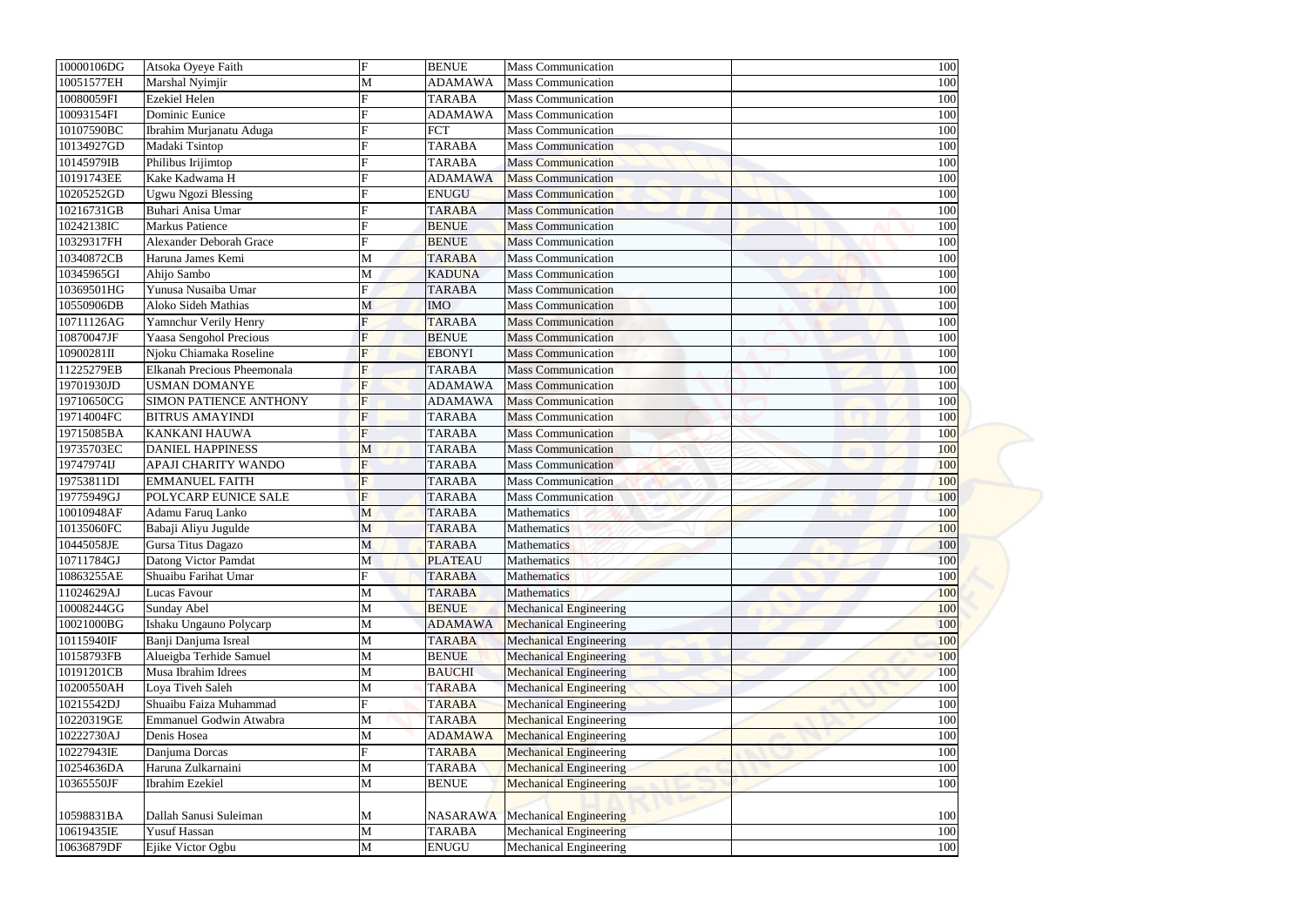| | | | | | |
|---|---|---|---|---|---|
| 10000106DG | Atsoka Oyeye Faith | F | BENUE | Mass Communication | 100 |
| 10051577EH | Marshal Nyimjir | M | ADAMAWA | Mass Communication | 100 |
| 10080059FI | Ezekiel Helen | F | TARABA | Mass Communication | 100 |
| 10093154FI | Dominic Eunice | F | ADAMAWA | Mass Communication | 100 |
| 10107590BC | Ibrahim Murjanatu Aduga | F | FCT | Mass Communication | 100 |
| 10134927GD | Madaki Tsintop | F | TARABA | Mass Communication | 100 |
| 10145979IB | Philibus Irijimtop | F | TARABA | Mass Communication | 100 |
| 10191743EE | Kake Kadwama H | F | ADAMAWA | Mass Communication | 100 |
| 10205252GD | Ugwu Ngozi Blessing | F | ENUGU | Mass Communication | 100 |
| 10216731GB | Buhari Anisa Umar | F | TARABA | Mass Communication | 100 |
| 10242138IC | Markus Patience | F | BENUE | Mass Communication | 100 |
| 10329317FH | Alexander Deborah Grace | F | BENUE | Mass Communication | 100 |
| 10340872CB | Haruna James Kemi | M | TARABA | Mass Communication | 100 |
| 10345965GI | Ahijo Sambo | M | KADUNA | Mass Communication | 100 |
| 10369501HG | Yunusa Nusaiba Umar | F | TARABA | Mass Communication | 100 |
| 10550906DB | Aloko Sideh Mathias | M | IMO | Mass Communication | 100 |
| 10711126AG | Yamnchur Verily Henry | F | TARABA | Mass Communication | 100 |
| 10870047JF | Yaasa Sengohol Precious | F | BENUE | Mass Communication | 100 |
| 10900281II | Njoku Chiamaka Roseline | F | EBONYI | Mass Communication | 100 |
| 11225279EB | Elkanah Precious Pheemonala | F | TARABA | Mass Communication | 100 |
| 19701930JD | USMAN DOMANYE | F | ADAMAWA | Mass Communication | 100 |
| 19710650CG | SIMON PATIENCE ANTHONY | F | ADAMAWA | Mass Communication | 100 |
| 19714004FC | BITRUS AMAYINDI | F | TARABA | Mass Communication | 100 |
| 19715085BA | KANKANI HAUWA | F | TARABA | Mass Communication | 100 |
| 19735703EC | DANIEL HAPPINESS | M | TARABA | Mass Communication | 100 |
| 19747974IJ | APAJI CHARITY WANDO | F | TARABA | Mass Communication | 100 |
| 19753811DI | EMMANUEL FAITH | F | TARABA | Mass Communication | 100 |
| 19775949GJ | POLYCARP EUNICE SALE | F | TARABA | Mass Communication | 100 |
| 10010948AF | Adamu Faruq Lanko | M | TARABA | Mathematics | 100 |
| 10135060FC | Babaji Aliyu Jugulde | M | TARABA | Mathematics | 100 |
| 10445058JE | Gursa Titus Dagazo | M | TARABA | Mathematics | 100 |
| 10711784GJ | Datong Victor Pamdat | M | PLATEAU | Mathematics | 100 |
| 10863255AE | Shuaibu Farihat Umar | F | TARABA | Mathematics | 100 |
| 11024629AJ | Lucas Favour | M | TARABA | Mathematics | 100 |
| 10008244GG | Sunday Abel | M | BENUE | Mechanical Engineering | 100 |
| 10021000BG | Ishaku Ungauno Polycarp | M | ADAMAWA | Mechanical Engineering | 100 |
| 10115940IF | Banji Danjuma Isreal | M | TARABA | Mechanical Engineering | 100 |
| 10158793FB | Alueigba Terhide Samuel | M | BENUE | Mechanical Engineering | 100 |
| 10191201CB | Musa Ibrahim Idrees | M | BAUCHI | Mechanical Engineering | 100 |
| 10200550AH | Loya Tiveh Saleh | M | TARABA | Mechanical Engineering | 100 |
| 10215542DJ | Shuaibu Faiza Muhammad | F | TARABA | Mechanical Engineering | 100 |
| 10220319GE | Emmanuel Godwin Atwabra | M | TARABA | Mechanical Engineering | 100 |
| 10222730AJ | Denis Hosea | M | ADAMAWA | Mechanical Engineering | 100 |
| 10227943IE | Danjuma Dorcas | F | TARABA | Mechanical Engineering | 100 |
| 10254636DA | Haruna Zulkarnaini | M | TARABA | Mechanical Engineering | 100 |
| 10365550JF | Ibrahim Ezekiel | M | BENUE | Mechanical Engineering | 100 |
| 10598831BA | Dallah Sanusi Suleiman | M | NASARAWA | Mechanical Engineering | 100 |
| 10619435IE | Yusuf Hassan | M | TARABA | Mechanical Engineering | 100 |
| 10636879DF | Ejike Victor Ogbu | M | ENUGU | Mechanical Engineering | 100 |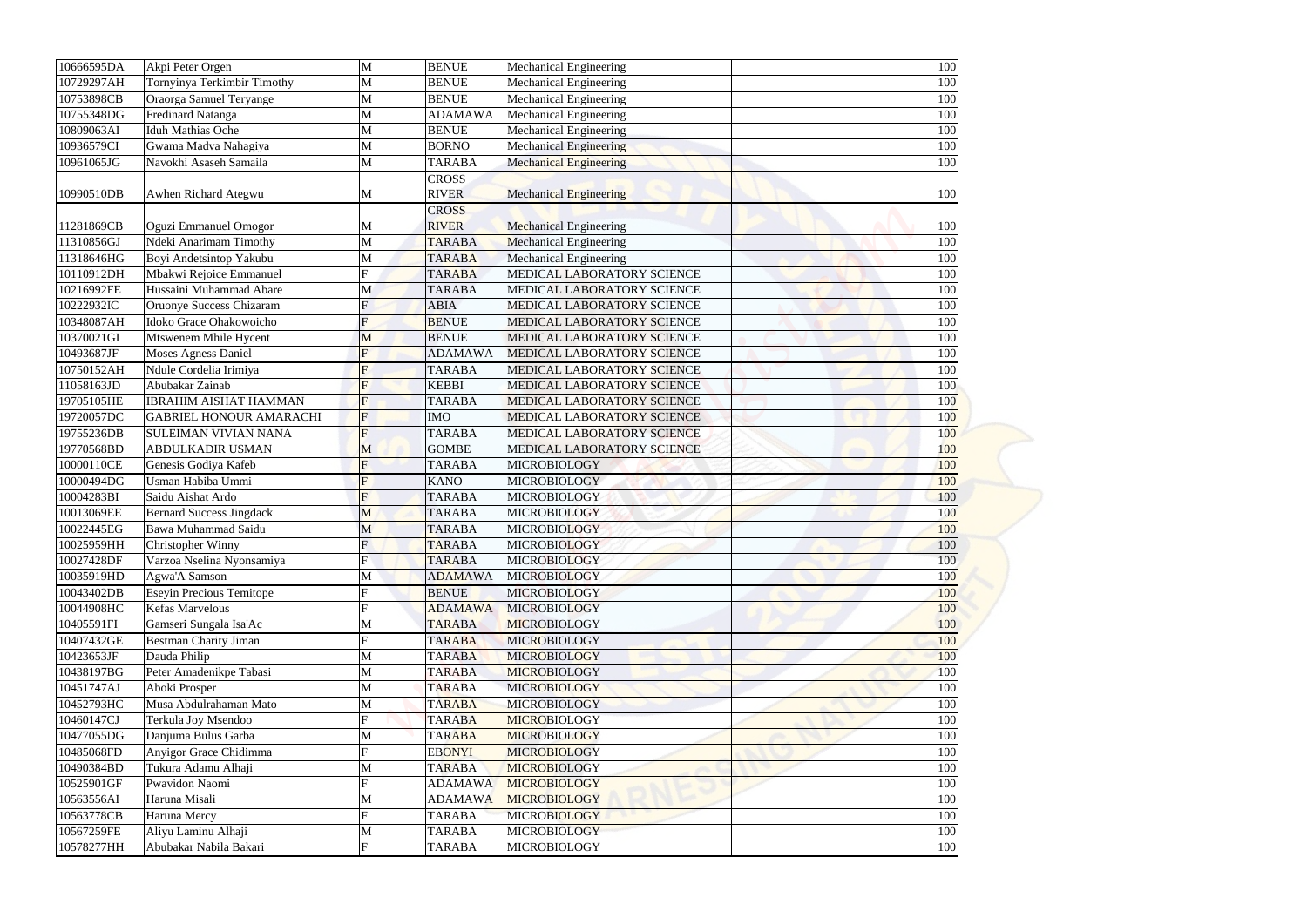| 10666595DA | Akpi Peter Orgen | M | BENUE | Mechanical Engineering | 100 |
|---|---|---|---|---|---|
| 10729297AH | Tornyinya Terkimbir Timothy | M | BENUE | Mechanical Engineering | 100 |
| 10753898CB | Oraorga Samuel Teryange | M | BENUE | Mechanical Engineering | 100 |
| 10755348DG | Fredinard Natanga | M | ADAMAWA | Mechanical Engineering | 100 |
| 10809063AI | Iduh Mathias Oche | M | BENUE | Mechanical Engineering | 100 |
| 10936579CI | Gwama Madva Nahagiya | M | BORNO | Mechanical Engineering | 100 |
| 10961065JG | Navokhi Asaseh Samaila | M | TARABA | Mechanical Engineering | 100 |
| 10990510DB | Awhen Richard Ategwu | M | CROSS RIVER | Mechanical Engineering | 100 |
| 11281869CB | Oguzi Emmanuel Omogor | M | CROSS RIVER | Mechanical Engineering | 100 |
| 11310856GJ | Ndeki Anarimam Timothy | M | TARABA | Mechanical Engineering | 100 |
| 11318646HG | Boyi Andetsintop Yakubu | M | TARABA | Mechanical Engineering | 100 |
| 10110912DH | Mbakwi Rejoice Emmanuel | F | TARABA | MEDICAL LABORATORY SCIENCE | 100 |
| 10216992FE | Hussaini Muhammad Abare | M | TARABA | MEDICAL LABORATORY SCIENCE | 100 |
| 10222932IC | Oruonye Success Chizaram | F | ABIA | MEDICAL LABORATORY SCIENCE | 100 |
| 10348087AH | Idoko Grace Ohakowoicho | F | BENUE | MEDICAL LABORATORY SCIENCE | 100 |
| 10370021GI | Mtswenem Mhile Hycent | M | BENUE | MEDICAL LABORATORY SCIENCE | 100 |
| 10493687JF | Moses Agness Daniel | F | ADAMAWA | MEDICAL LABORATORY SCIENCE | 100 |
| 10750152AH | Ndule Cordelia Irimiya | F | TARABA | MEDICAL LABORATORY SCIENCE | 100 |
| 11058163JD | Abubakar Zainab | F | KEBBI | MEDICAL LABORATORY SCIENCE | 100 |
| 19705105HE | IBRAHIM AISHAT HAMMAN | F | TARABA | MEDICAL LABORATORY SCIENCE | 100 |
| 19720057DC | GABRIEL HONOUR AMARACHI | F | IMO | MEDICAL LABORATORY SCIENCE | 100 |
| 19755236DB | SULEIMAN VIVIAN NANA | F | TARABA | MEDICAL LABORATORY SCIENCE | 100 |
| 19770568BD | ABDULKADIR USMAN | M | GOMBE | MEDICAL LABORATORY SCIENCE | 100 |
| 10000110CE | Genesis Godiya Kafeb | F | TARABA | MICROBIOLOGY | 100 |
| 10000494DG | Usman Habiba Ummi | F | KANO | MICROBIOLOGY | 100 |
| 10004283BI | Saidu Aishat Ardo | F | TARABA | MICROBIOLOGY | 100 |
| 10013069EE | Bernard Success Jingdack | M | TARABA | MICROBIOLOGY | 100 |
| 10022445EG | Bawa Muhammad Saidu | M | TARABA | MICROBIOLOGY | 100 |
| 10025959HH | Christopher Winny | F | TARABA | MICROBIOLOGY | 100 |
| 10027428DF | Varzoa Nselina Nyonsamiya | F | TARABA | MICROBIOLOGY | 100 |
| 10035919HD | Agwa'A Samson | M | ADAMAWA | MICROBIOLOGY | 100 |
| 10043402DB | Eseyin Precious Temitope | F | BENUE | MICROBIOLOGY | 100 |
| 10044908HC | Kefas Marvelous | F | ADAMAWA | MICROBIOLOGY | 100 |
| 10405591FI | Gamseri Sungala Isa'Ac | M | TARABA | MICROBIOLOGY | 100 |
| 10407432GE | Bestman Charity Jiman | F | TARABA | MICROBIOLOGY | 100 |
| 10423653JF | Dauda Philip | M | TARABA | MICROBIOLOGY | 100 |
| 10438197BG | Peter Amadenikpe Tabasi | M | TARABA | MICROBIOLOGY | 100 |
| 10451747AJ | Aboki Prosper | M | TARABA | MICROBIOLOGY | 100 |
| 10452793HC | Musa Abdulrahaman Mato | M | TARABA | MICROBIOLOGY | 100 |
| 10460147CJ | Terkula Joy Msendoo | F | TARABA | MICROBIOLOGY | 100 |
| 10477055DG | Danjuma Bulus Garba | M | TARABA | MICROBIOLOGY | 100 |
| 10485068FD | Anyigor Grace Chidimma | F | EBONYI | MICROBIOLOGY | 100 |
| 10490384BD | Tukura Adamu Alhaji | M | TARABA | MICROBIOLOGY | 100 |
| 10525901GF | Pwavidon Naomi | F | ADAMAWA | MICROBIOLOGY | 100 |
| 10563556AI | Haruna Misali | M | ADAMAWA | MICROBIOLOGY | 100 |
| 10563778CB | Haruna Mercy | F | TARABA | MICROBIOLOGY | 100 |
| 10567259FE | Aliyu Laminu Alhaji | M | TARABA | MICROBIOLOGY | 100 |
| 10578277HH | Abubakar Nabila Bakari | F | TARABA | MICROBIOLOGY | 100 |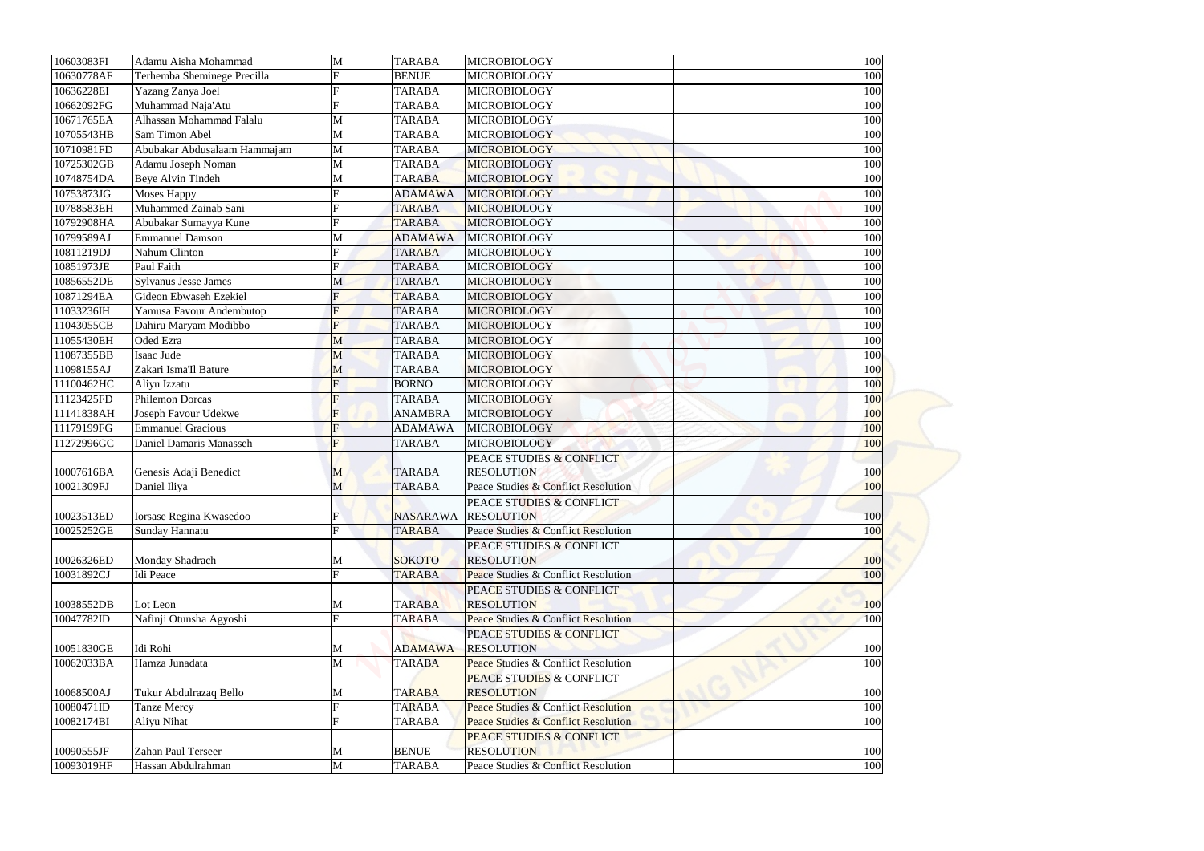| | | | | | |
|---|---|---|---|---|---|
| 10603083FI | Adamu Aisha Mohammad | M | TARABA | MICROBIOLOGY | 100 |
| 10630778AF | Terhemba Sheminege Precilla | F | BENUE | MICROBIOLOGY | 100 |
| 10636228EI | Yazang Zanya Joel | F | TARABA | MICROBIOLOGY | 100 |
| 10662092FG | Muhammad Naja'Atu | F | TARABA | MICROBIOLOGY | 100 |
| 10671765EA | Alhassan Mohammad Falalu | M | TARABA | MICROBIOLOGY | 100 |
| 10705543HB | Sam Timon Abel | M | TARABA | MICROBIOLOGY | 100 |
| 10710981FD | Abubakar Abdusalaam Hammajam | M | TARABA | MICROBIOLOGY | 100 |
| 10725302GB | Adamu Joseph Noman | M | TARABA | MICROBIOLOGY | 100 |
| 10748754DA | Beye Alvin Tindeh | M | TARABA | MICROBIOLOGY | 100 |
| 10753873JG | Moses Happy | F | ADAMAWA | MICROBIOLOGY | 100 |
| 10788583EH | Muhammed Zainab Sani | F | TARABA | MICROBIOLOGY | 100 |
| 10792908HA | Abubakar Sumayya Kune | F | TARABA | MICROBIOLOGY | 100 |
| 10799589AJ | Emmanuel Damson | M | ADAMAWA | MICROBIOLOGY | 100 |
| 10811219DJ | Nahum Clinton | F | TARABA | MICROBIOLOGY | 100 |
| 10851973JE | Paul Faith | F | TARABA | MICROBIOLOGY | 100 |
| 10856552DE | Sylvanus Jesse James | M | TARABA | MICROBIOLOGY | 100 |
| 10871294EA | Gideon Ebwaseh Ezekiel | F | TARABA | MICROBIOLOGY | 100 |
| 11033236IH | Yamusa Favour Andembutop | F | TARABA | MICROBIOLOGY | 100 |
| 11043055CB | Dahiru Maryam Modibbo | F | TARABA | MICROBIOLOGY | 100 |
| 11055430EH | Oded Ezra | M | TARABA | MICROBIOLOGY | 100 |
| 11087355BB | Isaac Jude | M | TARABA | MICROBIOLOGY | 100 |
| 11098155AJ | Zakari Isma'Il Bature | M | TARABA | MICROBIOLOGY | 100 |
| 11100462HC | Aliyu Izzatu | F | BORNO | MICROBIOLOGY | 100 |
| 11123425FD | Philemon Dorcas | F | TARABA | MICROBIOLOGY | 100 |
| 11141838AH | Joseph Favour Udekwe | F | ANAMBRA | MICROBIOLOGY | 100 |
| 11179199FG | Emmanuel Gracious | F | ADAMAWA | MICROBIOLOGY | 100 |
| 11272996GC | Daniel Damaris Manasseh | F | TARABA | MICROBIOLOGY | 100 |
| 10007616BA | Genesis Adaji Benedict | M | TARABA | PEACE STUDIES & CONFLICT RESOLUTION | 100 |
| 10021309FJ | Daniel Iliya | M | TARABA | Peace Studies & Conflict Resolution | 100 |
| 10023513ED | Iorsase Regina Kwasedoo | F | NASARAWA | PEACE STUDIES & CONFLICT RESOLUTION | 100 |
| 10025252GE | Sunday Hannatu | F | TARABA | Peace Studies & Conflict Resolution | 100 |
| 10026326ED | Monday Shadrach | M | SOKOTO | PEACE STUDIES & CONFLICT RESOLUTION | 100 |
| 10031892CJ | Idi Peace | F | TARABA | Peace Studies & Conflict Resolution | 100 |
| 10038552DB | Lot Leon | M | TARABA | PEACE STUDIES & CONFLICT RESOLUTION | 100 |
| 10047782ID | Nafinji Otunsha Agyoshi | F | TARABA | Peace Studies & Conflict Resolution | 100 |
| 10051830GE | Idi Rohi | M | ADAMAWA | PEACE STUDIES & CONFLICT RESOLUTION | 100 |
| 10062033BA | Hamza Junadata | M | TARABA | Peace Studies & Conflict Resolution | 100 |
| 10068500AJ | Tukur Abdulrazaq Bello | M | TARABA | PEACE STUDIES & CONFLICT RESOLUTION | 100 |
| 10080471ID | Tanze Mercy | F | TARABA | Peace Studies & Conflict Resolution | 100 |
| 10082174BI | Aliyu Nihat | F | TARABA | Peace Studies & Conflict Resolution | 100 |
| 10090555JF | Zahan Paul Terseer | M | BENUE | PEACE STUDIES & CONFLICT RESOLUTION | 100 |
| 10093019HF | Hassan Abdulrahman | M | TARABA | Peace Studies & Conflict Resolution | 100 |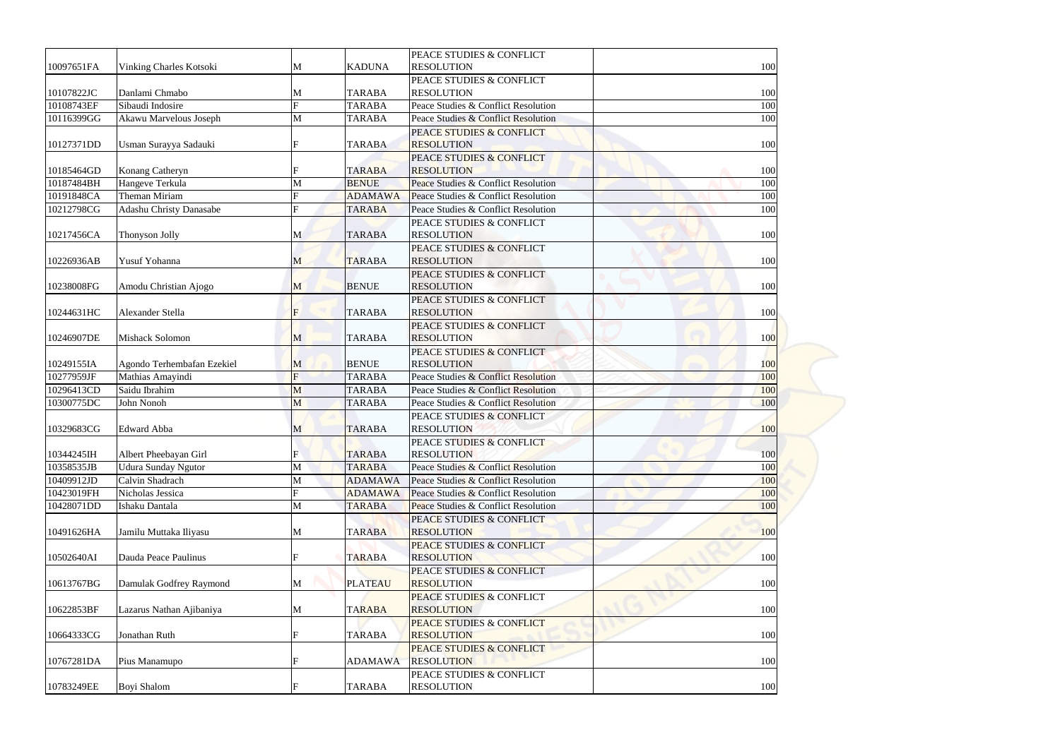| | | | | | |
|---|---|---|---|---|---|
| 10097651FA | Vinking Charles Kotsoki | M | KADUNA | PEACE STUDIES & CONFLICT RESOLUTION | 100 |
| 10107822JC | Danlami Chmabo | M | TARABA | PEACE STUDIES & CONFLICT RESOLUTION | 100 |
| 10108743EF | Sibaudi Indosire | F | TARABA | Peace Studies & Conflict Resolution | 100 |
| 10116399GG | Akawu Marvelous Joseph | M | TARABA | Peace Studies & Conflict Resolution | 100 |
| 10127371DD | Usman Surayya Sadauki | F | TARABA | PEACE STUDIES & CONFLICT RESOLUTION | 100 |
| 10185464GD | Konang Catheryn | F | TARABA | PEACE STUDIES & CONFLICT RESOLUTION | 100 |
| 10187484BH | Hangeve Terkula | M | BENUE | Peace Studies & Conflict Resolution | 100 |
| 10191848CA | Theman Miriam | F | ADAMAWA | Peace Studies & Conflict Resolution | 100 |
| 10212798CG | Adashu Christy Danasabe | F | TARABA | Peace Studies & Conflict Resolution | 100 |
| 10217456CA | Thonyson Jolly | M | TARABA | PEACE STUDIES & CONFLICT RESOLUTION | 100 |
| 10226936AB | Yusuf Yohanna | M | TARABA | PEACE STUDIES & CONFLICT RESOLUTION | 100 |
| 10238008FG | Amodu Christian Ajogo | M | BENUE | PEACE STUDIES & CONFLICT RESOLUTION | 100 |
| 10244631HC | Alexander Stella | F | TARABA | PEACE STUDIES & CONFLICT RESOLUTION | 100 |
| 10246907DE | Mishack Solomon | M | TARABA | PEACE STUDIES & CONFLICT RESOLUTION | 100 |
| 10249155IA | Agondo Terhembafan Ezekiel | M | BENUE | PEACE STUDIES & CONFLICT RESOLUTION | 100 |
| 10277959JF | Mathias Amayindi | F | TARABA | Peace Studies & Conflict Resolution | 100 |
| 10296413CD | Saidu Ibrahim | M | TARABA | Peace Studies & Conflict Resolution | 100 |
| 10300775DC | John Nonoh | M | TARABA | Peace Studies & Conflict Resolution | 100 |
| 10329683CG | Edward Abba | M | TARABA | PEACE STUDIES & CONFLICT RESOLUTION | 100 |
| 10344245IH | Albert Pheebayan Girl | F | TARABA | PEACE STUDIES & CONFLICT RESOLUTION | 100 |
| 10358535JB | Udura Sunday Ngutor | M | TARABA | Peace Studies & Conflict Resolution | 100 |
| 10409912JD | Calvin Shadrach | M | ADAMAWA | Peace Studies & Conflict Resolution | 100 |
| 10423019FH | Nicholas Jessica | F | ADAMAWA | Peace Studies & Conflict Resolution | 100 |
| 10428071DD | Ishaku Dantala | M | TARABA | Peace Studies & Conflict Resolution | 100 |
| 10491626HA | Jamilu Muttaka Iliyasu | M | TARABA | PEACE STUDIES & CONFLICT RESOLUTION | 100 |
| 10502640AI | Dauda Peace Paulinus | F | TARABA | PEACE STUDIES & CONFLICT RESOLUTION | 100 |
| 10613767BG | Damulak Godfrey Raymond | M | PLATEAU | PEACE STUDIES & CONFLICT RESOLUTION | 100 |
| 10622853BF | Lazarus Nathan Ajibaniya | M | TARABA | PEACE STUDIES & CONFLICT RESOLUTION | 100 |
| 10664333CG | Jonathan Ruth | F | TARABA | PEACE STUDIES & CONFLICT RESOLUTION | 100 |
| 10767281DA | Pius Manamupo | F | ADAMAWA | PEACE STUDIES & CONFLICT RESOLUTION | 100 |
| 10783249EE | Boyi Shalom | F | TARABA | PEACE STUDIES & CONFLICT RESOLUTION | 100 |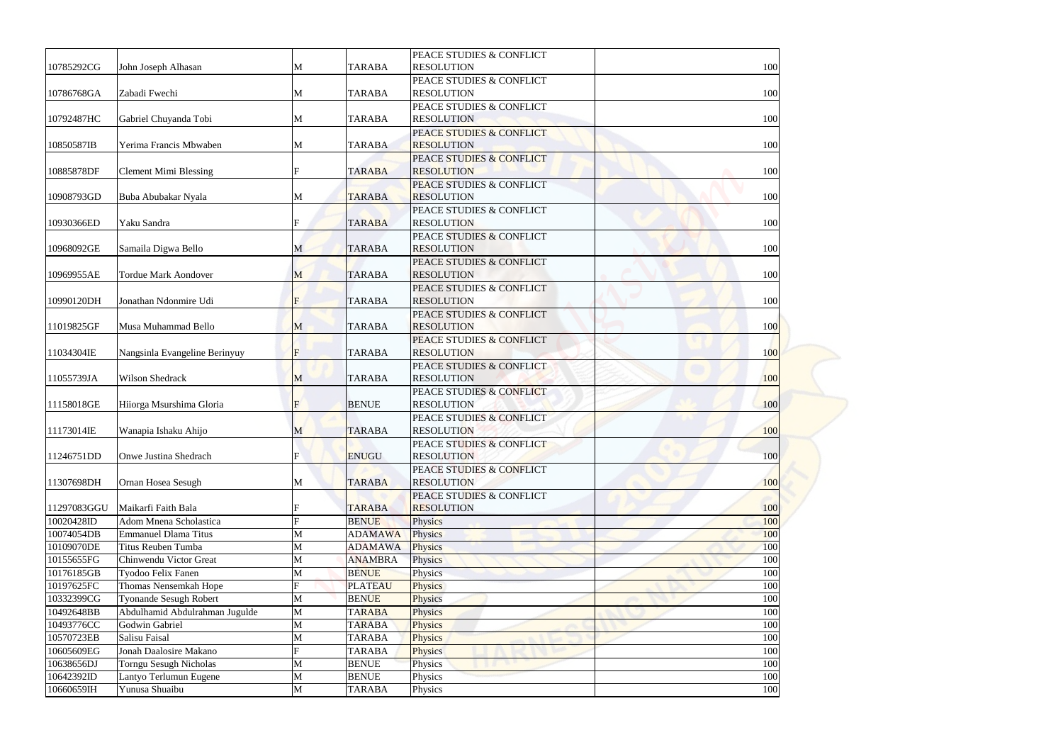| | | | | | |
|---|---|---|---|---|---|
| 10785292CG | John Joseph Alhasan | M | TARABA | PEACE STUDIES & CONFLICT RESOLUTION | 100 |
| 10786768GA | Zabadi Fwechi | M | TARABA | PEACE STUDIES & CONFLICT RESOLUTION | 100 |
| 10792487HC | Gabriel Chuyanda Tobi | M | TARABA | PEACE STUDIES & CONFLICT RESOLUTION | 100 |
| 10850587IB | Yerima Francis Mbwaben | M | TARABA | PEACE STUDIES & CONFLICT RESOLUTION | 100 |
| 10885878DF | Clement Mimi Blessing | F | TARABA | PEACE STUDIES & CONFLICT RESOLUTION | 100 |
| 10908793GD | Buba Abubakar Nyala | M | TARABA | PEACE STUDIES & CONFLICT RESOLUTION | 100 |
| 10930366ED | Yaku Sandra | F | TARABA | PEACE STUDIES & CONFLICT RESOLUTION | 100 |
| 10968092GE | Samaila Digwa Bello | M | TARABA | PEACE STUDIES & CONFLICT RESOLUTION | 100 |
| 10969955AE | Tordue Mark Aondover | M | TARABA | PEACE STUDIES & CONFLICT RESOLUTION | 100 |
| 10990120DH | Jonathan Ndonmire Udi | F | TARABA | PEACE STUDIES & CONFLICT RESOLUTION | 100 |
| 11019825GF | Musa Muhammad Bello | M | TARABA | PEACE STUDIES & CONFLICT RESOLUTION | 100 |
| 11034304IE | Nangsinla Evangeline Berinyuy | F | TARABA | PEACE STUDIES & CONFLICT RESOLUTION | 100 |
| 11055739JA | Wilson Shedrack | M | TARABA | PEACE STUDIES & CONFLICT RESOLUTION | 100 |
| 11158018GE | Hiiorga Msurshima Gloria | F | BENUE | PEACE STUDIES & CONFLICT RESOLUTION | 100 |
| 11173014IE | Wanapia Ishaku Ahijo | M | TARABA | PEACE STUDIES & CONFLICT RESOLUTION | 100 |
| 11246751DD | Onwe Justina Shedrach | F | ENUGU | PEACE STUDIES & CONFLICT RESOLUTION | 100 |
| 11307698DH | Ornan Hosea Sesugh | M | TARABA | PEACE STUDIES & CONFLICT RESOLUTION | 100 |
| 11297083GGU | Maikarfi Faith Bala | F | TARABA | PEACE STUDIES & CONFLICT RESOLUTION | 100 |
| 10020428ID | Adom Mnena Scholastica | F | BENUE | Physics | 100 |
| 10074054DB | Emmanuel Dlama Titus | M | ADAMAWA | Physics | 100 |
| 10109070DE | Titus Reuben Tumba | M | ADAMAWA | Physics | 100 |
| 10155655FG | Chinwendu Victor Great | M | ANAMBRA | Physics | 100 |
| 10176185GB | Tyodoo Felix Fanen | M | BENUE | Physics | 100 |
| 10197625FC | Thomas Nensemkah Hope | F | PLATEAU | Physics | 100 |
| 10332399CG | Tyonande Sesugh Robert | M | BENUE | Physics | 100 |
| 10492648BB | Abdulhamid Abdulrahman Jugulde | M | TARABA | Physics | 100 |
| 10493776CC | Godwin Gabriel | M | TARABA | Physics | 100 |
| 10570723EB | Salisu Faisal | M | TARABA | Physics | 100 |
| 10605609EG | Jonah Daalosire Makano | F | TARABA | Physics | 100 |
| 10638656DJ | Torngu Sesugh Nicholas | M | BENUE | Physics | 100 |
| 10642392ID | Lantyo Terlumun Eugene | M | BENUE | Physics | 100 |
| 10660659IH | Yunusa Shuaibu | M | TARABA | Physics | 100 |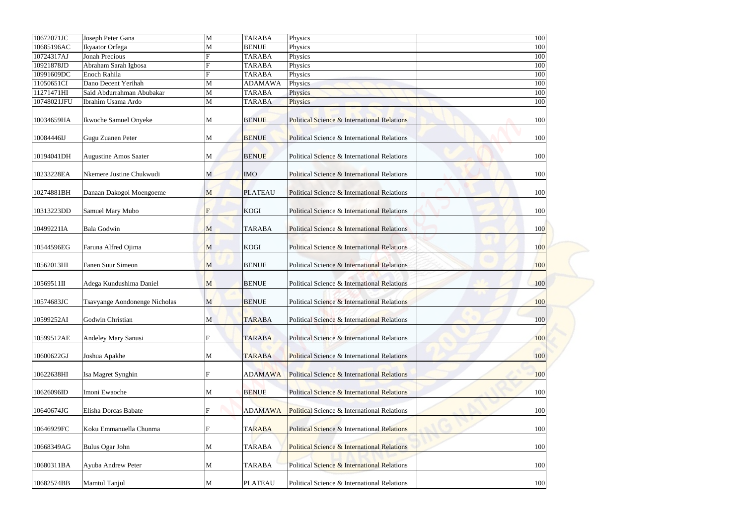| | | | | | |
|---|---|---|---|---|---|
| 10672071JC | Joseph Peter Gana | M | TARABA | Physics | 100 |
| 10685196AC | Ikyaator Orfega | M | BENUE | Physics | 100 |
| 10724317AJ | Jonah Precious | F | TARABA | Physics | 100 |
| 10921878JD | Abraham Sarah Igbosa | F | TARABA | Physics | 100 |
| 10991609DC | Enoch Rahila | F | TARABA | Physics | 100 |
| 11050651CI | Dano Decent Yerihah | M | ADAMAWA | Physics | 100 |
| 11271471HI | Said Abdurrahman Abubakar | M | TARABA | Physics | 100 |
| 10748021JFU | Ibrahim Usama Ardo | M | TARABA | Physics | 100 |
| 10034659HA | Ikwoche Samuel Onyeke | M | BENUE | Political Science & International Relations | 100 |
| 10084446IJ | Gugu Zuanen Peter | M | BENUE | Political Science & International Relations | 100 |
| 10194041DH | Augustine Amos Saater | M | BENUE | Political Science & International Relations | 100 |
| 10233228EA | Nkemere Justine Chukwudi | M | IMO | Political Science & International Relations | 100 |
| 10274881BH | Danaan Dakogol Moengoeme | M | PLATEAU | Political Science & International Relations | 100 |
| 10313223DD | Samuel Mary Mubo | F | KOGI | Political Science & International Relations | 100 |
| 10499221IA | Bala Godwin | M | TARABA | Political Science & International Relations | 100 |
| 10544596EG | Faruna Alfred Ojima | M | KOGI | Political Science & International Relations | 100 |
| 10562013HI | Fanen Suur Simeon | M | BENUE | Political Science & International Relations | 100 |
| 10569511II | Adega Kundushima Daniel | M | BENUE | Political Science & International Relations | 100 |
| 10574683JC | Tsavyange Aondonenge Nicholas | M | BENUE | Political Science & International Relations | 100 |
| 10599252AI | Godwin Christian | M | TARABA | Political Science & International Relations | 100 |
| 10599512AE | Andeley Mary Sanusi | F | TARABA | Political Science & International Relations | 100 |
| 10600622GJ | Joshua Apakhe | M | TARABA | Political Science & International Relations | 100 |
| 10622638HI | Isa Magret Synghin | F | ADAMAWA | Political Science & International Relations | 100 |
| 10626096ID | Imoni Ewaoche | M | BENUE | Political Science & International Relations | 100 |
| 10640674JG | Elisha Dorcas Babate | F | ADAMAWA | Political Science & International Relations | 100 |
| 10646929FC | Koku Emmanuella Chunma | F | TARABA | Political Science & International Relations | 100 |
| 10668349AG | Bulus Ogar John | M | TARABA | Political Science & International Relations | 100 |
| 10680311BA | Ayuba Andrew Peter | M | TARABA | Political Science & International Relations | 100 |
| 10682574BB | Mamtul Tanjul | M | PLATEAU | Political Science & International Relations | 100 |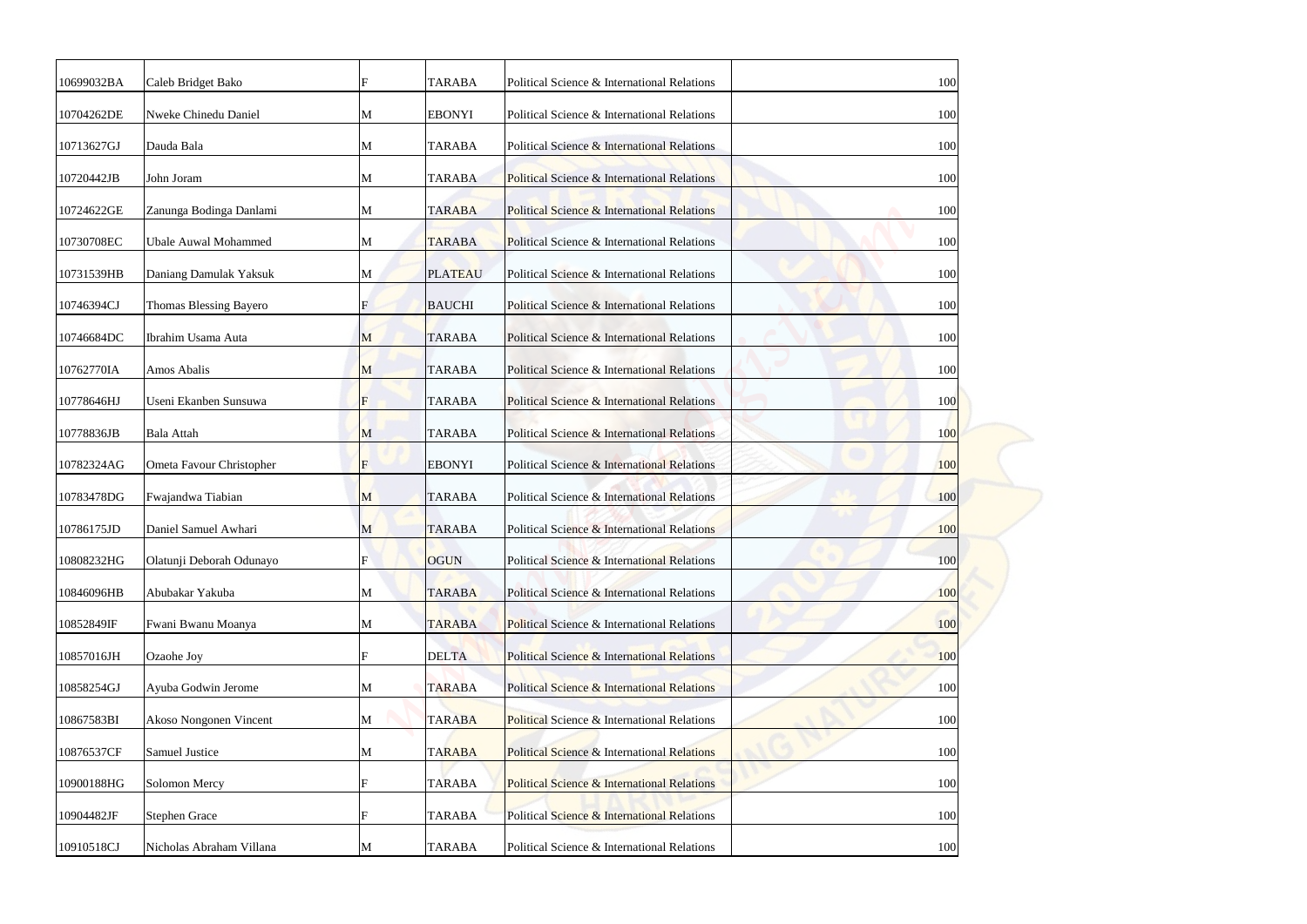| | | | | | |
|---|---|---|---|---|---|
| 10699032BA | Caleb Bridget Bako | F | TARABA | Political Science & International Relations | 100 |
| 10704262DE | Nweke Chinedu Daniel | M | EBONYI | Political Science & International Relations | 100 |
| 10713627GJ | Dauda Bala | M | TARABA | Political Science & International Relations | 100 |
| 10720442JB | John Joram | M | TARABA | Political Science & International Relations | 100 |
| 10724622GE | Zanunga Bodinga Danlami | M | TARABA | Political Science & International Relations | 100 |
| 10730708EC | Ubale Auwal Mohammed | M | TARABA | Political Science & International Relations | 100 |
| 10731539HB | Daniang Damulak Yaksuk | M | PLATEAU | Political Science & International Relations | 100 |
| 10746394CJ | Thomas Blessing Bayero | F | BAUCHI | Political Science & International Relations | 100 |
| 10746684DC | Ibrahim Usama Auta | M | TARABA | Political Science & International Relations | 100 |
| 10762770IA | Amos Abalis | M | TARABA | Political Science & International Relations | 100 |
| 10778646HJ | Useni Ekanben Sunsuwa | F | TARABA | Political Science & International Relations | 100 |
| 10778836JB | Bala Attah | M | TARABA | Political Science & International Relations | 100 |
| 10782324AG | Ometa Favour Christopher | F | EBONYI | Political Science & International Relations | 100 |
| 10783478DG | Fwajandwa Tiabian | M | TARABA | Political Science & International Relations | 100 |
| 10786175JD | Daniel Samuel Awhari | M | TARABA | Political Science & International Relations | 100 |
| 10808232HG | Olatunji Deborah Odunayo | F | OGUN | Political Science & International Relations | 100 |
| 10846096HB | Abubakar Yakuba | M | TARABA | Political Science & International Relations | 100 |
| 10852849IF | Fwani Bwanu Moanya | M | TARABA | Political Science & International Relations | 100 |
| 10857016JH | Ozaohe Joy | F | DELTA | Political Science & International Relations | 100 |
| 10858254GJ | Ayuba Godwin Jerome | M | TARABA | Political Science & International Relations | 100 |
| 10867583BI | Akoso Nongonen Vincent | M | TARABA | Political Science & International Relations | 100 |
| 10876537CF | Samuel Justice | M | TARABA | Political Science & International Relations | 100 |
| 10900188HG | Solomon Mercy | F | TARABA | Political Science & International Relations | 100 |
| 10904482JF | Stephen Grace | F | TARABA | Political Science & International Relations | 100 |
| 10910518CJ | Nicholas Abraham Villana | M | TARABA | Political Science & International Relations | 100 |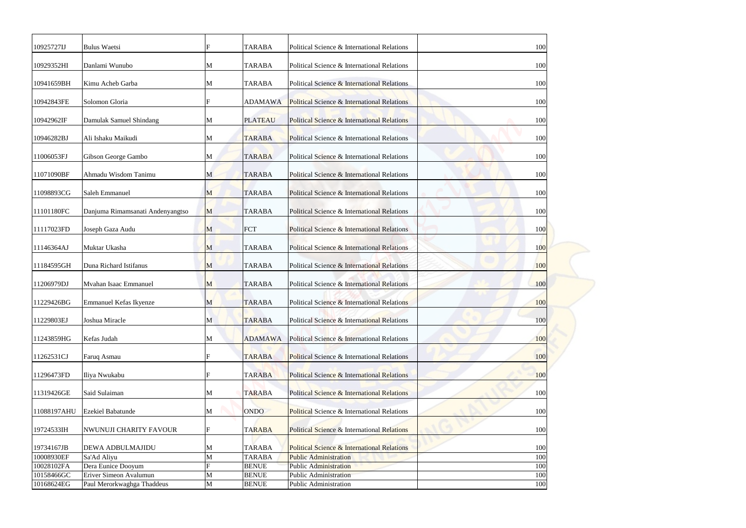| | | | | | |
|---|---|---|---|---|---|
| 10925727IJ | Bulus Waetsi | F | TARABA | Political Science & International Relations | 100 |
| 10929352HI | Danlami Wunubo | M | TARABA | Political Science & International Relations | 100 |
| 10941659BH | Kimu Acheb Garba | M | TARABA | Political Science & International Relations | 100 |
| 10942843FE | Solomon Gloria | F | ADAMAWA | Political Science & International Relations | 100 |
| 10942962IF | Damulak Samuel Shindang | M | PLATEAU | Political Science & International Relations | 100 |
| 10946282BJ | Ali Ishaku Maikudi | M | TARABA | Political Science & International Relations | 100 |
| 11006053FJ | Gibson George Gambo | M | TARABA | Political Science & International Relations | 100 |
| 11071090BF | Ahmadu Wisdom Tanimu | M | TARABA | Political Science & International Relations | 100 |
| 11098893CG | Saleh Emmanuel | M | TARABA | Political Science & International Relations | 100 |
| 11101180FC | Danjuma Rimamsanati Andenyangtso | M | TARABA | Political Science & International Relations | 100 |
| 11117023FD | Joseph Gaza Audu | M | FCT | Political Science & International Relations | 100 |
| 11146364AJ | Muktar Ukasha | M | TARABA | Political Science & International Relations | 100 |
| 11184595GH | Duna Richard Istifanus | M | TARABA | Political Science & International Relations | 100 |
| 11206979DJ | Mvahan Isaac Emmanuel | M | TARABA | Political Science & International Relations | 100 |
| 11229426BG | Emmanuel Kefas Ikyenze | M | TARABA | Political Science & International Relations | 100 |
| 11229803EJ | Joshua Miracle | M | TARABA | Political Science & International Relations | 100 |
| 11243859HG | Kefas Judah | M | ADAMAWA | Political Science & International Relations | 100 |
| 11262531CJ | Faruq Asmau | F | TARABA | Political Science & International Relations | 100 |
| 11296473FD | Iliya Nwukabu | F | TARABA | Political Science & International Relations | 100 |
| 11319426GE | Said Sulaiman | M | TARABA | Political Science & International Relations | 100 |
| 11088197AHU | Ezekiel Babatunde | M | ONDO | Political Science & International Relations | 100 |
| 19724533IH | NWUNUJI CHARITY FAVOUR | F | TARABA | Political Science & International Relations | 100 |
| 19734167JB | DEWA ADBULMAJIDU | M | TARABA | Political Science & International Relations | 100 |
| 10008930EF | Sa'Ad Aliyu | M | TARABA | Public Administration | 100 |
| 10028102FA | Dera Eunice Dooyum | F | BENUE | Public Administration | 100 |
| 10158466GC | Eriver Simeon Avalumun | M | BENUE | Public Administration | 100 |
| 10168624EG | Paul Merorkwaghga Thaddeus | M | BENUE | Public Administration | 100 |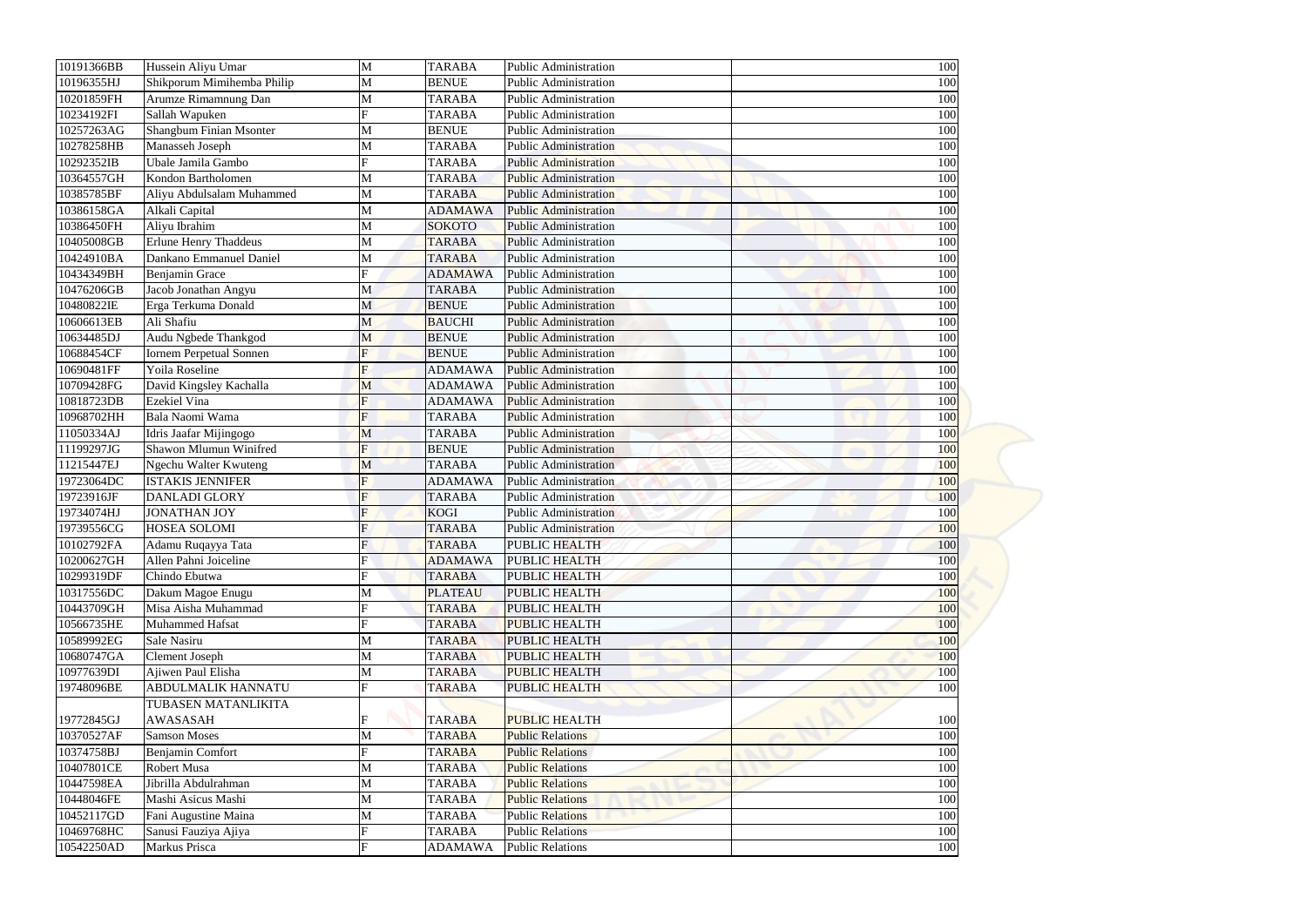| 10191366BB | Hussein Aliyu Umar | M | TARABA | Public Administration | 100 |
|---|---|---|---|---|---|
| 10196355HJ | Shikporum Mimihemba Philip | M | BENUE | Public Administration | 100 |
| 10201859FH | Arumze Rimamnung Dan | M | TARABA | Public Administration | 100 |
| 10234192FI | Sallah Wapuken | F | TARABA | Public Administration | 100 |
| 10257263AG | Shangbum Finian Msonter | M | BENUE | Public Administration | 100 |
| 10278258HB | Manasseh Joseph | M | TARABA | Public Administration | 100 |
| 10292352IB | Ubale Jamila Gambo | F | TARABA | Public Administration | 100 |
| 10364557GH | Kondon Bartholomen | M | TARABA | Public Administration | 100 |
| 10385785BF | Aliyu Abdulsalam Muhammed | M | TARABA | Public Administration | 100 |
| 10386158GA | Alkali Capital | M | ADAMAWA | Public Administration | 100 |
| 10386450FH | Aliyu Ibrahim | M | SOKOTO | Public Administration | 100 |
| 10405008GB | Erlune Henry Thaddeus | M | TARABA | Public Administration | 100 |
| 10424910BA | Dankano Emmanuel Daniel | M | TARABA | Public Administration | 100 |
| 10434349BH | Benjamin Grace | F | ADAMAWA | Public Administration | 100 |
| 10476206GB | Jacob Jonathan Angyu | M | TARABA | Public Administration | 100 |
| 10480822IE | Erga Terkuma Donald | M | BENUE | Public Administration | 100 |
| 10606613EB | Ali Shafiu | M | BAUCHI | Public Administration | 100 |
| 10634485DJ | Audu Ngbede Thankgod | M | BENUE | Public Administration | 100 |
| 10688454CF | Iornem Perpetual Sonnen | F | BENUE | Public Administration | 100 |
| 10690481FF | Yoila Roseline | F | ADAMAWA | Public Administration | 100 |
| 10709428FG | David Kingsley Kachalla | M | ADAMAWA | Public Administration | 100 |
| 10818723DB | Ezekiel Vina | F | ADAMAWA | Public Administration | 100 |
| 10968702HH | Bala Naomi Wama | F | TARABA | Public Administration | 100 |
| 11050334AJ | Idris Jaafar Mijingogo | M | TARABA | Public Administration | 100 |
| 11199297JG | Shawon Mlumun Winifred | F | BENUE | Public Administration | 100 |
| 11215447EJ | Ngechu Walter Kwuteng | M | TARABA | Public Administration | 100 |
| 19723064DC | ISTAKIS JENNIFER | F | ADAMAWA | Public Administration | 100 |
| 19723916JF | DANLADI GLORY | F | TARABA | Public Administration | 100 |
| 19734074HJ | JONATHAN JOY | F | KOGI | Public Administration | 100 |
| 19739556CG | HOSEA SOLOMI | F | TARABA | Public Administration | 100 |
| 10102792FA | Adamu Ruqayya Tata | F | TARABA | PUBLIC HEALTH | 100 |
| 10200627GH | Allen Pahni Joiceline | F | ADAMAWA | PUBLIC HEALTH | 100 |
| 10299319DF | Chindo Ebutwa | F | TARABA | PUBLIC HEALTH | 100 |
| 10317556DC | Dakum Magoe Enugu | M | PLATEAU | PUBLIC HEALTH | 100 |
| 10443709GH | Misa Aisha Muhammad | F | TARABA | PUBLIC HEALTH | 100 |
| 10566735HE | Muhammed Hafsat | F | TARABA | PUBLIC HEALTH | 100 |
| 10589992EG | Sale Nasiru | M | TARABA | PUBLIC HEALTH | 100 |
| 10680747GA | Clement Joseph | M | TARABA | PUBLIC HEALTH | 100 |
| 10977639DI | Ajiwen Paul Elisha | M | TARABA | PUBLIC HEALTH | 100 |
| 19748096BE | ABDULMALIK HANNATU | F | TARABA | PUBLIC HEALTH | 100 |
| 19772845GJ | TUBASEN MATANLIKITA AWASASAH | F | TARABA | PUBLIC HEALTH | 100 |
| 10370527AF | Samson Moses | M | TARABA | Public Relations | 100 |
| 10374758BJ | Benjamin Comfort | F | TARABA | Public Relations | 100 |
| 10407801CE | Robert Musa | M | TARABA | Public Relations | 100 |
| 10447598EA | Jibrilla Abdulrahman | M | TARABA | Public Relations | 100 |
| 10448046FE | Mashi Asicus Mashi | M | TARABA | Public Relations | 100 |
| 10452117GD | Fani Augustine Maina | M | TARABA | Public Relations | 100 |
| 10469768HC | Sanusi Fauziya Ajiya | F | TARABA | Public Relations | 100 |
| 10542250AD | Markus Prisca | F | ADAMAWA | Public Relations | 100 |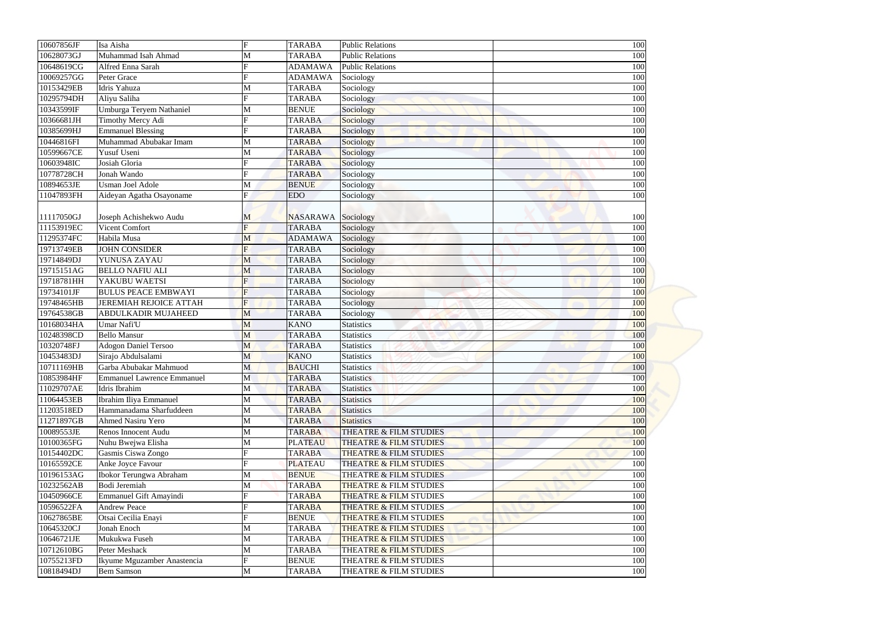| | | | | | |
|---|---|---|---|---|---|
| 10607856JF | Isa Aisha | F | TARABA | Public Relations | 100 |
| 10628073GJ | Muhammad Isah Ahmad | M | TARABA | Public Relations | 100 |
| 10648619CG | Alfred Enna Sarah | F | ADAMAWA | Public Relations | 100 |
| 10069257GG | Peter Grace | F | ADAMAWA | Sociology | 100 |
| 10153429EB | Idris Yahuza | M | TARABA | Sociology | 100 |
| 10295794DH | Aliyu Saliha | F | TARABA | Sociology | 100 |
| 10343599IF | Umburga Teryem Nathaniel | M | BENUE | Sociology | 100 |
| 10366681JH | Timothy Mercy Adi | F | TARABA | Sociology | 100 |
| 10385699HJ | Emmanuel Blessing | F | TARABA | Sociology | 100 |
| 10446816FI | Muhammad Abubakar Imam | M | TARABA | Sociology | 100 |
| 10599667CE | Yusuf Useni | M | TARABA | Sociology | 100 |
| 10603948IC | Josiah Gloria | F | TARABA | Sociology | 100 |
| 10778728CH | Jonah Wando | F | TARABA | Sociology | 100 |
| 10894653JE | Usman Joel Adole | M | BENUE | Sociology | 100 |
| 11047893FH | Aideyan Agatha Osayoname | F | EDO | Sociology | 100 |
| 11117050GJ | Joseph Achishekwo Audu | M | NASARAWA | Sociology | 100 |
| 11153919EC | Vicent Comfort | F | TARABA | Sociology | 100 |
| 11295374FC | Habila Musa | M | ADAMAWA | Sociology | 100 |
| 19713749EB | JOHN CONSIDER | F | TARABA | Sociology | 100 |
| 19714849DJ | YUNUSA ZAYAU | M | TARABA | Sociology | 100 |
| 19715151AG | BELLO NAFIU ALI | M | TARABA | Sociology | 100 |
| 19718781HH | YAKUBU WAETSI | F | TARABA | Sociology | 100 |
| 19734101JF | BULUS PEACE EMBWAYI | F | TARABA | Sociology | 100 |
| 19748465HB | JEREMIAH REJOICE ATTAH | F | TARABA | Sociology | 100 |
| 19764538GB | ABDULKADIR MUJAHEED | M | TARABA | Sociology | 100 |
| 10168034HA | Umar Nafi'U | M | KANO | Statistics | 100 |
| 10248398CD | Bello Mansur | M | TARABA | Statistics | 100 |
| 10320748FJ | Adogon Daniel Tersoo | M | TARABA | Statistics | 100 |
| 10453483DJ | Sirajo Abdulsalami | M | KANO | Statistics | 100 |
| 10711169HB | Garba Abubakar Mahmuod | M | BAUCHI | Statistics | 100 |
| 10853984HF | Emmanuel Lawrence Emmanuel | M | TARABA | Statistics | 100 |
| 11029707AE | Idris Ibrahim | M | TARABA | Statistics | 100 |
| 11064453EB | Ibrahim Iliya Emmanuel | M | TARABA | Statistics | 100 |
| 11203518ED | Hammanadama Sharfuddeen | M | TARABA | Statistics | 100 |
| 11271897GB | Ahmed Nasiru Yero | M | TARABA | Statistics | 100 |
| 10089553JE | Renos Innocent Audu | M | TARABA | THEATRE & FILM STUDIES | 100 |
| 10100365FG | Nuhu Bwejwa Elisha | M | PLATEAU | THEATRE & FILM STUDIES | 100 |
| 10154402DC | Gasmis Ciswa Zongo | F | TARABA | THEATRE & FILM STUDIES | 100 |
| 10165592CE | Anke Joyce Favour | F | PLATEAU | THEATRE & FILM STUDIES | 100 |
| 10196153AG | Ibokor Terungwa Abraham | M | BENUE | THEATRE & FILM STUDIES | 100 |
| 10232562AB | Bodi Jeremiah | M | TARABA | THEATRE & FILM STUDIES | 100 |
| 10450966CE | Emmanuel Gift Amayindi | F | TARABA | THEATRE & FILM STUDIES | 100 |
| 10596522FA | Andrew Peace | F | TARABA | THEATRE & FILM STUDIES | 100 |
| 10627865BE | Otsai Cecilia Enayi | F | BENUE | THEATRE & FILM STUDIES | 100 |
| 10645320CJ | Jonah Enoch | M | TARABA | THEATRE & FILM STUDIES | 100 |
| 10646721JE | Mukukwa Fuseh | M | TARABA | THEATRE & FILM STUDIES | 100 |
| 10712610BG | Peter Meshack | M | TARABA | THEATRE & FILM STUDIES | 100 |
| 10755213FD | Ikyume Mguzamber Anastencia | F | BENUE | THEATRE & FILM STUDIES | 100 |
| 10818494DJ | Bem Samson | M | TARABA | THEATRE & FILM STUDIES | 100 |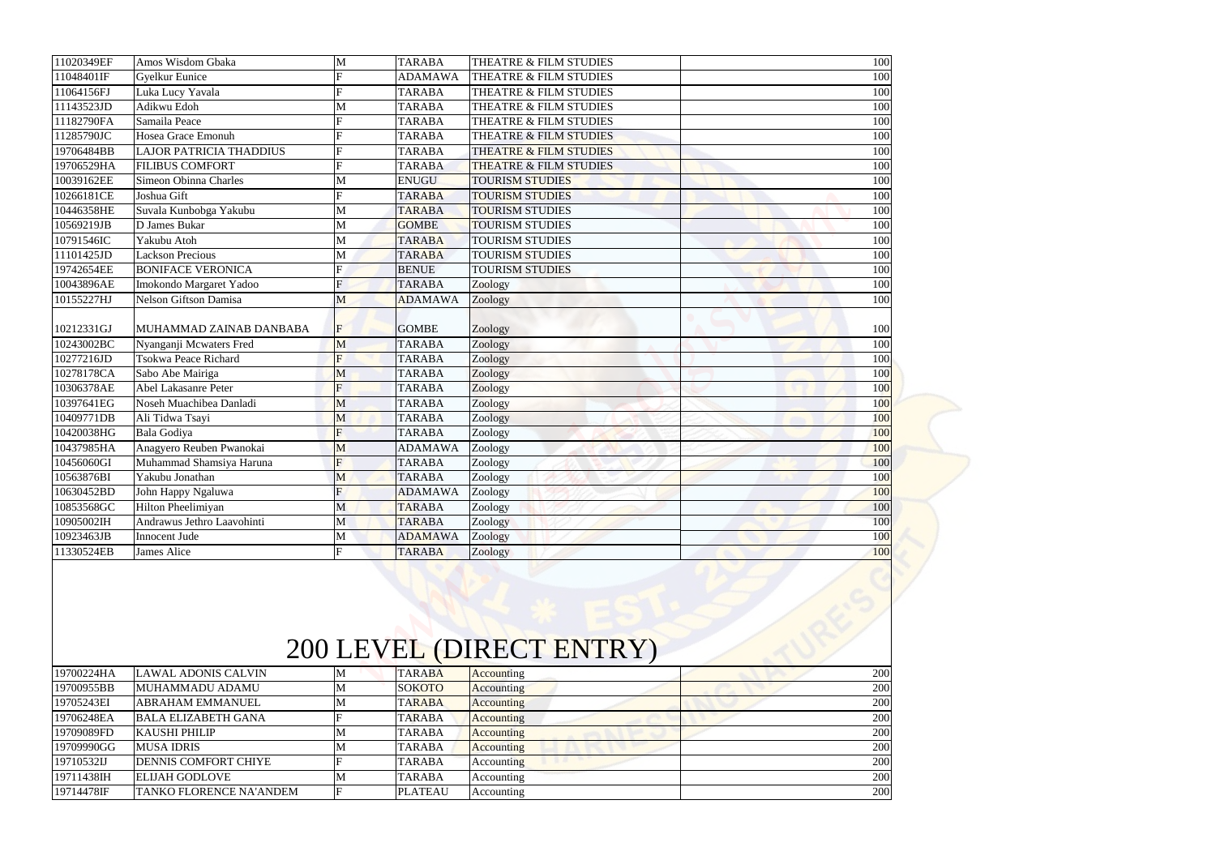| | | | | | | |
|---|---|---|---|---|---|---|
| 11020349EF | Amos Wisdom Gbaka | M | TARABA | THEATRE & FILM STUDIES | | 100 |
| 11048401IF | Gyelkur Eunice | F | ADAMAWA | THEATRE & FILM STUDIES | | 100 |
| 11064156FJ | Luka Lucy Yavala | F | TARABA | THEATRE & FILM STUDIES | | 100 |
| 11143523JD | Adikwu Edoh | M | TARABA | THEATRE & FILM STUDIES | | 100 |
| 11182790FA | Samaila Peace | F | TARABA | THEATRE & FILM STUDIES | | 100 |
| 11285790JC | Hosea Grace Emonuh | F | TARABA | THEATRE & FILM STUDIES | | 100 |
| 19706484BB | LAJOR PATRICIA THADDIUS | F | TARABA | THEATRE & FILM STUDIES | | 100 |
| 19706529HA | FILIBUS COMFORT | F | TARABA | THEATRE & FILM STUDIES | | 100 |
| 10039162EE | Simeon Obinna Charles | M | ENUGU | TOURISM STUDIES | | 100 |
| 10266181CE | Joshua Gift | F | TARABA | TOURISM STUDIES | | 100 |
| 10446358HE | Suvala Kunbobga Yakubu | M | TARABA | TOURISM STUDIES | | 100 |
| 10569219JB | D James Bukar | M | GOMBE | TOURISM STUDIES | | 100 |
| 10791546IC | Yakubu Atoh | M | TARABA | TOURISM STUDIES | | 100 |
| 11101425JD | Lackson Precious | M | TARABA | TOURISM STUDIES | | 100 |
| 19742654EE | BONIFACE VERONICA | F | BENUE | TOURISM STUDIES | | 100 |
| 10043896AE | Imokondo Margaret Yadoo | F | TARABA | Zoology | | 100 |
| 10155227HJ | Nelson Giftson Damisa | M | ADAMAWA | Zoology | | 100 |
| 10212331GJ | MUHAMMAD ZAINAB DANBABA | F | GOMBE | Zoology | | 100 |
| 10243002BC | Nyanganji Mcwaters Fred | M | TARABA | Zoology | | 100 |
| 10277216JD | Tsokwa Peace Richard | F | TARABA | Zoology | | 100 |
| 10278178CA | Sabo Abe Mairiga | M | TARABA | Zoology | | 100 |
| 10306378AE | Abel Lakasanre Peter | F | TARABA | Zoology | | 100 |
| 10397641EG | Noseh Muachibea Danladi | M | TARABA | Zoology | | 100 |
| 10409771DB | Ali Tidwa Tsayi | M | TARABA | Zoology | | 100 |
| 10420038HG | Bala Godiya | F | TARABA | Zoology | | 100 |
| 10437985HA | Anagyero Reuben Pwanokai | M | ADAMAWA | Zoology | | 100 |
| 10456060GI | Muhammad Shamsiya Haruna | F | TARABA | Zoology | | 100 |
| 10563876BI | Yakubu Jonathan | M | TARABA | Zoology | | 100 |
| 10630452BD | John Happy Ngaluwa | F | ADAMAWA | Zoology | | 100 |
| 10853568GC | Hilton Pheelimiyan | M | TARABA | Zoology | | 100 |
| 10905002IH | Andrawus Jethro Laavohinti | M | TARABA | Zoology | | 100 |
| 10923463JB | Innocent Jude | M | ADAMAWA | Zoology | | 100 |
| 11330524EB | James Alice | F | TARABA | Zoology | | 100 |

# 200 LEVEL (DIRECT ENTRY)

| | | | | | | |
|---|---|---|---|---|---|---|
| 19700224HA | LAWAL ADONIS CALVIN | M | TARABA | Accounting | | 200 |
| 19700955BB | MUHAMMADU ADAMU | M | SOKOTO | Accounting | | 200 |
| 19705243EI | ABRAHAM EMMANUEL | M | TARABA | Accounting | | 200 |
| 19706248EA | BALA ELIZABETH GANA | F | TARABA | Accounting | | 200 |
| 19709089FD | KAUSHI PHILIP | M | TARABA | Accounting | | 200 |
| 19709990GG | MUSA IDRIS | M | TARABA | Accounting | | 200 |
| 19710532IJ | DENNIS COMFORT CHIYE | F | TARABA | Accounting | | 200 |
| 19711438IH | ELIJAH GODLOVE | M | TARABA | Accounting | | 200 |
| 19714478IF | TANKO FLORENCE NA'ANDEM | F | PLATEAU | Accounting | | 200 |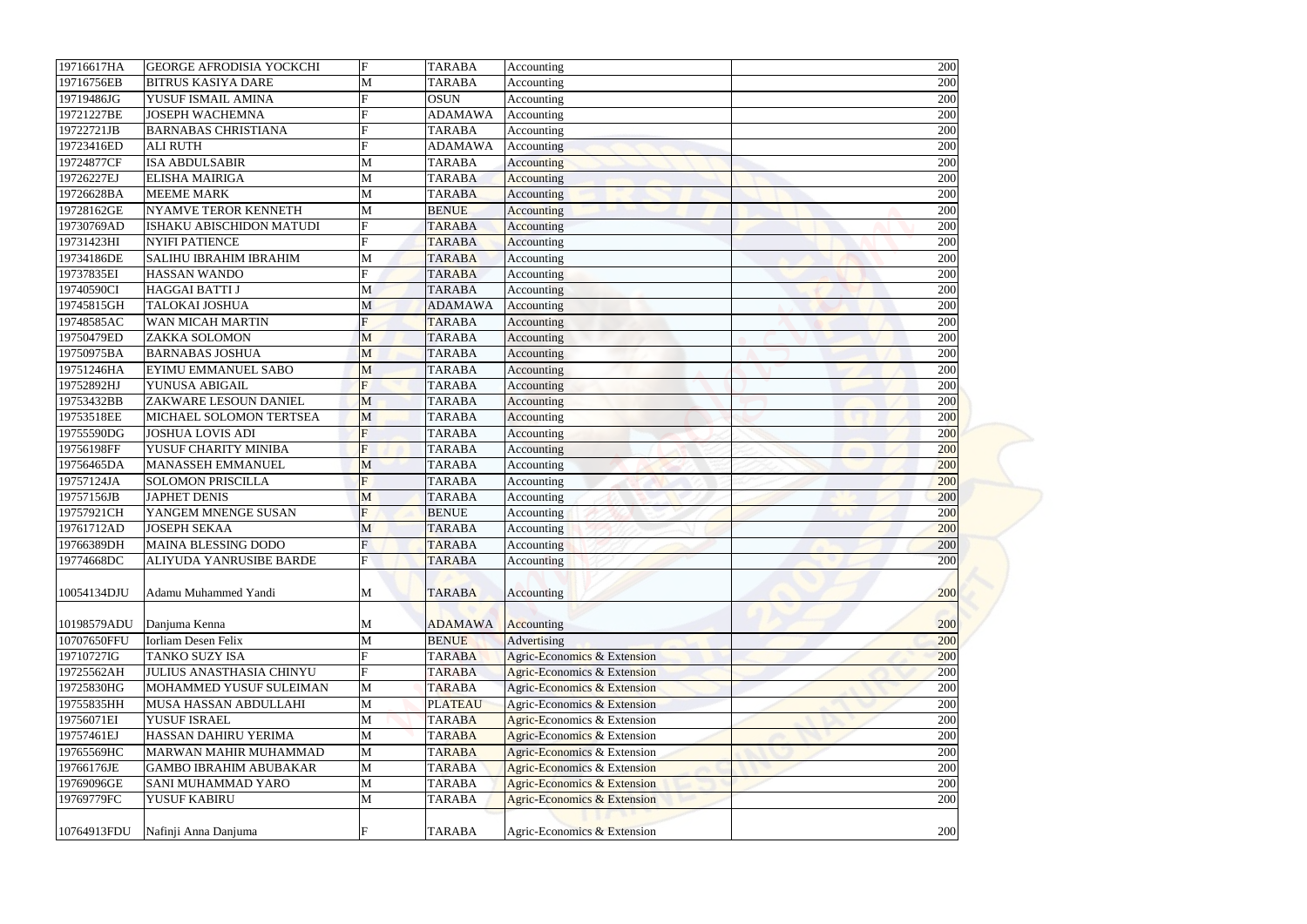| | | | | | | |
|---|---|---|---|---|---|---|
| 19716617HA | GEORGE AFRODISIA YOCKCHI | F | TARABA | Accounting | | 200 |
| 19716756EB | BITRUS KASIYA DARE | M | TARABA | Accounting | | 200 |
| 19719486JG | YUSUF ISMAIL AMINA | F | OSUN | Accounting | | 200 |
| 19721227BE | JOSEPH WACHEMNA | F | ADAMAWA | Accounting | | 200 |
| 19722721JB | BARNABAS CHRISTIANA | F | TARABA | Accounting | | 200 |
| 19723416ED | ALI RUTH | F | ADAMAWA | Accounting | | 200 |
| 19724877CF | ISA ABDULSABIR | M | TARABA | Accounting | | 200 |
| 19726227EJ | ELISHA MAIRIGA | M | TARABA | Accounting | | 200 |
| 19726628BA | MEEME MARK | M | TARABA | Accounting | | 200 |
| 19728162GE | NYAMVE TEROR KENNETH | M | BENUE | Accounting | | 200 |
| 19730769AD | ISHAKU ABISCHIDON MATUDI | F | TARABA | Accounting | | 200 |
| 19731423HI | NYIFI PATIENCE | F | TARABA | Accounting | | 200 |
| 19734186DE | SALIHU IBRAHIM IBRAHIM | M | TARABA | Accounting | | 200 |
| 19737835EI | HASSAN WANDO | F | TARABA | Accounting | | 200 |
| 19740590CI | HAGGAI BATTI J | M | TARABA | Accounting | | 200 |
| 19745815GH | TALOKAI JOSHUA | M | ADAMAWA | Accounting | | 200 |
| 19748585AC | WAN MICAH MARTIN | F | TARABA | Accounting | | 200 |
| 19750479ED | ZAKKA SOLOMON | M | TARABA | Accounting | | 200 |
| 19750975BA | BARNABAS JOSHUA | M | TARABA | Accounting | | 200 |
| 19751246HA | EYIMU EMMANUEL SABO | M | TARABA | Accounting | | 200 |
| 19752892HJ | YUNUSA ABIGAIL | F | TARABA | Accounting | | 200 |
| 19753432BB | ZAKWARE LESOUN DANIEL | M | TARABA | Accounting | | 200 |
| 19753518EE | MICHAEL SOLOMON TERTSEA | M | TARABA | Accounting | | 200 |
| 19755590DG | JOSHUA LOVIS ADI | F | TARABA | Accounting | | 200 |
| 19756198FF | YUSUF CHARITY MINIBA | F | TARABA | Accounting | | 200 |
| 19756465DA | MANASSEH EMMANUEL | M | TARABA | Accounting | | 200 |
| 19757124JA | SOLOMON PRISCILLA | F | TARABA | Accounting | | 200 |
| 19757156JB | JAPHET DENIS | M | TARABA | Accounting | | 200 |
| 19757921CH | YANGEM MNENGE SUSAN | F | BENUE | Accounting | | 200 |
| 19761712AD | JOSEPH SEKAA | M | TARABA | Accounting | | 200 |
| 19766389DH | MAINA BLESSING DODO | F | TARABA | Accounting | | 200 |
| 19774668DC | ALIYUDA YANRUSIBE BARDE | F | TARABA | Accounting | | 200 |
| 10054134DJU | Adamu Muhammed Yandi | M | TARABA | Accounting | | 200 |
| 10198579ADU | Danjuma Kenna | M | ADAMAWA | Accounting | | 200 |
| 10707650FFU | Iorliam Desen Felix | M | BENUE | Advertising | | 200 |
| 19710727IG | TANKO SUZY ISA | F | TARABA | Agric-Economics & Extension | | 200 |
| 19725562AH | JULIUS ANASTHASIA CHINYU | F | TARABA | Agric-Economics & Extension | | 200 |
| 19725830HG | MOHAMMED YUSUF SULEIMAN | M | TARABA | Agric-Economics & Extension | | 200 |
| 19755835HH | MUSA HASSAN ABDULLAHI | M | PLATEAU | Agric-Economics & Extension | | 200 |
| 19756071EI | YUSUF ISRAEL | M | TARABA | Agric-Economics & Extension | | 200 |
| 19757461EJ | HASSAN DAHIRU YERIMA | M | TARABA | Agric-Economics & Extension | | 200 |
| 19765569HC | MARWAN MAHIR MUHAMMAD | M | TARABA | Agric-Economics & Extension | | 200 |
| 19766176JE | GAMBO IBRAHIM ABUBAKAR | M | TARABA | Agric-Economics & Extension | | 200 |
| 19769096GE | SANI MUHAMMAD YARO | M | TARABA | Agric-Economics & Extension | | 200 |
| 19769779FC | YUSUF KABIRU | M | TARABA | Agric-Economics & Extension | | 200 |
| 10764913FDU | Nafinji Anna Danjuma | F | TARABA | Agric-Economics & Extension | | 200 |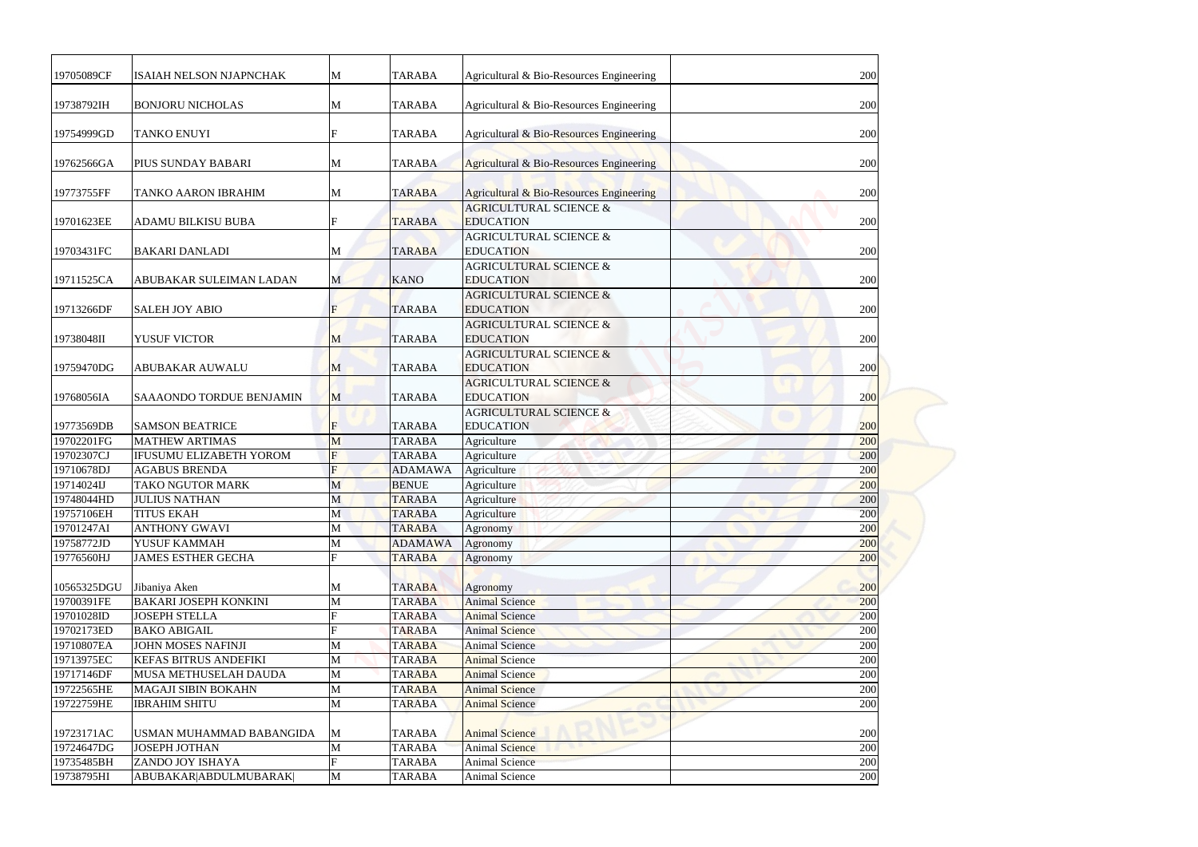| | | | | | | |
|---|---|---|---|---|---|---|
| 19705089CF | ISAIAH NELSON NJAPNCHAK | M | TARABA | Agricultural & Bio-Resources Engineering | | 200 |
| 19738792IH | BONJORU NICHOLAS | M | TARABA | Agricultural & Bio-Resources Engineering | | 200 |
| 19754999GD | TANKO ENUYI | F | TARABA | Agricultural & Bio-Resources Engineering | | 200 |
| 19762566GA | PIUS SUNDAY BABARI | M | TARABA | Agricultural & Bio-Resources Engineering | | 200 |
| 19773755FF | TANKO AARON IBRAHIM | M | TARABA | Agricultural & Bio-Resources Engineering | | 200 |
| 19701623EE | ADAMU BILKISU BUBA | F | TARABA | AGRICULTURAL SCIENCE & EDUCATION | | 200 |
| 19703431FC | BAKARI DANLADI | M | TARABA | AGRICULTURAL SCIENCE & EDUCATION | | 200 |
| 19711525CA | ABUBAKAR SULEIMAN LADAN | M | KANO | AGRICULTURAL SCIENCE & EDUCATION | | 200 |
| 19713266DF | SALEH JOY ABIO | F | TARABA | AGRICULTURAL SCIENCE & EDUCATION | | 200 |
| 19738048II | YUSUF VICTOR | M | TARABA | AGRICULTURAL SCIENCE & EDUCATION | | 200 |
| 19759470DG | ABUBAKAR AUWALU | M | TARABA | AGRICULTURAL SCIENCE & EDUCATION | | 200 |
| 19768056IA | SAAAONDO TORDUE BENJAMIN | M | TARABA | AGRICULTURAL SCIENCE & EDUCATION | | 200 |
| 19773569DB | SAMSON BEATRICE | F | TARABA | AGRICULTURAL SCIENCE & EDUCATION | | 200 |
| 19702201FG | MATHEW ARTIMAS | M | TARABA | Agriculture | | 200 |
| 19702307CJ | IFUSUMU ELIZABETH YOROM | F | TARABA | Agriculture | | 200 |
| 19710678DJ | AGABUS BRENDA | F | ADAMAWA | Agriculture | | 200 |
| 19714024IJ | TAKO NGUTOR MARK | M | BENUE | Agriculture | | 200 |
| 19748044HD | JULIUS NATHAN | M | TARABA | Agriculture | | 200 |
| 19757106EH | TITUS EKAH | M | TARABA | Agriculture | | 200 |
| 19701247AI | ANTHONY GWAVI | M | TARABA | Agronomy | | 200 |
| 19758772JD | YUSUF KAMMAH | M | ADAMAWA | Agronomy | | 200 |
| 19776560HJ | JAMES ESTHER GECHA | F | TARABA | Agronomy | | 200 |
| 10565325DGU | Jibaniya Aken | M | TARABA | Agronomy | | 200 |
| 19700391FE | BAKARI JOSEPH KONKINI | M | TARABA | Animal Science | | 200 |
| 19701028ID | JOSEPH STELLA | F | TARABA | Animal Science | | 200 |
| 19702173ED | BAKO ABIGAIL | F | TARABA | Animal Science | | 200 |
| 19710807EA | JOHN MOSES NAFINJI | M | TARABA | Animal Science | | 200 |
| 19713975EC | KEFAS BITRUS ANDEFIKI | M | TARABA | Animal Science | | 200 |
| 19717146DF | MUSA METHUSELAH DAUDA | M | TARABA | Animal Science | | 200 |
| 19722565HE | MAGAJI SIBIN BOKAHN | M | TARABA | Animal Science | | 200 |
| 19722759HE | IBRAHIM SHITU | M | TARABA | Animal Science | | 200 |
| 19723171AC | USMAN MUHAMMAD BABANGIDA | M | TARABA | Animal Science | | 200 |
| 19724647DG | JOSEPH JOTHAN | M | TARABA | Animal Science | | 200 |
| 19735485BH | ZANDO JOY ISHAYA | F | TARABA | Animal Science | | 200 |
| 19738795HI | ABUBAKAR\|ABDULMUBARAK\| | M | TARABA | Animal Science | | 200 |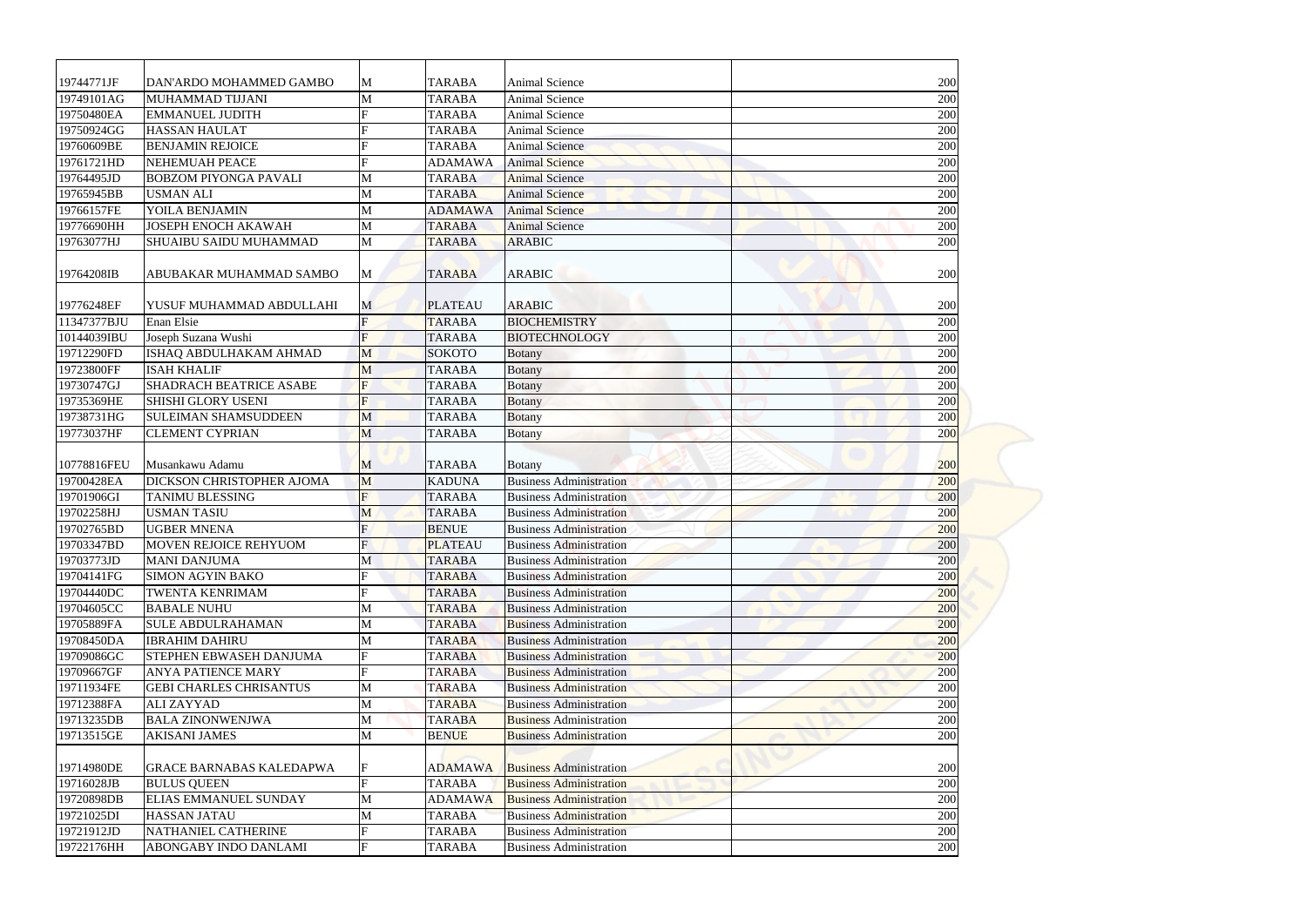| | | | | | | |
|---|---|---|---|---|---|---|
| 19744771JF | DAN'ARDO MOHAMMED GAMBO | M | TARABA | Animal Science | | 200 |
| 19749101AG | MUHAMMAD TIJJANI | M | TARABA | Animal Science | | 200 |
| 19750480EA | EMMANUEL JUDITH | F | TARABA | Animal Science | | 200 |
| 19750924GG | HASSAN HAULAT | F | TARABA | Animal Science | | 200 |
| 19760609BE | BENJAMIN REJOICE | F | TARABA | Animal Science | | 200 |
| 19761721HD | NEHEMUAH PEACE | F | ADAMAWA | Animal Science | | 200 |
| 19764495JD | BOBZOM PIYONGA PAVALI | M | TARABA | Animal Science | | 200 |
| 19765945BB | USMAN ALI | M | TARABA | Animal Science | | 200 |
| 19766157FE | YOILA BENJAMIN | M | ADAMAWA | Animal Science | | 200 |
| 19776690HH | JOSEPH ENOCH AKAWAH | M | TARABA | Animal Science | | 200 |
| 19763077HJ | SHUAIBU SAIDU MUHAMMAD | M | TARABA | ARABIC | | 200 |
| 19764208IB | ABUBAKAR MUHAMMAD SAMBO | M | TARABA | ARABIC | | 200 |
| 19776248EF | YUSUF MUHAMMAD ABDULLAHI | M | PLATEAU | ARABIC | | 200 |
| 11347377BJU | Enan Elsie | F | TARABA | BIOCHEMISTRY | | 200 |
| 10144039IBU | Joseph Suzana Wushi | F | TARABA | BIOTECHNOLOGY | | 200 |
| 19712290FD | ISHAQ ABDULHAKAM AHMAD | M | SOKOTO | Botany | | 200 |
| 19723800FF | ISAH KHALIF | M | TARABA | Botany | | 200 |
| 19730747GJ | SHADRACH BEATRICE ASABE | F | TARABA | Botany | | 200 |
| 19735369HE | SHISHI GLORY USENI | F | TARABA | Botany | | 200 |
| 19738731HG | SULEIMAN SHAMSUDDEEN | M | TARABA | Botany | | 200 |
| 19773037HF | CLEMENT CYPRIAN | M | TARABA | Botany | | 200 |
| 10778816FEU | Musankawu Adamu | M | TARABA | Botany | | 200 |
| 19700428EA | DICKSON CHRISTOPHER AJOMA | M | KADUNA | Business Administration | | 200 |
| 19701906GI | TANIMU BLESSING | F | TARABA | Business Administration | | 200 |
| 19702258HJ | USMAN TASIU | M | TARABA | Business Administration | | 200 |
| 19702765BD | UGBER MNENA | F | BENUE | Business Administration | | 200 |
| 19703347BD | MOVEN REJOICE REHYUOM | F | PLATEAU | Business Administration | | 200 |
| 19703773JD | MANI DANJUMA | M | TARABA | Business Administration | | 200 |
| 19704141FG | SIMON AGYIN BAKO | F | TARABA | Business Administration | | 200 |
| 19704440DC | TWENTA KENRIMAM | F | TARABA | Business Administration | | 200 |
| 19704605CC | BABALE NUHU | M | TARABA | Business Administration | | 200 |
| 19705889FA | SULE ABDULRAHAMAN | M | TARABA | Business Administration | | 200 |
| 19708450DA | IBRAHIM DAHIRU | M | TARABA | Business Administration | | 200 |
| 19709086GC | STEPHEN EBWASEH DANJUMA | F | TARABA | Business Administration | | 200 |
| 19709667GF | ANYA PATIENCE MARY | F | TARABA | Business Administration | | 200 |
| 19711934FE | GEBI CHARLES CHRISANTUS | M | TARABA | Business Administration | | 200 |
| 19712388FA | ALI ZAYYAD | M | TARABA | Business Administration | | 200 |
| 19713235DB | BALA ZINONWENJWA | M | TARABA | Business Administration | | 200 |
| 19713515GE | AKISANI JAMES | M | BENUE | Business Administration | | 200 |
| 19714980DE | GRACE BARNABAS KALEDAPWA | F | ADAMAWA | Business Administration | | 200 |
| 19716028JB | BULUS QUEEN | F | TARABA | Business Administration | | 200 |
| 19720898DB | ELIAS EMMANUEL SUNDAY | M | ADAMAWA | Business Administration | | 200 |
| 19721025DI | HASSAN JATAU | M | TARABA | Business Administration | | 200 |
| 19721912JD | NATHANIEL CATHERINE | F | TARABA | Business Administration | | 200 |
| 19722176HH | ABONGABY INDO DANLAMI | F | TARABA | Business Administration | | 200 |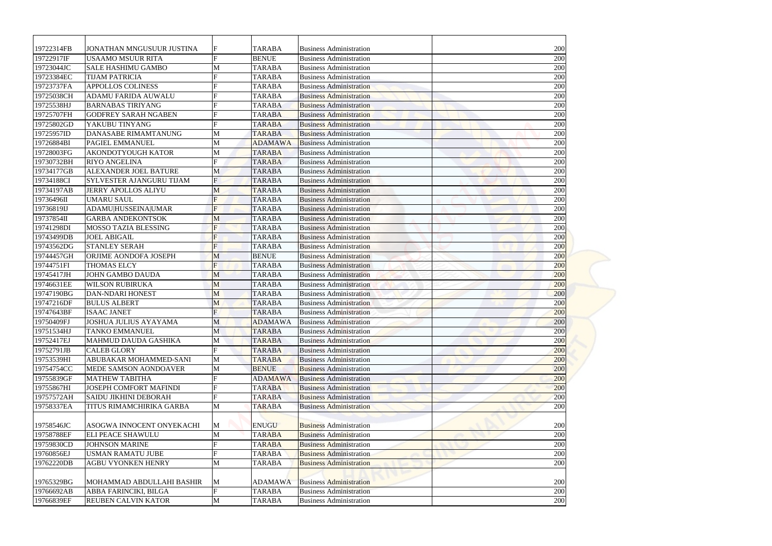| | | | | | | |
|---|---|---|---|---|---|---|
| 19722314FB | JONATHAN MNGUSUUR JUSTINA | F | TARABA | Business Administration | | 200 |
| 19722917IF | USAAMO MSUUR RITA | F | BENUE | Business Administration | | 200 |
| 19723044JC | SALE HASHIMU GAMBO | M | TARABA | Business Administration | | 200 |
| 19723384EC | TIJAM PATRICIA | F | TARABA | Business Administration | | 200 |
| 19723737FA | APPOLLOS COLINESS | F | TARABA | Business Administration | | 200 |
| 19725038CH | ADAMU FARIDA AUWALU | F | TARABA | Business Administration | | 200 |
| 19725538HJ | BARNABAS TIRIYANG | F | TARABA | Business Administration | | 200 |
| 19725707FH | GODFREY SARAH NGABEN | F | TARABA | Business Administration | | 200 |
| 19725802GD | YAKUBU TINYANG | F | TARABA | Business Administration | | 200 |
| 19725957ID | DANASABE RIMAMTANUNG | M | TARABA | Business Administration | | 200 |
| 19726884BI | PAGIEL EMMANUEL | M | ADAMAWA | Business Administration | | 200 |
| 19728003FG | AKONDOTYOUGH KATOR | M | TARABA | Business Administration | | 200 |
| 19730732BH | RIYO ANGELINA | F | TARABA | Business Administration | | 200 |
| 19734177GB | ALEXANDER JOEL BATURE | M | TARABA | Business Administration | | 200 |
| 19734188CI | SYLVESTER AJANGURU TIJAM | F | TARABA | Business Administration | | 200 |
| 19734197AB | JERRY APOLLOS ALIYU | M | TARABA | Business Administration | | 200 |
| 19736496II | UMARU SAUL | F | TARABA | Business Administration | | 200 |
| 19736819IJ | ADAMU\|HUSSEINA\|UMAR | F | TARABA | Business Administration | | 200 |
| 19737854II | GARBA ANDEKONTSOK | M | TARABA | Business Administration | | 200 |
| 19741298DI | MOSSO TAZIA BLESSING | F | TARABA | Business Administration | | 200 |
| 19743499DB | JOEL ABIGAIL | F | TARABA | Business Administration | | 200 |
| 19743562DG | STANLEY SERAH | F | TARABA | Business Administration | | 200 |
| 19744457GH | ORJIME AONDOFA JOSEPH | M | BENUE | Business Administration | | 200 |
| 19744751FI | THOMAS ELCY | F | TARABA | Business Administration | | 200 |
| 19745417JH | JOHN GAMBO DAUDA | M | TARABA | Business Administration | | 200 |
| 19746631EE | WILSON RUBIRUKA | M | TARABA | Business Administration | | 200 |
| 19747190BG | DAN-NDARI HONEST | M | TARABA | Business Administration | | 200 |
| 19747216DF | BULUS ALBERT | M | TARABA | Business Administration | | 200 |
| 19747643BF | ISAAC JANET | F | TARABA | Business Administration | | 200 |
| 19750409FJ | JOSHUA JULIUS AYAYAMA | M | ADAMAWA | Business Administration | | 200 |
| 19751534HJ | TANKO EMMANUEL | M | TARABA | Business Administration | | 200 |
| 19752417EJ | MAHMUD DAUDA GASHIKA | M | TARABA | Business Administration | | 200 |
| 19752791JB | CALEB GLORY | F | TARABA | Business Administration | | 200 |
| 19753539HI | ABUBAKAR MOHAMMED-SANI | M | TARABA | Business Administration | | 200 |
| 19754754CC | MEDE SAMSON AONDOAVER | M | BENUE | Business Administration | | 200 |
| 19755839GF | MATHEW TABITHA | F | ADAMAWA | Business Administration | | 200 |
| 19755867HI | JOSEPH COMFORT MAFINDI | F | TARABA | Business Administration | | 200 |
| 19757572AH | SAIDU JIKHINI DEBORAH | F | TARABA | Business Administration | | 200 |
| 19758337EA | TITUS RIMAMCHIRIKA GARBA | M | TARABA | Business Administration | | 200 |
| 19758546JC | ASOGWA INNOCENT ONYEKACHI | M | ENUGU | Business Administration | | 200 |
| 19758788EF | ELI PEACE SHAWULU | M | TARABA | Business Administration | | 200 |
| 19759830CD | JOHNSON MARINE | F | TARABA | Business Administration | | 200 |
| 19760856EJ | USMAN RAMATU JUBE | F | TARABA | Business Administration | | 200 |
| 19762220DB | AGBU VYONKEN HENRY | M | TARABA | Business Administration | | 200 |
| 19765329BG | MOHAMMAD ABDULLAHI BASHIR | M | ADAMAWA | Business Administration | | 200 |
| 19766692AB | ABBA FARINCIKI, BILGA | F | TARABA | Business Administration | | 200 |
| 19766839EF | REUBEN CALVIN KATOR | M | TARABA | Business Administration | | 200 |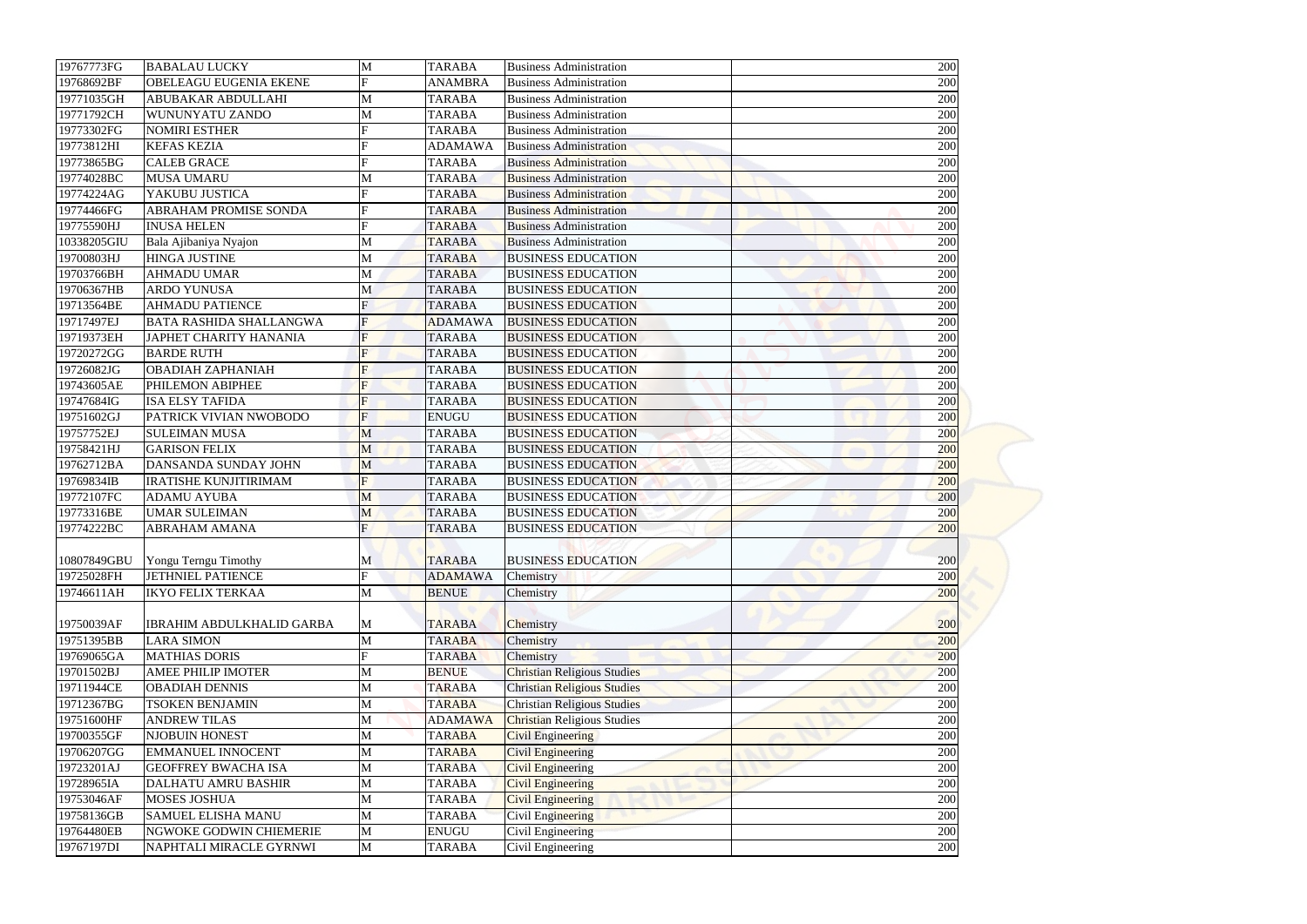| | | | | | | |
|---|---|---|---|---|---|---|
| 19767773FG | BABALAU LUCKY | M | TARABA | Business Administration | | 200 |
| 19768692BF | OBELEAGU EUGENIA EKENE | F | ANAMBRA | Business Administration | | 200 |
| 19771035GH | ABUBAKAR ABDULLAHI | M | TARABA | Business Administration | | 200 |
| 19771792CH | WUNUNYATU ZANDO | M | TARABA | Business Administration | | 200 |
| 19773302FG | NOMIRI ESTHER | F | TARABA | Business Administration | | 200 |
| 19773812HI | KEFAS KEZIA | F | ADAMAWA | Business Administration | | 200 |
| 19773865BG | CALEB GRACE | F | TARABA | Business Administration | | 200 |
| 19774028BC | MUSA UMARU | M | TARABA | Business Administration | | 200 |
| 19774224AG | YAKUBU JUSTICA | F | TARABA | Business Administration | | 200 |
| 19774466FG | ABRAHAM PROMISE SONDA | F | TARABA | Business Administration | | 200 |
| 19775590HJ | INUSA HELEN | F | TARABA | Business Administration | | 200 |
| 10338205GIU | Bala Ajibaniya Nyajon | M | TARABA | Business Administration | | 200 |
| 19700803HJ | HINGA JUSTINE | M | TARABA | BUSINESS EDUCATION | | 200 |
| 19703766BH | AHMADU UMAR | M | TARABA | BUSINESS EDUCATION | | 200 |
| 19706367HB | ARDO YUNUSA | M | TARABA | BUSINESS EDUCATION | | 200 |
| 19713564BE | AHMADU PATIENCE | F | TARABA | BUSINESS EDUCATION | | 200 |
| 19717497EJ | BATA RASHIDA SHALLANGWA | F | ADAMAWA | BUSINESS EDUCATION | | 200 |
| 19719373EH | JAPHET CHARITY HANANIA | F | TARABA | BUSINESS EDUCATION | | 200 |
| 19720272GG | BARDE RUTH | F | TARABA | BUSINESS EDUCATION | | 200 |
| 19726082JG | OBADIAH ZAPHANIAH | F | TARABA | BUSINESS EDUCATION | | 200 |
| 19743605AE | PHILEMON ABIPHEE | F | TARABA | BUSINESS EDUCATION | | 200 |
| 19747684IG | ISA ELSY TAFIDA | F | TARABA | BUSINESS EDUCATION | | 200 |
| 19751602GJ | PATRICK VIVIAN NWOBODO | F | ENUGU | BUSINESS EDUCATION | | 200 |
| 19757752EJ | SULEIMAN MUSA | M | TARABA | BUSINESS EDUCATION | | 200 |
| 19758421HJ | GARISON FELIX | M | TARABA | BUSINESS EDUCATION | | 200 |
| 19762712BA | DANSANDA SUNDAY JOHN | M | TARABA | BUSINESS EDUCATION | | 200 |
| 19769834IB | IRATISHE KUNJITIRIMAM | F | TARABA | BUSINESS EDUCATION | | 200 |
| 19772107FC | ADAMU AYUBA | M | TARABA | BUSINESS EDUCATION | | 200 |
| 19773316BE | UMAR SULEIMAN | M | TARABA | BUSINESS EDUCATION | | 200 |
| 19774222BC | ABRAHAM AMANA | F | TARABA | BUSINESS EDUCATION | | 200 |
| 10807849GBU | Yongu Terngu Timothy | M | TARABA | BUSINESS EDUCATION | | 200 |
| 19725028FH | JETHNIEL PATIENCE | F | ADAMAWA | Chemistry | | 200 |
| 19746611AH | IKYO FELIX TERKAA | M | BENUE | Chemistry | | 200 |
| 19750039AF | IBRAHIM ABDULKHALID GARBA | M | TARABA | Chemistry | | 200 |
| 19751395BB | LARA SIMON | M | TARABA | Chemistry | | 200 |
| 19769065GA | MATHIAS DORIS | F | TARABA | Chemistry | | 200 |
| 19701502BJ | AMEE PHILIP IMOTER | M | BENUE | Christian Religious Studies | | 200 |
| 19711944CE | OBADIAH DENNIS | M | TARABA | Christian Religious Studies | | 200 |
| 19712367BG | TSOKEN BENJAMIN | M | TARABA | Christian Religious Studies | | 200 |
| 19751600HF | ANDREW TILAS | M | ADAMAWA | Christian Religious Studies | | 200 |
| 19700355GF | NJOBUIN HONEST | M | TARABA | Civil Engineering | | 200 |
| 19706207GG | EMMANUEL INNOCENT | M | TARABA | Civil Engineering | | 200 |
| 19723201AJ | GEOFFREY BWACHA ISA | M | TARABA | Civil Engineering | | 200 |
| 19728965IA | DALHATU AMRU BASHIR | M | TARABA | Civil Engineering | | 200 |
| 19753046AF | MOSES JOSHUA | M | TARABA | Civil Engineering | | 200 |
| 19758136GB | SAMUEL ELISHA MANU | M | TARABA | Civil Engineering | | 200 |
| 19764480EB | NGWOKE GODWIN CHIEMERIE | M | ENUGU | Civil Engineering | | 200 |
| 19767197DI | NAPHTALI MIRACLE GYRNWI | M | TARABA | Civil Engineering | | 200 |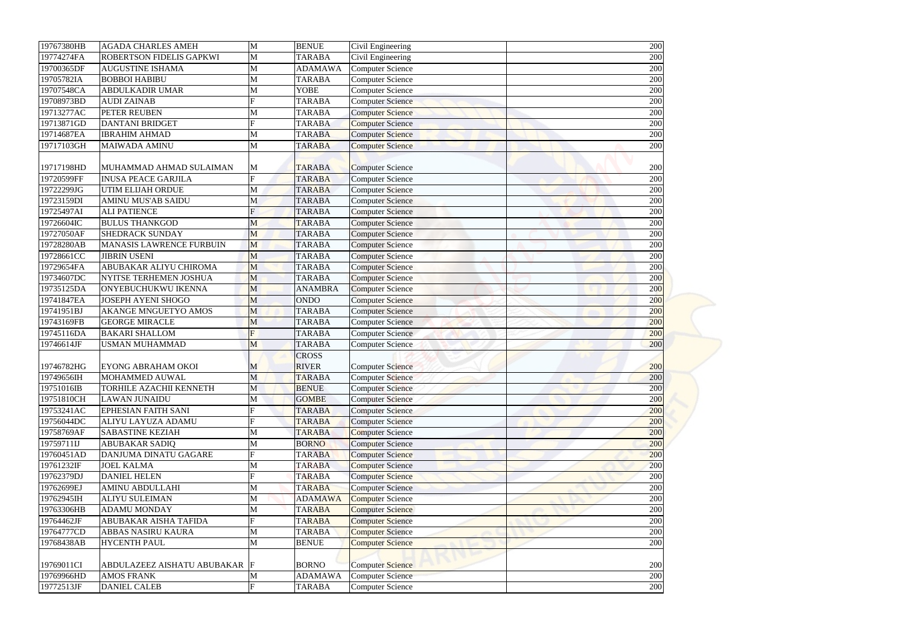| | | | | | | |
|---|---|---|---|---|---|---|
| 19767380HB | AGADA CHARLES AMEH | M | BENUE | Civil Engineering | | 200 |
| 19774274FA | ROBERTSON FIDELIS GAPKWI | M | TARABA | Civil Engineering | | 200 |
| 19700365DF | AUGUSTINE ISHAMA | M | ADAMAWA | Computer Science | | 200 |
| 19705782IA | BOBBOI HABIBU | M | TARABA | Computer Science | | 200 |
| 19707548CA | ABDULKADIR UMAR | M | YOBE | Computer Science | | 200 |
| 19708973BD | AUDI ZAINAB | F | TARABA | Computer Science | | 200 |
| 19713277AC | PETER REUBEN | M | TARABA | Computer Science | | 200 |
| 19713871GD | DANTANI BRIDGET | F | TARABA | Computer Science | | 200 |
| 19714687EA | IBRAHIM AHMAD | M | TARABA | Computer Science | | 200 |
| 19717103GH | MAIWADA AMINU | M | TARABA | Computer Science | | 200 |
| 19717198HD | MUHAMMAD AHMAD SULAIMAN | M | TARABA | Computer Science | | 200 |
| 19720599FF | INUSA PEACE GARJILA | F | TARABA | Computer Science | | 200 |
| 19722299JG | UTIM ELIJAH ORDUE | M | TARABA | Computer Science | | 200 |
| 19723159DI | AMINU MUS'AB SAIDU | M | TARABA | Computer Science | | 200 |
| 19725497AI | ALI PATIENCE | F | TARABA | Computer Science | | 200 |
| 19726604IC | BULUS THANKGOD | M | TARABA | Computer Science | | 200 |
| 19727050AF | SHEDRACK SUNDAY | M | TARABA | Computer Science | | 200 |
| 19728280AB | MANASIS LAWRENCE FURBUIN | M | TARABA | Computer Science | | 200 |
| 19728661CC | JIBRIN USENI | M | TARABA | Computer Science | | 200 |
| 19729654FA | ABUBAKAR ALIYU CHIROMA | M | TARABA | Computer Science | | 200 |
| 19734607DC | NYITSE TERHEMEN JOSHUA | M | TARABA | Computer Science | | 200 |
| 19735125DA | ONYEBUCHUKWU IKENNA | M | ANAMBRA | Computer Science | | 200 |
| 19741847EA | JOSEPH AYENI SHOGO | M | ONDO | Computer Science | | 200 |
| 19741951BJ | AKANGE MNGUETYO AMOS | M | TARABA | Computer Science | | 200 |
| 19743169FB | GEORGE MIRACLE | M | TARABA | Computer Science | | 200 |
| 19745116DA | BAKARI SHALLOM | F | TARABA | Computer Science | | 200 |
| 19746614JF | USMAN MUHAMMAD | M | TARABA | Computer Science | | 200 |
| 19746782HG | EYONG ABRAHAM OKOI | M | CROSS RIVER | Computer Science | | 200 |
| 19749656IH | MOHAMMED AUWAL | M | TARABA | Computer Science | | 200 |
| 19751016IB | TORHILE AZACHII KENNETH | M | BENUE | Computer Science | | 200 |
| 19751810CH | LAWAN JUNAIDU | M | GOMBE | Computer Science | | 200 |
| 19753241AC | EPHESIAN FAITH SANI | F | TARABA | Computer Science | | 200 |
| 19756044DC | ALIYU LAYUZA ADAMU | F | TARABA | Computer Science | | 200 |
| 19758769AF | SABASTINE KEZIAH | M | TARABA | Computer Science | | 200 |
| 19759711IJ | ABUBAKAR SADIQ | M | BORNO | Computer Science | | 200 |
| 19760451AD | DANJUMA DINATU GAGARE | F | TARABA | Computer Science | | 200 |
| 19761232IF | JOEL KALMA | M | TARABA | Computer Science | | 200 |
| 19762379DJ | DANIEL HELEN | F | TARABA | Computer Science | | 200 |
| 19762699EJ | AMINU ABDULLAHI | M | TARABA | Computer Science | | 200 |
| 19762945IH | ALIYU SULEIMAN | M | ADAMAWA | Computer Science | | 200 |
| 19763306HB | ADAMU MONDAY | M | TARABA | Computer Science | | 200 |
| 19764462JF | ABUBAKAR AISHA TAFIDA | F | TARABA | Computer Science | | 200 |
| 19764777CD | ABBAS NASIRU KAURA | M | TARABA | Computer Science | | 200 |
| 19768438AB | HYCENTH PAUL | M | BENUE | Computer Science | | 200 |
| 19769011CI | ABDULAZEEZ AISHATU ABUBAKAR | F | BORNO | Computer Science | | 200 |
| 19769966HD | AMOS FRANK | M | ADAMAWA | Computer Science | | 200 |
| 19772513JF | DANIEL CALEB | F | TARABA | Computer Science | | 200 |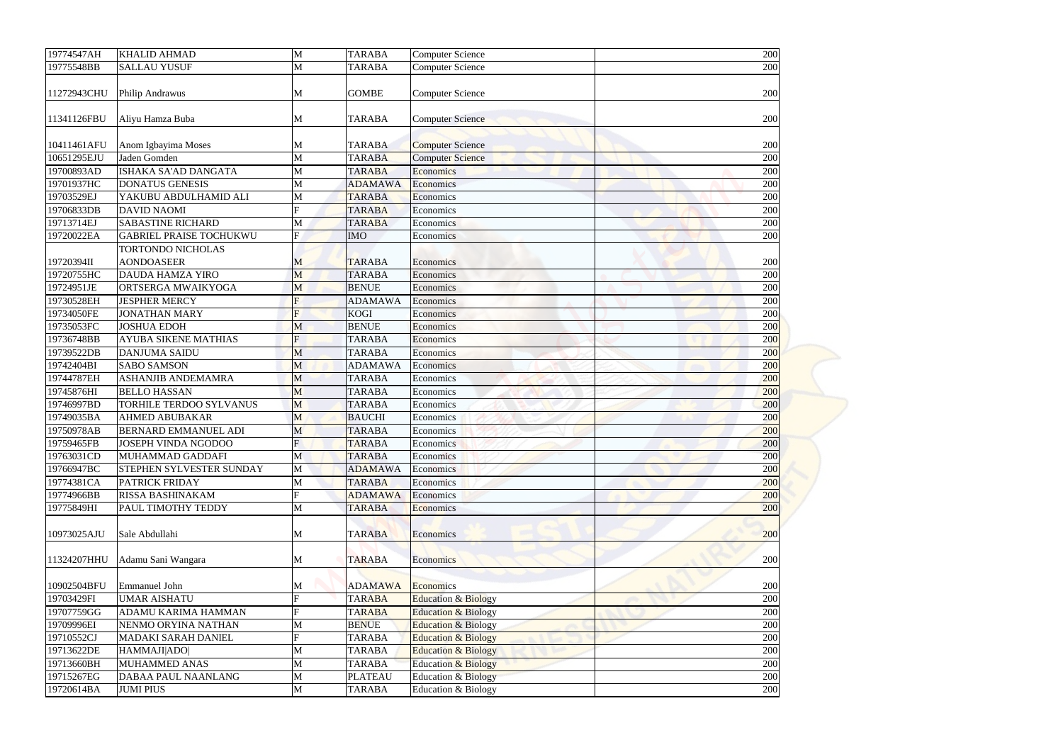| | | | | | | |
|---|---|---|---|---|---|---|
| 19774547AH | KHALID AHMAD | M | TARABA | Computer Science | | 200 |
| 19775548BB | SALLAU YUSUF | M | TARABA | Computer Science | | 200 |
| 11272943CHU | Philip Andrawus | M | GOMBE | Computer Science | | 200 |
| 11341126FBU | Aliyu Hamza Buba | M | TARABA | Computer Science | | 200 |
| 10411461AFU | Anom Igbayima Moses | M | TARABA | Computer Science | | 200 |
| 10651295EJU | Jaden Gomden | M | TARABA | Computer Science | | 200 |
| 19700893AD | ISHAKA SA'AD DANGATA | M | TARABA | Economics | | 200 |
| 19701937HC | DONATUS GENESIS | M | ADAMAWA | Economics | | 200 |
| 19703529EJ | YAKUBU ABDULHAMID ALI | M | TARABA | Economics | | 200 |
| 19706833DB | DAVID NAOMI | F | TARABA | Economics | | 200 |
| 19713714EJ | SABASTINE RICHARD | M | TARABA | Economics | | 200 |
| 19720022EA | GABRIEL PRAISE TOCHUKWU | F | IMO | Economics | | 200 |
| 19720394II | TORTONDO NICHOLAS AONDOASEER | M | TARABA | Economics | | 200 |
| 19720755HC | DAUDA HAMZA YIRO | M | TARABA | Economics | | 200 |
| 19724951JE | ORTSERGA MWAIKYOGA | M | BENUE | Economics | | 200 |
| 19730528EH | JESPHER MERCY | F | ADAMAWA | Economics | | 200 |
| 19734050FE | JONATHAN MARY | F | KOGI | Economics | | 200 |
| 19735053FC | JOSHUA EDOH | M | BENUE | Economics | | 200 |
| 19736748BB | AYUBA SIKENE MATHIAS | F | TARABA | Economics | | 200 |
| 19739522DB | DANJUMA SAIDU | M | TARABA | Economics | | 200 |
| 19742404BI | SABO SAMSON | M | ADAMAWA | Economics | | 200 |
| 19744787EH | ASHANJIB ANDEMAMRA | M | TARABA | Economics | | 200 |
| 19745876HI | BELLO HASSAN | M | TARABA | Economics | | 200 |
| 19746997BD | TORHILE TERDOO SYLVANUS | M | TARABA | Economics | | 200 |
| 19749035BA | AHMED ABUBAKAR | M | BAUCHI | Economics | | 200 |
| 19750978AB | BERNARD EMMANUEL ADI | M | TARABA | Economics | | 200 |
| 19759465FB | JOSEPH VINDA NGODOO | F | TARABA | Economics | | 200 |
| 19763031CD | MUHAMMAD GADDAFI | M | TARABA | Economics | | 200 |
| 19766947BC | STEPHEN SYLVESTER SUNDAY | M | ADAMAWA | Economics | | 200 |
| 19774381CA | PATRICK FRIDAY | M | TARABA | Economics | | 200 |
| 19774966BB | RISSA BASHINAKAM | F | ADAMAWA | Economics | | 200 |
| 19775849HI | PAUL TIMOTHY TEDDY | M | TARABA | Economics | | 200 |
| 10973025AJU | Sale Abdullahi | M | TARABA | Economics | | 200 |
| 11324207HHU | Adamu Sani Wangara | M | TARABA | Economics | | 200 |
| 10902504BFU | Emmanuel John | M | ADAMAWA | Economics | | 200 |
| 19703429FI | UMAR AISHATU | F | TARABA | Education & Biology | | 200 |
| 19707759GG | ADAMU KARIMA HAMMAN | F | TARABA | Education & Biology | | 200 |
| 19709996EI | NENMO ORYINA NATHAN | M | BENUE | Education & Biology | | 200 |
| 19710552CJ | MADAKI SARAH DANIEL | F | TARABA | Education & Biology | | 200 |
| 19713622DE | HAMMAJI\|ADO\| | M | TARABA | Education & Biology | | 200 |
| 19713660BH | MUHAMMED ANAS | M | TARABA | Education & Biology | | 200 |
| 19715267EG | DABAA PAUL NAANLANG | M | PLATEAU | Education & Biology | | 200 |
| 19720614BA | JUMI PIUS | M | TARABA | Education & Biology | | 200 |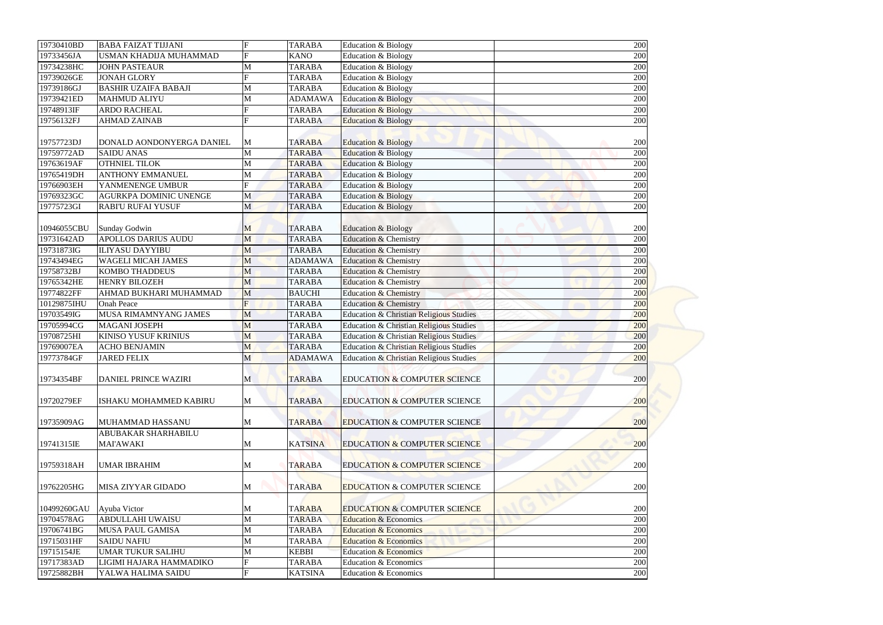| | | | | | | |
|---|---|---|---|---|---|---|
| 19730410BD | BABA FAIZAT TIJJANI | F | TARABA | Education & Biology | | 200 |
| 19733456JA | USMAN KHADIJA MUHAMMAD | F | KANO | Education & Biology | | 200 |
| 19734238HC | JOHN PASTEAUR | M | TARABA | Education & Biology | | 200 |
| 19739026GE | JONAH GLORY | F | TARABA | Education & Biology | | 200 |
| 19739186GJ | BASHIR UZAIFA BABAJI | M | TARABA | Education & Biology | | 200 |
| 19739421ED | MAHMUD ALIYU | M | ADAMAWA | Education & Biology | | 200 |
| 19748913IF | ARDO RACHEAL | F | TARABA | Education & Biology | | 200 |
| 19756132FJ | AHMAD ZAINAB | F | TARABA | Education & Biology | | 200 |
| 19757723DJ | DONALD AONDONYERGA DANIEL | M | TARABA | Education & Biology | | 200 |
| 19759772AD | SAIDU ANAS | M | TARABA | Education & Biology | | 200 |
| 19763619AF | OTHNIEL TILOK | M | TARABA | Education & Biology | | 200 |
| 19765419DH | ANTHONY EMMANUEL | M | TARABA | Education & Biology | | 200 |
| 19766903EH | YANMENENGE UMBUR | F | TARABA | Education & Biology | | 200 |
| 19769323GC | AGURKPA DOMINIC UNENGE | M | TARABA | Education & Biology | | 200 |
| 19775723GI | RABI'U RUFAI YUSUF | M | TARABA | Education & Biology | | 200 |
| 10946055CBU | Sunday Godwin | M | TARABA | Education & Biology | | 200 |
| 19731642AD | APOLLOS DARIUS AUDU | M | TARABA | Education & Chemistry | | 200 |
| 19731873IG | ILIYASU DAYYIBU | M | TARABA | Education & Chemistry | | 200 |
| 19743494EG | WAGELI MICAH JAMES | M | ADAMAWA | Education & Chemistry | | 200 |
| 19758732BJ | KOMBO THADDEUS | M | TARABA | Education & Chemistry | | 200 |
| 19765342HE | HENRY BILOZEH | M | TARABA | Education & Chemistry | | 200 |
| 19774822FF | AHMAD BUKHARI MUHAMMAD | M | BAUCHI | Education & Chemistry | | 200 |
| 10129875IHU | Onah Peace | F | TARABA | Education & Chemistry | | 200 |
| 19703549IG | MUSA RIMAMNYANG JAMES | M | TARABA | Education & Christian Religious Studies | | 200 |
| 19705994CG | MAGANI JOSEPH | M | TARABA | Education & Christian Religious Studies | | 200 |
| 19708725HI | KINISO YUSUF KRINIUS | M | TARABA | Education & Christian Religious Studies | | 200 |
| 19769007EA | ACHO BENJAMIN | M | TARABA | Education & Christian Religious Studies | | 200 |
| 19773784GF | JARED FELIX | M | ADAMAWA | Education & Christian Religious Studies | | 200 |
| 19734354BF | DANIEL PRINCE WAZIRI | M | TARABA | EDUCATION & COMPUTER SCIENCE | | 200 |
| 19720279EF | ISHAKU MOHAMMED KABIRU | M | TARABA | EDUCATION & COMPUTER SCIENCE | | 200 |
| 19735909AG | MUHAMMAD HASSANU | M | TARABA | EDUCATION & COMPUTER SCIENCE | | 200 |
| 19741315IE | ABUBAKAR SHARHABILU MAI'AWAKI | M | KATSINA | EDUCATION & COMPUTER SCIENCE | | 200 |
| 19759318AH | UMAR IBRAHIM | M | TARABA | EDUCATION & COMPUTER SCIENCE | | 200 |
| 19762205HG | MISA ZIYYAR GIDADO | M | TARABA | EDUCATION & COMPUTER SCIENCE | | 200 |
| 10499260GAU | Ayuba Victor | M | TARABA | EDUCATION & COMPUTER SCIENCE | | 200 |
| 19704578AG | ABDULLAHI UWAISU | M | TARABA | Education & Economics | | 200 |
| 19706741BG | MUSA PAUL GAMISA | M | TARABA | Education & Economics | | 200 |
| 19715031HF | SAIDU NAFIU | M | TARABA | Education & Economics | | 200 |
| 19715154JE | UMAR TUKUR SALIHU | M | KEBBI | Education & Economics | | 200 |
| 19717383AD | LIGIMI HAJARA HAMMADIKO | F | TARABA | Education & Economics | | 200 |
| 19725882BH | YALWA HALIMA SAIDU | F | KATSINA | Education & Economics | | 200 |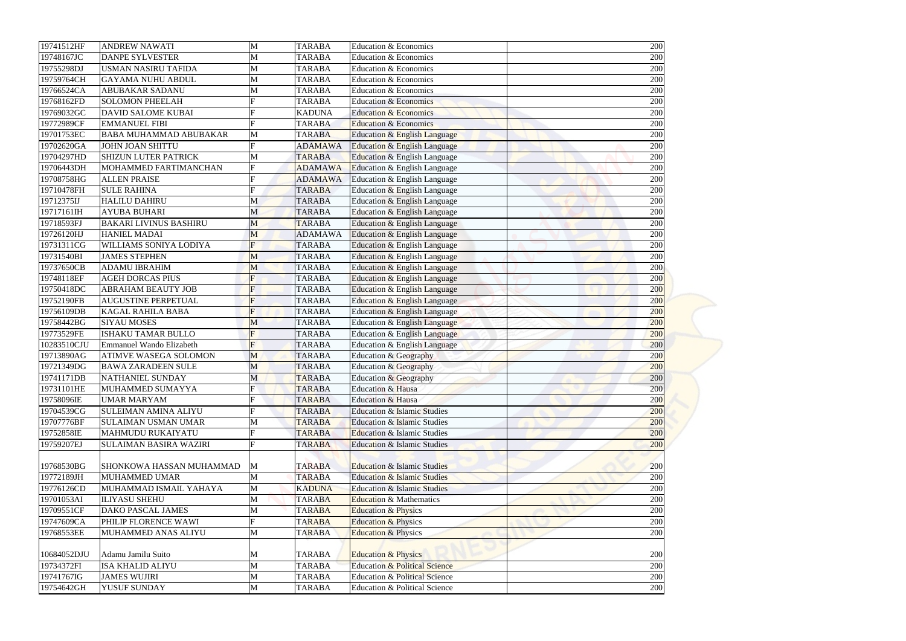| 19741512HF | ANDREW NAWATI | M | TARABA | Education & Economics | 200 |
|---|---|---|---|---|---|
| 19748167JC | DANPE SYLVESTER | M | TARABA | Education & Economics | 200 |
| 19755298DJ | USMAN NASIRU TAFIDA | M | TARABA | Education & Economics | 200 |
| 19759764CH | GAYAMA NUHU ABDUL | M | TARABA | Education & Economics | 200 |
| 19766524CA | ABUBAKAR SADANU | M | TARABA | Education & Economics | 200 |
| 19768162FD | SOLOMON PHEELAH | F | TARABA | Education & Economics | 200 |
| 19769032GC | DAVID SALOME KUBAI | F | KADUNA | Education & Economics | 200 |
| 19772989CF | EMMANUEL FIBI | F | TARABA | Education & Economics | 200 |
| 19701753EC | BABA MUHAMMAD ABUBAKAR | M | TARABA | Education & English Language | 200 |
| 19702620GA | JOHN JOAN SHITTU | F | ADAMAWA | Education & English Language | 200 |
| 19704297HD | SHIZUN LUTER PATRICK | M | TARABA | Education & English Language | 200 |
| 19706443DH | MOHAMMED FARTIMANCHAN | F | ADAMAWA | Education & English Language | 200 |
| 19708758HG | ALLEN PRAISE | F | ADAMAWA | Education & English Language | 200 |
| 19710478FH | SULE RAHINA | F | TARABA | Education & English Language | 200 |
| 19712375IJ | HALILU DAHIRU | M | TARABA | Education & English Language | 200 |
| 19717161IH | AYUBA BUHARI | M | TARABA | Education & English Language | 200 |
| 19718593FJ | BAKARI LIVINUS BASHIRU | M | TARABA | Education & English Language | 200 |
| 19726120HJ | HANIEL MADAI | M | ADAMAWA | Education & English Language | 200 |
| 19731311CG | WILLIAMS SONIYA LODIYA | F | TARABA | Education & English Language | 200 |
| 19731540BI | JAMES STEPHEN | M | TARABA | Education & English Language | 200 |
| 19737650CB | ADAMU IBRAHIM | M | TARABA | Education & English Language | 200 |
| 19748118EF | AGEH DORCAS PIUS | F | TARABA | Education & English Language | 200 |
| 19750418DC | ABRAHAM BEAUTY JOB | F | TARABA | Education & English Language | 200 |
| 19752190FB | AUGUSTINE PERPETUAL | F | TARABA | Education & English Language | 200 |
| 19756109DB | KAGAL RAHILA BABA | F | TARABA | Education & English Language | 200 |
| 19758442BG | SIYAU MOSES | M | TARABA | Education & English Language | 200 |
| 19773529FE | ISHAKU TAMAR BULLO | F | TARABA | Education & English Language | 200 |
| 10283510CJU | Emmanuel Wando Elizabeth | F | TARABA | Education & English Language | 200 |
| 19713890AG | ATIMVE WASEGA SOLOMON | M | TARABA | Education & Geography | 200 |
| 19721349DG | BAWA ZARADEEN SULE | M | TARABA | Education & Geography | 200 |
| 19741171DB | NATHANIEL SUNDAY | M | TARABA | Education & Geography | 200 |
| 19731101HE | MUHAMMED SUMAYYA | F | TARABA | Education & Hausa | 200 |
| 19758096IE | UMAR MARYAM | F | TARABA | Education & Hausa | 200 |
| 19704539CG | SULEIMAN AMINA ALIYU | F | TARABA | Education & Islamic Studies | 200 |
| 19707776BF | SULAIMAN USMAN UMAR | M | TARABA | Education & Islamic Studies | 200 |
| 19752858IE | MAHMUDU RUKAIYATU | F | TARABA | Education & Islamic Studies | 200 |
| 19759207EJ | SULAIMAN BASIRA WAZIRI | F | TARABA | Education & Islamic Studies | 200 |
| 19768530BG | SHONKOWA HASSAN MUHAMMAD | M | TARABA | Education & Islamic Studies | 200 |
| 19772189JH | MUHAMMED UMAR | M | TARABA | Education & Islamic Studies | 200 |
| 19776126CD | MUHAMMAD ISMAIL YAHAYA | M | KADUNA | Education & Islamic Studies | 200 |
| 19701053AI | ILIYASU SHEHU | M | TARABA | Education & Mathematics | 200 |
| 19709551CF | DAKO PASCAL JAMES | M | TARABA | Education & Physics | 200 |
| 19747609CA | PHILIP FLORENCE WAWI | F | TARABA | Education & Physics | 200 |
| 19768553EE | MUHAMMED ANAS ALIYU | M | TARABA | Education & Physics | 200 |
| 10684052DJU | Adamu Jamilu Suito | M | TARABA | Education & Physics | 200 |
| 19734372FI | ISA KHALID ALIYU | M | TARABA | Education & Political Science | 200 |
| 19741767IG | JAMES WUJIRI | M | TARABA | Education & Political Science | 200 |
| 19754642GH | YUSUF SUNDAY | M | TARABA | Education & Political Science | 200 |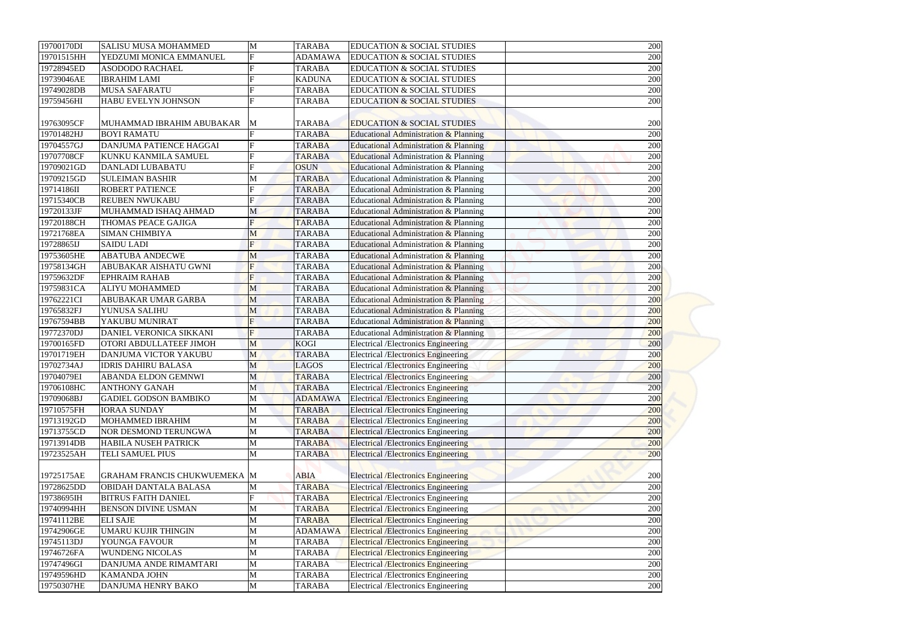| | | | | | | |
|---|---|---|---|---|---|---|
| 19700170DI | SALISU MUSA MOHAMMED | M | TARABA | EDUCATION & SOCIAL STUDIES | | 200 |
| 19701515HH | YEDZUMI MONICA EMMANUEL | F | ADAMAWA | EDUCATION & SOCIAL STUDIES | | 200 |
| 19728945ED | ASODODO RACHAEL | F | TARABA | EDUCATION & SOCIAL STUDIES | | 200 |
| 19739046AE | IBRAHIM LAMI | F | KADUNA | EDUCATION & SOCIAL STUDIES | | 200 |
| 19749028DB | MUSA SAFARATU | F | TARABA | EDUCATION & SOCIAL STUDIES | | 200 |
| 19759456HI | HABU EVELYN JOHNSON | F | TARABA | EDUCATION & SOCIAL STUDIES | | 200 |
| 19763095CF | MUHAMMAD IBRAHIM ABUBAKAR | M | TARABA | EDUCATION & SOCIAL STUDIES | | 200 |
| 19701482HJ | BOYI RAMATU | F | TARABA | Educational Administration & Planning | | 200 |
| 19704557GJ | DANJUMA PATIENCE HAGGAI | F | TARABA | Educational Administration & Planning | | 200 |
| 19707708CF | KUNKU KANMILA SAMUEL | F | TARABA | Educational Administration & Planning | | 200 |
| 19709021GD | DANLADI LUBABATU | F | OSUN | Educational Administration & Planning | | 200 |
| 19709215GD | SULEIMAN BASHIR | M | TARABA | Educational Administration & Planning | | 200 |
| 19714186II | ROBERT PATIENCE | F | TARABA | Educational Administration & Planning | | 200 |
| 19715340CB | REUBEN NWUKABU | F | TARABA | Educational Administration & Planning | | 200 |
| 19720133JF | MUHAMMAD ISHAQ AHMAD | M | TARABA | Educational Administration & Planning | | 200 |
| 19720188CH | THOMAS PEACE GAJIGA | F | TARABA | Educational Administration & Planning | | 200 |
| 19721768EA | SIMAN CHIMBIYA | M | TARABA | Educational Administration & Planning | | 200 |
| 19728865IJ | SAIDU LADI | F | TARABA | Educational Administration & Planning | | 200 |
| 19753605HE | ABATUBA ANDECWE | M | TARABA | Educational Administration & Planning | | 200 |
| 19758134GH | ABUBAKAR AISHATU GWNI | F | TARABA | Educational Administration & Planning | | 200 |
| 19759632DF | EPHRAIM RAHAB | F | TARABA | Educational Administration & Planning | | 200 |
| 19759831CA | ALIYU MOHAMMED | M | TARABA | Educational Administration & Planning | | 200 |
| 19762221CI | ABUBAKAR UMAR GARBA | M | TARABA | Educational Administration & Planning | | 200 |
| 19765832FJ | YUNUSA SALIHU | M | TARABA | Educational Administration & Planning | | 200 |
| 19767594BB | YAKUBU MUNIRAT | F | TARABA | Educational Administration & Planning | | 200 |
| 19772370DJ | DANIEL VERONICA SIKKANI | F | TARABA | Educational Administration & Planning | | 200 |
| 19700165FD | OTORI ABDULLATEEF JIMOH | M | KOGI | Electrical /Electronics Engineering | | 200 |
| 19701719EH | DANJUMA VICTOR YAKUBU | M | TARABA | Electrical /Electronics Engineering | | 200 |
| 19702734AJ | IDRIS DAHIRU BALASA | M | LAGOS | Electrical /Electronics Engineering | | 200 |
| 19704079EI | ABANDA ELDON GEMNWI | M | TARABA | Electrical /Electronics Engineering | | 200 |
| 19706108HC | ANTHONY GANAH | M | TARABA | Electrical /Electronics Engineering | | 200 |
| 19709068BJ | GADIEL GODSON BAMBIKO | M | ADAMAWA | Electrical /Electronics Engineering | | 200 |
| 19710575FH | IORAA SUNDAY | M | TARABA | Electrical /Electronics Engineering | | 200 |
| 19713192GD | MOHAMMED IBRAHIM | M | TARABA | Electrical /Electronics Engineering | | 200 |
| 19713755CD | NOR DESMOND TERUNGWA | M | TARABA | Electrical /Electronics Engineering | | 200 |
| 19713914DB | HABILA NUSEH PATRICK | M | TARABA | Electrical /Electronics Engineering | | 200 |
| 19723525AH | TELI SAMUEL PIUS | M | TARABA | Electrical /Electronics Engineering | | 200 |
| 19725175AE | GRAHAM FRANCIS CHUKWUEMEKA | M | ABIA | Electrical /Electronics Engineering | | 200 |
| 19728625DD | OBIDAH DANTALA BALASA | M | TARABA | Electrical /Electronics Engineering | | 200 |
| 19738695IH | BITRUS FAITH DANIEL | F | TARABA | Electrical /Electronics Engineering | | 200 |
| 19740994HH | BENSON DIVINE USMAN | M | TARABA | Electrical /Electronics Engineering | | 200 |
| 19741112BE | ELI SAJE | M | TARABA | Electrical /Electronics Engineering | | 200 |
| 19742906GE | UMARU KUJIR THINGIN | M | ADAMAWA | Electrical /Electronics Engineering | | 200 |
| 19745113DJ | YOUNGA FAVOUR | M | TARABA | Electrical /Electronics Engineering | | 200 |
| 19746726FA | WUNDENG NICOLAS | M | TARABA | Electrical /Electronics Engineering | | 200 |
| 19747496GI | DANJUMA ANDE RIMAMTARI | M | TARABA | Electrical /Electronics Engineering | | 200 |
| 19749596HD | KAMANDA JOHN | M | TARABA | Electrical /Electronics Engineering | | 200 |
| 19750307HE | DANJUMA HENRY BAKO | M | TARABA | Electrical /Electronics Engineering | | 200 |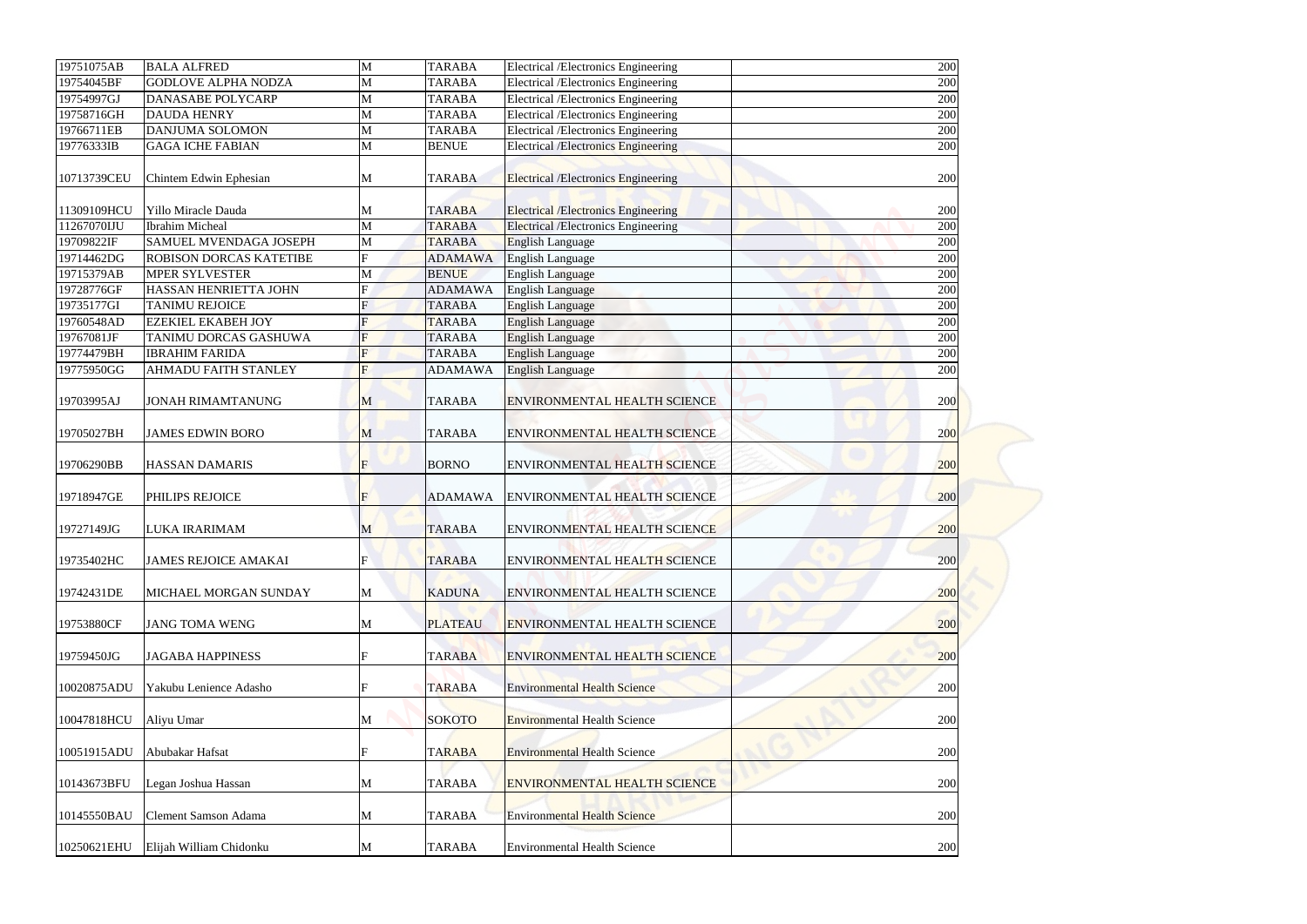| | | | | | | |
|---|---|---|---|---|---|---|
| 19751075AB | BALA ALFRED | M | TARABA | Electrical /Electronics Engineering | | 200 |
| 19754045BF | GODLOVE ALPHA NODZA | M | TARABA | Electrical /Electronics Engineering | | 200 |
| 19754997GJ | DANASABE POLYCARP | M | TARABA | Electrical /Electronics Engineering | | 200 |
| 19758716GH | DAUDA HENRY | M | TARABA | Electrical /Electronics Engineering | | 200 |
| 19766711EB | DANJUMA SOLOMON | M | TARABA | Electrical /Electronics Engineering | | 200 |
| 19776333IB | GAGA ICHE FABIAN | M | BENUE | Electrical /Electronics Engineering | | 200 |
| 10713739CEU | Chintem Edwin Ephesian | M | TARABA | Electrical /Electronics Engineering | | 200 |
| 11309109HCU | Yillo Miracle Dauda | M | TARABA | Electrical /Electronics Engineering | | 200 |
| 11267070IJU | Ibrahim Micheal | M | TARABA | Electrical /Electronics Engineering | | 200 |
| 19709822IF | SAMUEL MVENDAGA JOSEPH | M | TARABA | English Language | | 200 |
| 19714462DG | ROBISON DORCAS KATETIBE | F | ADAMAWA | English Language | | 200 |
| 19715379AB | MPER SYLVESTER | M | BENUE | English Language | | 200 |
| 19728776GF | HASSAN HENRIETTA JOHN | F | ADAMAWA | English Language | | 200 |
| 19735177GI | TANIMU REJOICE | F | TARABA | English Language | | 200 |
| 19760548AD | EZEKIEL EKABEH JOY | F | TARABA | English Language | | 200 |
| 19767081JF | TANIMU DORCAS GASHUWA | F | TARABA | English Language | | 200 |
| 19774479BH | IBRAHIM FARIDA | F | TARABA | English Language | | 200 |
| 19775950GG | AHMADU FAITH STANLEY | F | ADAMAWA | English Language | | 200 |
| 19703995AJ | JONAH RIMAMTANUNG | M | TARABA | ENVIRONMENTAL HEALTH SCIENCE | | 200 |
| 19705027BH | JAMES EDWIN BORO | M | TARABA | ENVIRONMENTAL HEALTH SCIENCE | | 200 |
| 19706290BB | HASSAN DAMARIS | F | BORNO | ENVIRONMENTAL HEALTH SCIENCE | | 200 |
| 19718947GE | PHILIPS REJOICE | F | ADAMAWA | ENVIRONMENTAL HEALTH SCIENCE | | 200 |
| 19727149JG | LUKA IRARIMAM | M | TARABA | ENVIRONMENTAL HEALTH SCIENCE | | 200 |
| 19735402HC | JAMES REJOICE AMAKAI | F | TARABA | ENVIRONMENTAL HEALTH SCIENCE | | 200 |
| 19742431DE | MICHAEL MORGAN SUNDAY | M | KADUNA | ENVIRONMENTAL HEALTH SCIENCE | | 200 |
| 19753880CF | JANG TOMA WENG | M | PLATEAU | ENVIRONMENTAL HEALTH SCIENCE | | 200 |
| 19759450JG | JAGABA HAPPINESS | F | TARABA | ENVIRONMENTAL HEALTH SCIENCE | | 200 |
| 10020875ADU | Yakubu Lenience Adasho | F | TARABA | Environmental Health Science | | 200 |
| 10047818HCU | Aliyu Umar | M | SOKOTO | Environmental Health Science | | 200 |
| 10051915ADU | Abubakar Hafsat | F | TARABA | Environmental Health Science | | 200 |
| 10143673BFU | Legan Joshua Hassan | M | TARABA | ENVIRONMENTAL HEALTH SCIENCE | | 200 |
| 10145550BAU | Clement Samson Adama | M | TARABA | Environmental Health Science | | 200 |
| 10250621EHU | Elijah William Chidonku | M | TARABA | Environmental Health Science | | 200 |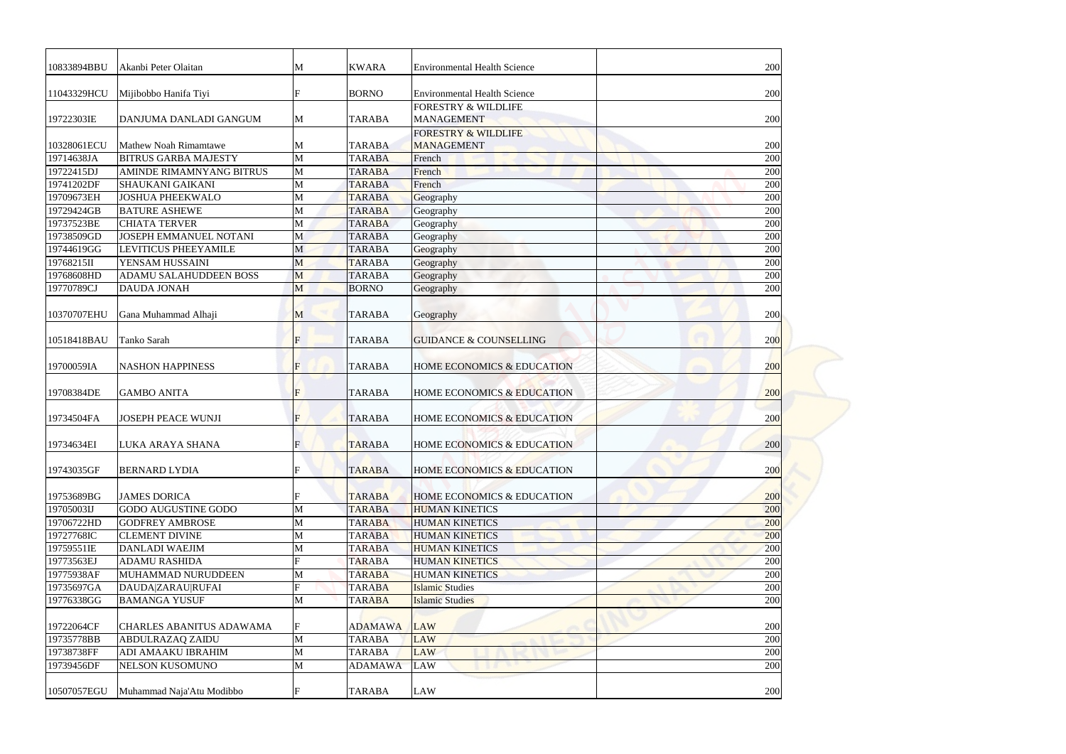| | | | | | | |
|---|---|---|---|---|---|---|
| 10833894BBU | Akanbi Peter Olaitan | M | KWARA | Environmental Health Science | | 200 |
| 11043329HCU | Mijibobbo Hanifa Tiyi | F | BORNO | Environmental Health Science | | 200 |
| 19722303IE | DANJUMA DANLADI GANGUM | M | TARABA | FORESTRY & WILDLIFE MANAGEMENT | | 200 |
| 10328061ECU | Mathew Noah Rimamtawe | M | TARABA | FORESTRY & WILDLIFE MANAGEMENT | | 200 |
| 19714638JA | BITRUS GARBA MAJESTY | M | TARABA | French | | 200 |
| 19722415DJ | AMINDE RIMAMNYANG BITRUS | M | TARABA | French | | 200 |
| 19741202DF | SHAUKANI GAIKANI | M | TARABA | French | | 200 |
| 19709673EH | JOSHUA PHEEKWALO | M | TARABA | Geography | | 200 |
| 19729424GB | BATURE ASHEWE | M | TARABA | Geography | | 200 |
| 19737523BE | CHIATA TERVER | M | TARABA | Geography | | 200 |
| 19738509GD | JOSEPH EMMANUEL NOTANI | M | TARABA | Geography | | 200 |
| 19744619GG | LEVITICUS PHEEYAMILE | M | TARABA | Geography | | 200 |
| 19768215II | YENSAM HUSSAINI | M | TARABA | Geography | | 200 |
| 19768608HD | ADAMU SALAHUDDEEN BOSS | M | TARABA | Geography | | 200 |
| 19770789CJ | DAUDA JONAH | M | BORNO | Geography | | 200 |
| 10370707EHU | Gana Muhammad Alhaji | M | TARABA | Geography | | 200 |
| 10518418BAU | Tanko Sarah | F | TARABA | GUIDANCE & COUNSELLING | | 200 |
| 19700059IA | NASHON HAPPINESS | F | TARABA | HOME ECONOMICS & EDUCATION | | 200 |
| 19708384DE | GAMBO ANITA | F | TARABA | HOME ECONOMICS & EDUCATION | | 200 |
| 19734504FA | JOSEPH PEACE WUNJI | F | TARABA | HOME ECONOMICS & EDUCATION | | 200 |
| 19734634EI | LUKA ARAYA SHANA | F | TARABA | HOME ECONOMICS & EDUCATION | | 200 |
| 19743035GF | BERNARD LYDIA | F | TARABA | HOME ECONOMICS & EDUCATION | | 200 |
| 19753689BG | JAMES DORICA | F | TARABA | HOME ECONOMICS & EDUCATION | | 200 |
| 19705003IJ | GODO AUGUSTINE GODO | M | TARABA | HUMAN KINETICS | | 200 |
| 19706722HD | GODFREY AMBROSE | M | TARABA | HUMAN KINETICS | | 200 |
| 19727768IC | CLEMENT DIVINE | M | TARABA | HUMAN KINETICS | | 200 |
| 19759551IE | DANLADI WAEJIM | M | TARABA | HUMAN KINETICS | | 200 |
| 19773563EJ | ADAMU RASHIDA | F | TARABA | HUMAN KINETICS | | 200 |
| 19775938AF | MUHAMMAD NURUDDEEN | M | TARABA | HUMAN KINETICS | | 200 |
| 19735697GA | DAUDA|ZARAU|RUFAI | F | TARABA | Islamic Studies | | 200 |
| 19776338GG | BAMANGA YUSUF | M | TARABA | Islamic Studies | | 200 |
| 19722064CF | CHARLES ABANITUS ADAWAMA | F | ADAMAWA | LAW | | 200 |
| 19735778BB | ABDULRAZAQ ZAIDU | M | TARABA | LAW | | 200 |
| 19738738FF | ADI AMAAKU IBRAHIM | M | TARABA | LAW | | 200 |
| 19739456DF | NELSON KUSOMUNO | M | ADAMAWA | LAW | | 200 |
| 10507057EGU | Muhammad Naja'Atu Modibbo | F | TARABA | LAW | | 200 |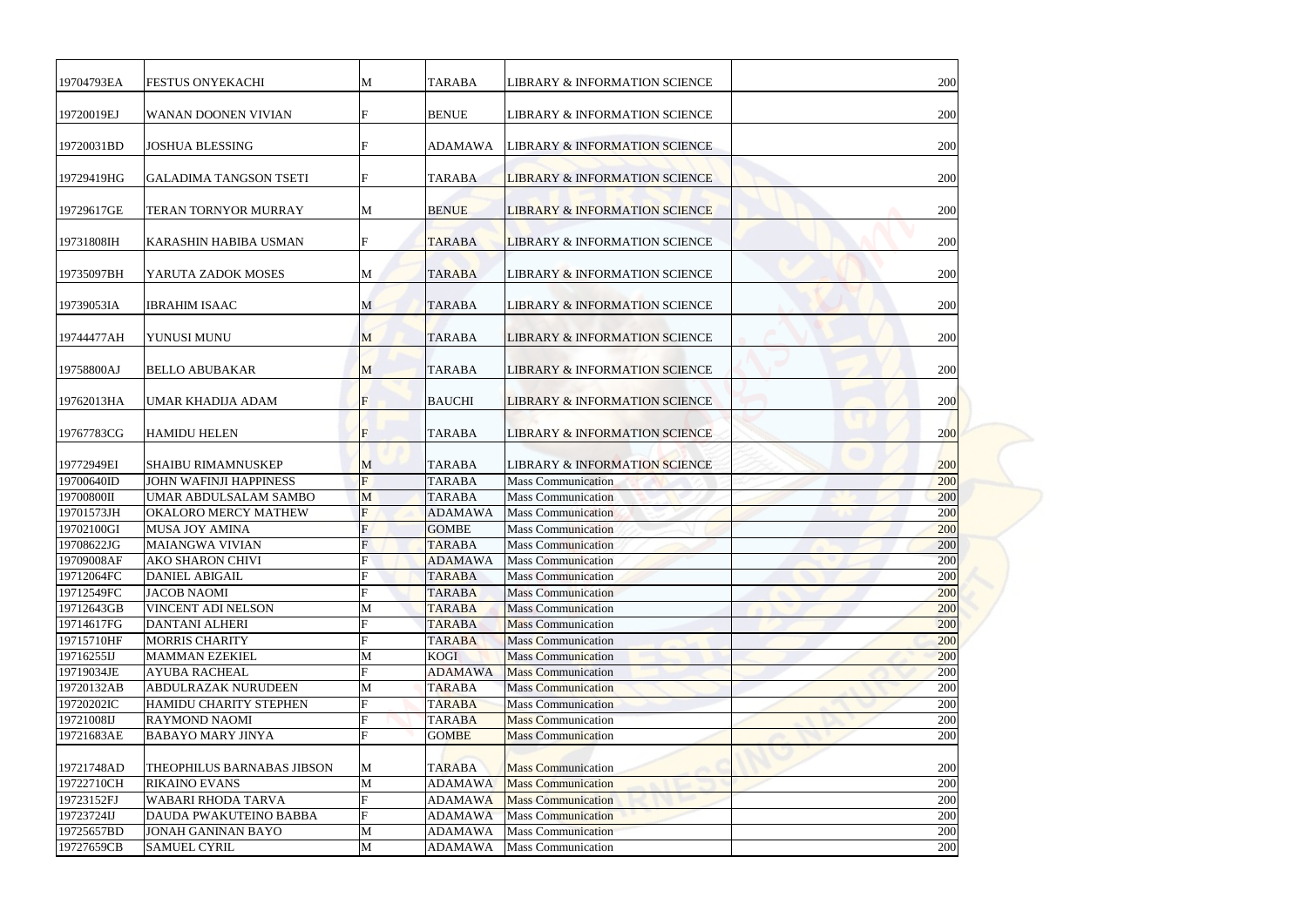| | | | | | | |
|---|---|---|---|---|---|---|
| 19704793EA | FESTUS ONYEKACHI | M | TARABA | LIBRARY & INFORMATION SCIENCE | | 200 |
| 19720019EJ | WANAN DOONEN VIVIAN | F | BENUE | LIBRARY & INFORMATION SCIENCE | | 200 |
| 19720031BD | JOSHUA BLESSING | F | ADAMAWA | LIBRARY & INFORMATION SCIENCE | | 200 |
| 19729419HG | GALADIMA TANGSON TSETI | F | TARABA | LIBRARY & INFORMATION SCIENCE | | 200 |
| 19729617GE | TERAN TORNYOR MURRAY | M | BENUE | LIBRARY & INFORMATION SCIENCE | | 200 |
| 19731808IH | KARASHIN HABIBA USMAN | F | TARABA | LIBRARY & INFORMATION SCIENCE | | 200 |
| 19735097BH | YARUTA ZADOK MOSES | M | TARABA | LIBRARY & INFORMATION SCIENCE | | 200 |
| 19739053IA | IBRAHIM ISAAC | M | TARABA | LIBRARY & INFORMATION SCIENCE | | 200 |
| 19744477AH | YUNUSI MUNU | M | TARABA | LIBRARY & INFORMATION SCIENCE | | 200 |
| 19758800AJ | BELLO ABUBAKAR | M | TARABA | LIBRARY & INFORMATION SCIENCE | | 200 |
| 19762013HA | UMAR KHADIJA ADAM | F | BAUCHI | LIBRARY & INFORMATION SCIENCE | | 200 |
| 19767783CG | HAMIDU HELEN | F | TARABA | LIBRARY & INFORMATION SCIENCE | | 200 |
| 19772949EI | SHAIBU RIMAMNUSKEP | M | TARABA | LIBRARY & INFORMATION SCIENCE | | 200 |
| 19700640ID | JOHN WAFINJI HAPPINESS | F | TARABA | Mass Communication | | 200 |
| 19700800II | UMAR ABDULSALAM SAMBO | M | TARABA | Mass Communication | | 200 |
| 19701573JH | OKALORO MERCY MATHEW | F | ADAMAWA | Mass Communication | | 200 |
| 19702100GI | MUSA JOY AMINA | F | GOMBE | Mass Communication | | 200 |
| 19708622JG | MAIANGWA VIVIAN | F | TARABA | Mass Communication | | 200 |
| 19709008AF | AKO SHARON CHIVI | F | ADAMAWA | Mass Communication | | 200 |
| 19712064FC | DANIEL ABIGAIL | F | TARABA | Mass Communication | | 200 |
| 19712549FC | JACOB NAOMI | F | TARABA | Mass Communication | | 200 |
| 19712643GB | VINCENT ADI NELSON | M | TARABA | Mass Communication | | 200 |
| 19714617FG | DANTANI ALHERI | F | TARABA | Mass Communication | | 200 |
| 19715710HF | MORRIS CHARITY | F | TARABA | Mass Communication | | 200 |
| 19716255IJ | MAMMAN EZEKIEL | M | KOGI | Mass Communication | | 200 |
| 19719034JE | AYUBA RACHEAL | F | ADAMAWA | Mass Communication | | 200 |
| 19720132AB | ABDULRAZAK NURUDEEN | M | TARABA | Mass Communication | | 200 |
| 19720202IC | HAMIDU CHARITY STEPHEN | F | TARABA | Mass Communication | | 200 |
| 19721008IJ | RAYMOND NAOMI | F | TARABA | Mass Communication | | 200 |
| 19721683AE | BABAYO MARY JINYA | F | GOMBE | Mass Communication | | 200 |
| 19721748AD | THEOPHILUS BARNABAS JIBSON | M | TARABA | Mass Communication | | 200 |
| 19722710CH | RIKAINO EVANS | M | ADAMAWA | Mass Communication | | 200 |
| 19723152FJ | WABARI RHODA TARVA | F | ADAMAWA | Mass Communication | | 200 |
| 19723724IJ | DAUDA PWAKUTEINO BABBA | F | ADAMAWA | Mass Communication | | 200 |
| 19725657BD | JONAH GANINAN BAYO | M | ADAMAWA | Mass Communication | | 200 |
| 19727659CB | SAMUEL CYRIL | M | ADAMAWA | Mass Communication | | 200 |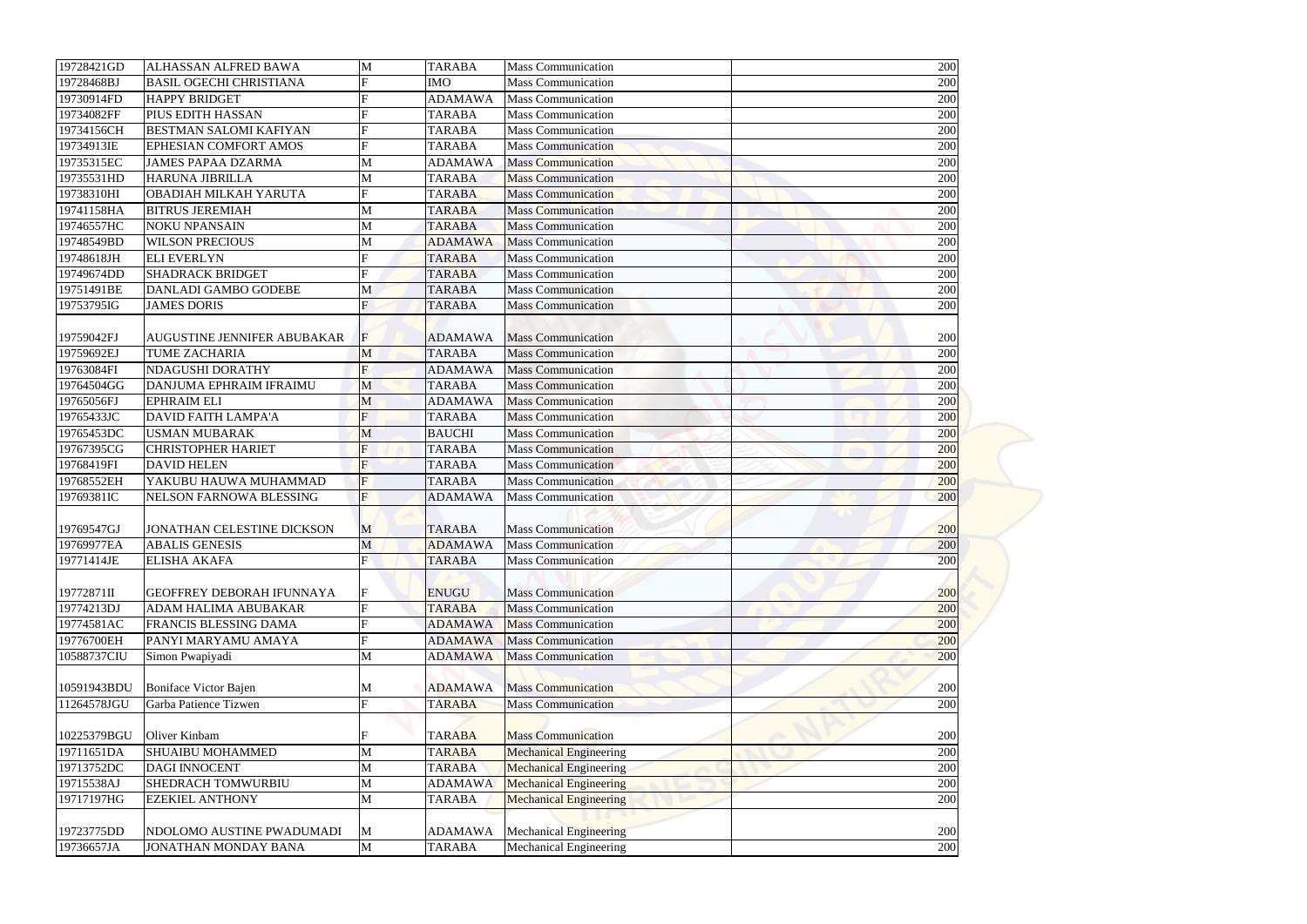| | | | | | | |
|---|---|---|---|---|---|---|
| 19728421GD | ALHASSAN ALFRED BAWA | M | TARABA | Mass Communication | | 200 |
| 19728468BJ | BASIL OGECHI CHRISTIANA | F | IMO | Mass Communication | | 200 |
| 19730914FD | HAPPY BRIDGET | F | ADAMAWA | Mass Communication | | 200 |
| 19734082FF | PIUS EDITH HASSAN | F | TARABA | Mass Communication | | 200 |
| 19734156CH | BESTMAN SALOMI KAFIYAN | F | TARABA | Mass Communication | | 200 |
| 19734913IE | EPHESIAN COMFORT AMOS | F | TARABA | Mass Communication | | 200 |
| 19735315EC | JAMES PAPAA DZARMA | M | ADAMAWA | Mass Communication | | 200 |
| 19735531HD | HARUNA JIBRILLA | M | TARABA | Mass Communication | | 200 |
| 19738310HI | OBADIAH MILKAH YARUTA | F | TARABA | Mass Communication | | 200 |
| 19741158HA | BITRUS JEREMIAH | M | TARABA | Mass Communication | | 200 |
| 19746557HC | NOKU NPANSAIN | M | TARABA | Mass Communication | | 200 |
| 19748549BD | WILSON PRECIOUS | M | ADAMAWA | Mass Communication | | 200 |
| 19748618JH | ELI EVERLYN | F | TARABA | Mass Communication | | 200 |
| 19749674DD | SHADRACK BRIDGET | F | TARABA | Mass Communication | | 200 |
| 19751491BE | DANLADI GAMBO GODEBE | M | TARABA | Mass Communication | | 200 |
| 19753795IG | JAMES DORIS | F | TARABA | Mass Communication | | 200 |
| 19759042FJ | AUGUSTINE JENNIFER ABUBAKAR | F | ADAMAWA | Mass Communication | | 200 |
| 19759692EJ | TUME ZACHARIA | M | TARABA | Mass Communication | | 200 |
| 19763084FI | NDAGUSHI DORATHY | F | ADAMAWA | Mass Communication | | 200 |
| 19764504GG | DANJUMA EPHRAIM IFRAIMU | M | TARABA | Mass Communication | | 200 |
| 19765056FJ | EPHRAIM ELI | M | ADAMAWA | Mass Communication | | 200 |
| 19765433JC | DAVID FAITH LAMPA'A | F | TARABA | Mass Communication | | 200 |
| 19765453DC | USMAN MUBARAK | M | BAUCHI | Mass Communication | | 200 |
| 19767395CG | CHRISTOPHER HARIET | F | TARABA | Mass Communication | | 200 |
| 19768419FI | DAVID HELEN | F | TARABA | Mass Communication | | 200 |
| 19768552EH | YAKUBU HAUWA MUHAMMAD | F | TARABA | Mass Communication | | 200 |
| 19769381IC | NELSON FARNOWA BLESSING | F | ADAMAWA | Mass Communication | | 200 |
| 19769547GJ | JONATHAN CELESTINE DICKSON | M | TARABA | Mass Communication | | 200 |
| 19769977EA | ABALIS GENESIS | M | ADAMAWA | Mass Communication | | 200 |
| 19771414JE | ELISHA AKAFA | F | TARABA | Mass Communication | | 200 |
| 19772871II | GEOFFREY DEBORAH IFUNNAYA | F | ENUGU | Mass Communication | | 200 |
| 19774213DJ | ADAM HALIMA ABUBAKAR | F | TARABA | Mass Communication | | 200 |
| 19774581AC | FRANCIS BLESSING DAMA | F | ADAMAWA | Mass Communication | | 200 |
| 19776700EH | PANYI MARYAMU AMAYA | F | ADAMAWA | Mass Communication | | 200 |
| 10588737CIU | Simon Pwapiyadi | M | ADAMAWA | Mass Communication | | 200 |
| 10591943BDU | Boniface Victor Bajen | M | ADAMAWA | Mass Communication | | 200 |
| 11264578JGU | Garba Patience Tizwen | F | TARABA | Mass Communication | | 200 |
| 10225379BGU | Oliver Kinbam | F | TARABA | Mass Communication | | 200 |
| 19711651DA | SHUAIBU MOHAMMED | M | TARABA | Mechanical Engineering | | 200 |
| 19713752DC | DAGI INNOCENT | M | TARABA | Mechanical Engineering | | 200 |
| 19715538AJ | SHEDRACH TOMWURBIU | M | ADAMAWA | Mechanical Engineering | | 200 |
| 19717197HG | EZEKIEL ANTHONY | M | TARABA | Mechanical Engineering | | 200 |
| 19723775DD | NDOLOMO AUSTINE PWADUMADI | M | ADAMAWA | Mechanical Engineering | | 200 |
| 19736657JA | JONATHAN MONDAY BANA | M | TARABA | Mechanical Engineering | | 200 |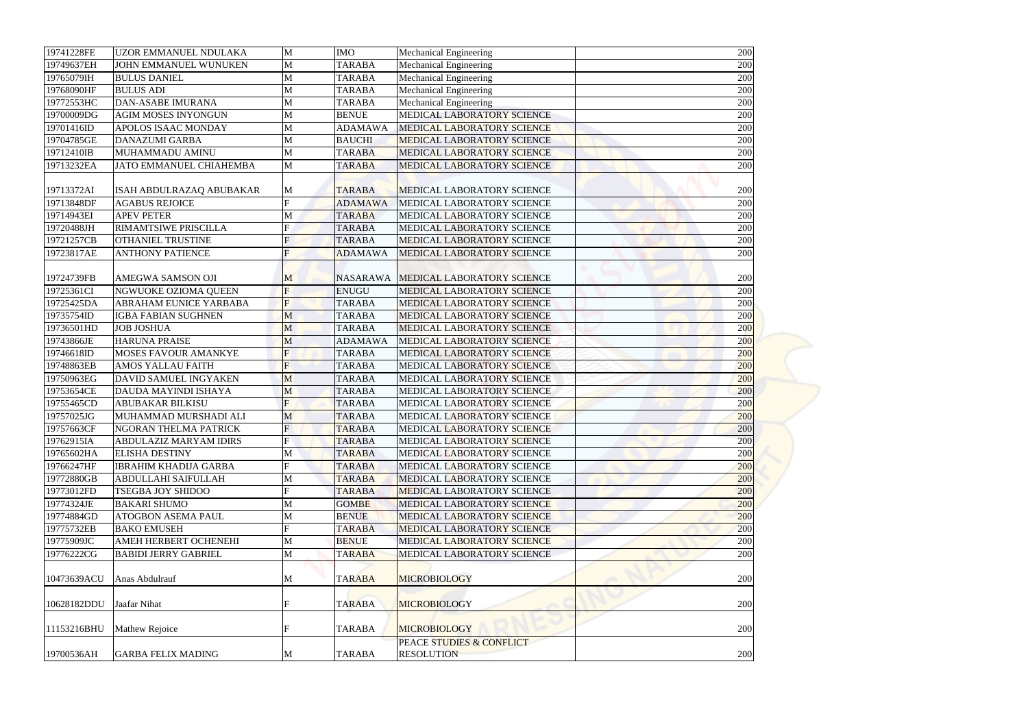| | | | | | | |
|---|---|---|---|---|---|---|
| 19741228FE | UZOR EMMANUEL NDULAKA | M | IMO | Mechanical Engineering | | 200 |
| 19749637EH | JOHN EMMANUEL WUNUKEN | M | TARABA | Mechanical Engineering | | 200 |
| 19765079IH | BULUS DANIEL | M | TARABA | Mechanical Engineering | | 200 |
| 19768090HF | BULUS ADI | M | TARABA | Mechanical Engineering | | 200 |
| 19772553HC | DAN-ASABE IMURANA | M | TARABA | Mechanical Engineering | | 200 |
| 19700009DG | AGIM MOSES INYONGUN | M | BENUE | MEDICAL LABORATORY SCIENCE | | 200 |
| 19701416ID | APOLOS ISAAC MONDAY | M | ADAMAWA | MEDICAL LABORATORY SCIENCE | | 200 |
| 19704785GE | DANAZUMI GARBA | M | BAUCHI | MEDICAL LABORATORY SCIENCE | | 200 |
| 19712410IB | MUHAMMADU AMINU | M | TARABA | MEDICAL LABORATORY SCIENCE | | 200 |
| 19713232EA | JATO EMMANUEL CHIAHEMBA | M | TARABA | MEDICAL LABORATORY SCIENCE | | 200 |
| 19713372AI | ISAH ABDULRAZAQ ABUBAKAR | M | TARABA | MEDICAL LABORATORY SCIENCE | | 200 |
| 19713848DF | AGABUS REJOICE | F | ADAMAWA | MEDICAL LABORATORY SCIENCE | | 200 |
| 19714943EI | APEV PETER | M | TARABA | MEDICAL LABORATORY SCIENCE | | 200 |
| 19720488JH | RIMAMTSIWE PRISCILLA | F | TARABA | MEDICAL LABORATORY SCIENCE | | 200 |
| 19721257CB | OTHANIEL TRUSTINE | F | TARABA | MEDICAL LABORATORY SCIENCE | | 200 |
| 19723817AE | ANTHONY PATIENCE | F | ADAMAWA | MEDICAL LABORATORY SCIENCE | | 200 |
| 19724739FB | AMEGWA SAMSON OJI | M | NASARAWA | MEDICAL LABORATORY SCIENCE | | 200 |
| 19725361CI | NGWUOKE OZIOMA QUEEN | F | ENUGU | MEDICAL LABORATORY SCIENCE | | 200 |
| 19725425DA | ABRAHAM EUNICE YARBABA | F | TARABA | MEDICAL LABORATORY SCIENCE | | 200 |
| 19735754ID | IGBA FABIAN SUGHNEN | M | TARABA | MEDICAL LABORATORY SCIENCE | | 200 |
| 19736501HD | JOB JOSHUA | M | TARABA | MEDICAL LABORATORY SCIENCE | | 200 |
| 19743866JE | HARUNA PRAISE | M | ADAMAWA | MEDICAL LABORATORY SCIENCE | | 200 |
| 19746618ID | MOSES FAVOUR AMANKYE | F | TARABA | MEDICAL LABORATORY SCIENCE | | 200 |
| 19748863EB | AMOS YALLAU FAITH | F | TARABA | MEDICAL LABORATORY SCIENCE | | 200 |
| 19750963EG | DAVID SAMUEL INGYAKEN | M | TARABA | MEDICAL LABORATORY SCIENCE | | 200 |
| 19753654CE | DAUDA MAYINDI ISHAYA | M | TARABA | MEDICAL LABORATORY SCIENCE | | 200 |
| 19755465CD | ABUBAKAR BILKISU | F | TARABA | MEDICAL LABORATORY SCIENCE | | 200 |
| 19757025JG | MUHAMMAD MURSHADI ALI | M | TARABA | MEDICAL LABORATORY SCIENCE | | 200 |
| 19757663CF | NGORAN THELMA PATRICK | F | TARABA | MEDICAL LABORATORY SCIENCE | | 200 |
| 19762915IA | ABDULAZIZ MARYAM IDIRS | F | TARABA | MEDICAL LABORATORY SCIENCE | | 200 |
| 19765602HA | ELISHA DESTINY | M | TARABA | MEDICAL LABORATORY SCIENCE | | 200 |
| 19766247HF | IBRAHIM KHADIJA GARBA | F | TARABA | MEDICAL LABORATORY SCIENCE | | 200 |
| 19772880GB | ABDULLAHI SAIFULLAH | M | TARABA | MEDICAL LABORATORY SCIENCE | | 200 |
| 19773012FD | TSEGBA JOY SHIDOO | F | TARABA | MEDICAL LABORATORY SCIENCE | | 200 |
| 19774324JE | BAKARI SHUMO | M | GOMBE | MEDICAL LABORATORY SCIENCE | | 200 |
| 19774884GD | ATOGBON ASEMA PAUL | M | BENUE | MEDICAL LABORATORY SCIENCE | | 200 |
| 19775732EB | BAKO EMUSEH | F | TARABA | MEDICAL LABORATORY SCIENCE | | 200 |
| 19775909JC | AMEH HERBERT OCHENEHI | M | BENUE | MEDICAL LABORATORY SCIENCE | | 200 |
| 19776222CG | BABIDI JERRY GABRIEL | M | TARABA | MEDICAL LABORATORY SCIENCE | | 200 |
| 10473639ACU | Anas Abdulrauf | M | TARABA | MICROBIOLOGY | | 200 |
| 10628182DDU | Jaafar Nihat | F | TARABA | MICROBIOLOGY | | 200 |
| 11153216BHU | Mathew Rejoice | F | TARABA | MICROBIOLOGY | | 200 |
| 19700536AH | GARBA FELIX MADING | M | TARABA | PEACE STUDIES & CONFLICT RESOLUTION | | 200 |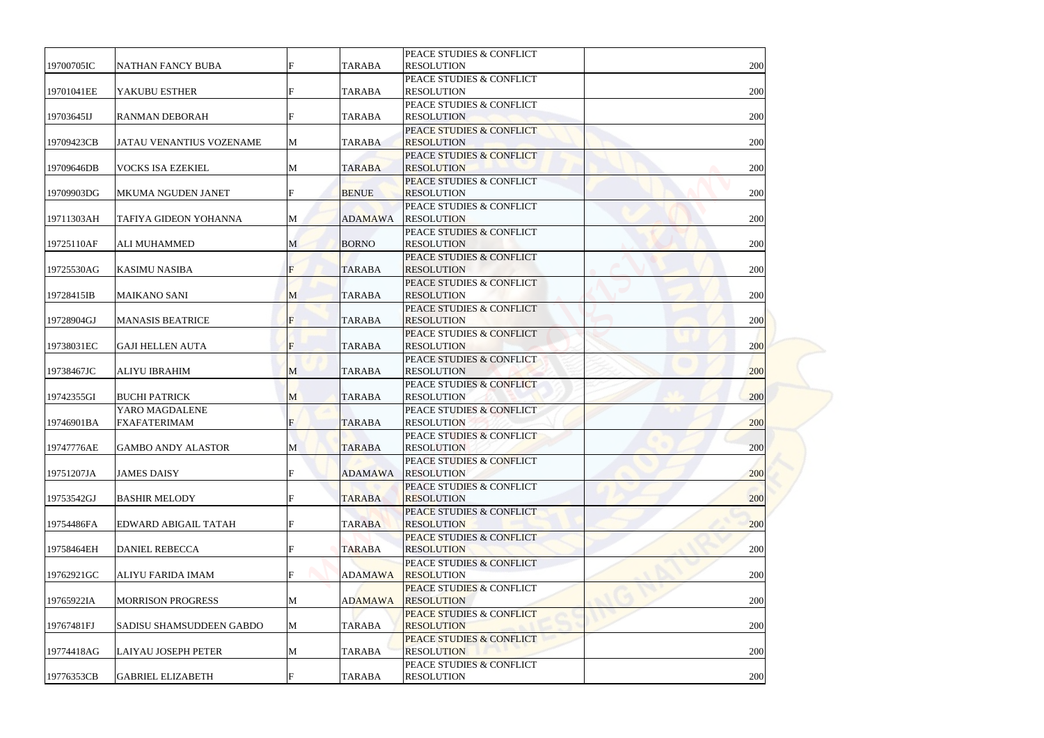| | | | | | | |
|---|---|---|---|---|---|---|
| 19700705IC | NATHAN FANCY BUBA | F | TARABA | PEACE STUDIES & CONFLICT RESOLUTION | | 200 |
| 19701041EE | YAKUBU ESTHER | F | TARABA | PEACE STUDIES & CONFLICT RESOLUTION | | 200 |
| 19703645IJ | RANMAN DEBORAH | F | TARABA | PEACE STUDIES & CONFLICT RESOLUTION | | 200 |
| 19709423CB | JATAU VENANTIUS VOZENAME | M | TARABA | PEACE STUDIES & CONFLICT RESOLUTION | | 200 |
| 19709646DB | VOCKS ISA EZEKIEL | M | TARABA | PEACE STUDIES & CONFLICT RESOLUTION | | 200 |
| 19709903DG | MKUMA NGUDEN JANET | F | BENUE | PEACE STUDIES & CONFLICT RESOLUTION | | 200 |
| 19711303AH | TAFIYA GIDEON YOHANNA | M | ADAMAWA | PEACE STUDIES & CONFLICT RESOLUTION | | 200 |
| 19725110AF | ALI MUHAMMED | M | BORNO | PEACE STUDIES & CONFLICT RESOLUTION | | 200 |
| 19725530AG | KASIMU NASIBA | F | TARABA | PEACE STUDIES & CONFLICT RESOLUTION | | 200 |
| 19728415IB | MAIKANO SANI | M | TARABA | PEACE STUDIES & CONFLICT RESOLUTION | | 200 |
| 19728904GJ | MANASIS BEATRICE | F | TARABA | PEACE STUDIES & CONFLICT RESOLUTION | | 200 |
| 19738031EC | GAJI HELLEN AUTA | F | TARABA | PEACE STUDIES & CONFLICT RESOLUTION | | 200 |
| 19738467JC | ALIYU IBRAHIM | M | TARABA | PEACE STUDIES & CONFLICT RESOLUTION | | 200 |
| 19742355GI | BUCHI PATRICK | M | TARABA | PEACE STUDIES & CONFLICT RESOLUTION | | 200 |
| 19746901BA | YARO MAGDALENE FXAFATERIMAM | F | TARABA | PEACE STUDIES & CONFLICT RESOLUTION | | 200 |
| 19747776AE | GAMBO ANDY ALASTOR | M | TARABA | PEACE STUDIES & CONFLICT RESOLUTION | | 200 |
| 19751207JA | JAMES DAISY | F | ADAMAWA | PEACE STUDIES & CONFLICT RESOLUTION | | 200 |
| 19753542GJ | BASHIR MELODY | F | TARABA | PEACE STUDIES & CONFLICT RESOLUTION | | 200 |
| 19754486FA | EDWARD ABIGAIL TATAH | F | TARABA | PEACE STUDIES & CONFLICT RESOLUTION | | 200 |
| 19758464EH | DANIEL REBECCA | F | TARABA | PEACE STUDIES & CONFLICT RESOLUTION | | 200 |
| 19762921GC | ALIYU FARIDA IMAM | F | ADAMAWA | PEACE STUDIES & CONFLICT RESOLUTION | | 200 |
| 19765922IA | MORRISON PROGRESS | M | ADAMAWA | PEACE STUDIES & CONFLICT RESOLUTION | | 200 |
| 19767481FJ | SADISU SHAMSUDDEEN GABDO | M | TARABA | PEACE STUDIES & CONFLICT RESOLUTION | | 200 |
| 19774418AG | LAIYAU JOSEPH PETER | M | TARABA | PEACE STUDIES & CONFLICT RESOLUTION | | 200 |
| 19776353CB | GABRIEL ELIZABETH | F | TARABA | PEACE STUDIES & CONFLICT RESOLUTION | | 200 |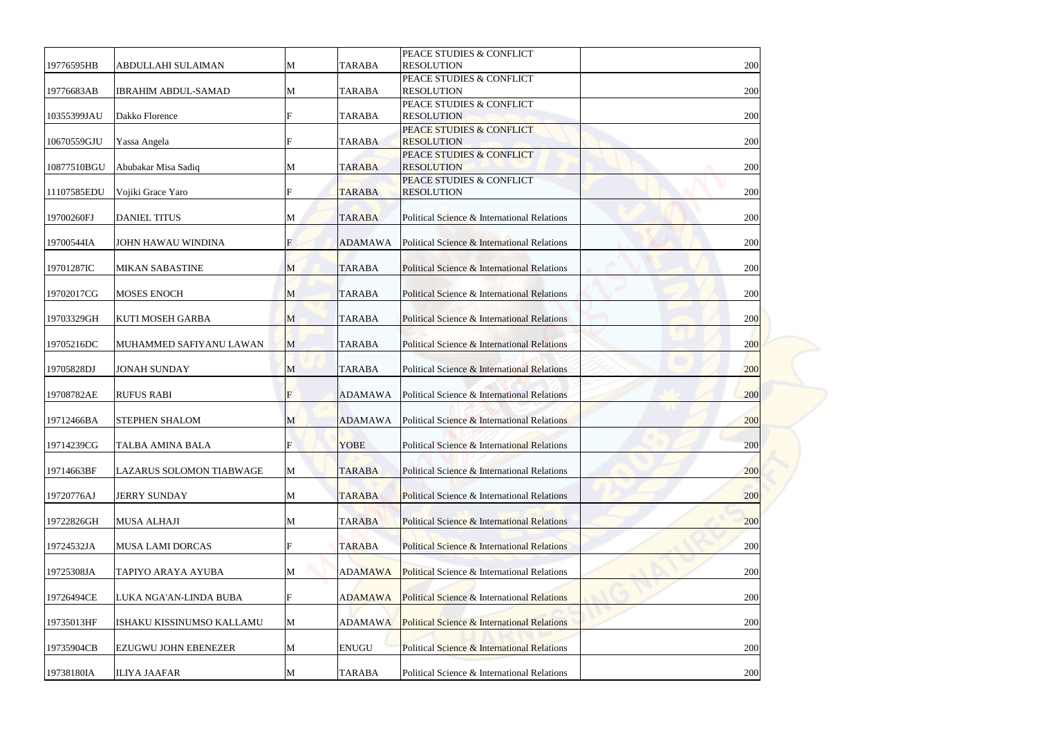| | | | | | | |
|---|---|---|---|---|---|---|
| 19776595HB | ABDULLAHI SULAIMAN | M | TARABA | PEACE STUDIES & CONFLICT RESOLUTION | | 200 |
| 19776683AB | IBRAHIM ABDUL-SAMAD | M | TARABA | PEACE STUDIES & CONFLICT RESOLUTION | | 200 |
| 10355399JAU | Dakko Florence | F | TARABA | PEACE STUDIES & CONFLICT RESOLUTION | | 200 |
| 10670559GJU | Yassa Angela | F | TARABA | PEACE STUDIES & CONFLICT RESOLUTION | | 200 |
| 10877510BGU | Abubakar Misa Sadiq | M | TARABA | PEACE STUDIES & CONFLICT RESOLUTION | | 200 |
| 11107585EDU | Vojiki Grace Yaro | F | TARABA | PEACE STUDIES & CONFLICT RESOLUTION | | 200 |
| 19700260FJ | DANIEL TITUS | M | TARABA | Political Science & International Relations | | 200 |
| 19700544IA | JOHN HAWAU WINDINA | F | ADAMAWA | Political Science & International Relations | | 200 |
| 19701287IC | MIKAN SABASTINE | M | TARABA | Political Science & International Relations | | 200 |
| 19702017CG | MOSES ENOCH | M | TARABA | Political Science & International Relations | | 200 |
| 19703329GH | KUTI MOSEH GARBA | M | TARABA | Political Science & International Relations | | 200 |
| 19705216DC | MUHAMMED SAFIYANU LAWAN | M | TARABA | Political Science & International Relations | | 200 |
| 19705828DJ | JONAH SUNDAY | M | TARABA | Political Science & International Relations | | 200 |
| 19708782AE | RUFUS RABI | F | ADAMAWA | Political Science & International Relations | | 200 |
| 19712466BA | STEPHEN SHALOM | M | ADAMAWA | Political Science & International Relations | | 200 |
| 19714239CG | TALBA AMINA BALA | F | YOBE | Political Science & International Relations | | 200 |
| 19714663BF | LAZARUS SOLOMON TIABWAGE | M | TARABA | Political Science & International Relations | | 200 |
| 19720776AJ | JERRY SUNDAY | M | TARABA | Political Science & International Relations | | 200 |
| 19722826GH | MUSA ALHAJI | M | TARABA | Political Science & International Relations | | 200 |
| 19724532JA | MUSA LAMI DORCAS | F | TARABA | Political Science & International Relations | | 200 |
| 19725308JA | TAPIYO ARAYA AYUBA | M | ADAMAWA | Political Science & International Relations | | 200 |
| 19726494CE | LUKA NGA'AN-LINDA BUBA | F | ADAMAWA | Political Science & International Relations | | 200 |
| 19735013HF | ISHAKU KISSINUMSO KALLAMU | M | ADAMAWA | Political Science & International Relations | | 200 |
| 19735904CB | EZUGWU JOHN EBENEZER | M | ENUGU | Political Science & International Relations | | 200 |
| 19738180IA | ILIYA JAAFAR | M | TARABA | Political Science & International Relations | | 200 |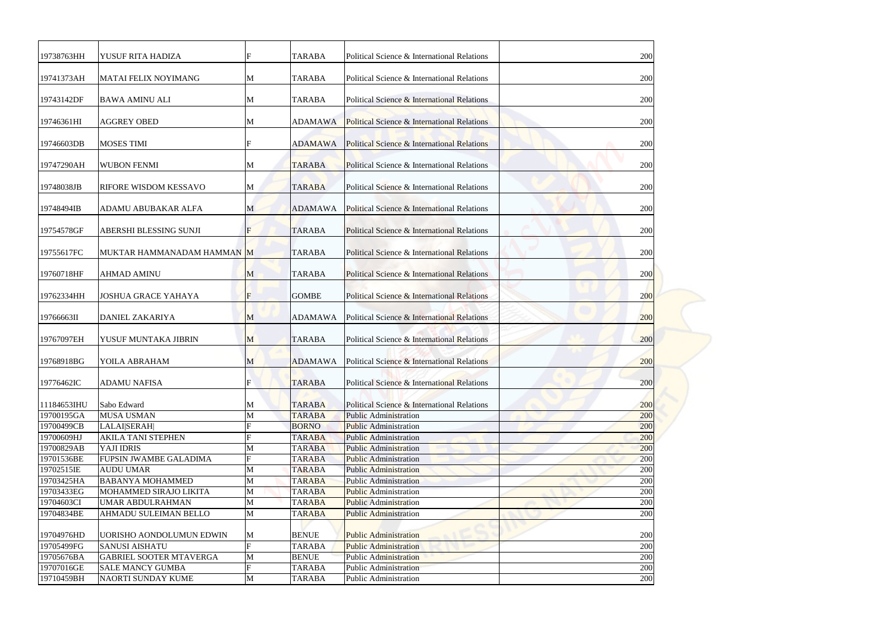| | | | | | | |
|---|---|---|---|---|---|---|
| 19738763HH | YUSUF RITA HADIZA | F | TARABA | Political Science & International Relations | | 200 |
| 19741373AH | MATAI FELIX NOYIMANG | M | TARABA | Political Science & International Relations | | 200 |
| 19743142DF | BAWA AMINU ALI | M | TARABA | Political Science & International Relations | | 200 |
| 19746361HI | AGGREY OBED | M | ADAMAWA | Political Science & International Relations | | 200 |
| 19746603DB | MOSES TIMI | F | ADAMAWA | Political Science & International Relations | | 200 |
| 19747290AH | WUBON FENMI | M | TARABA | Political Science & International Relations | | 200 |
| 19748038JB | RIFORE WISDOM KESSAVO | M | TARABA | Political Science & International Relations | | 200 |
| 19748494IB | ADAMU ABUBAKAR ALFA | M | ADAMAWA | Political Science & International Relations | | 200 |
| 19754578GF | ABERSHI BLESSING SUNJI | F | TARABA | Political Science & International Relations | | 200 |
| 19755617FC | MUKTAR HAMMANADAM HAMMAN | M | TARABA | Political Science & International Relations | | 200 |
| 19760718HF | AHMAD AMINU | M | TARABA | Political Science & International Relations | | 200 |
| 19762334HH | JOSHUA GRACE YAHAYA | F | GOMBE | Political Science & International Relations | | 200 |
| 19766663II | DANIEL ZAKARIYA | M | ADAMAWA | Political Science & International Relations | | 200 |
| 19767097EH | YUSUF MUNTAKA JIBRIN | M | TARABA | Political Science & International Relations | | 200 |
| 19768918BG | YOILA ABRAHAM | M | ADAMAWA | Political Science & International Relations | | 200 |
| 19776462IC | ADAMU NAFISA | F | TARABA | Political Science & International Relations | | 200 |
| 11184653IHU | Sabo Edward | M | TARABA | Political Science & International Relations | | 200 |
| 19700195GA | MUSA USMAN | M | TARABA | Public Administration | | 200 |
| 19700499CB | LALAI|SERAH| | F | BORNO | Public Administration | | 200 |
| 19700609HJ | AKILA TANI STEPHEN | F | TARABA | Public Administration | | 200 |
| 19700829AB | YAJI IDRIS | M | TARABA | Public Administration | | 200 |
| 19701536BE | FUPSIN JWAMBE GALADIMA | F | TARABA | Public Administration | | 200 |
| 19702515IE | AUDU UMAR | M | TARABA | Public Administration | | 200 |
| 19703425HA | BABANYA MOHAMMED | M | TARABA | Public Administration | | 200 |
| 19703433EG | MOHAMMED SIRAJO LIKITA | M | TARABA | Public Administration | | 200 |
| 19704603CI | UMAR ABDULRAHMAN | M | TARABA | Public Administration | | 200 |
| 19704834BE | AHMADU SULEIMAN BELLO | M | TARABA | Public Administration | | 200 |
| 19704976HD | UORISHO AONDOLUMUN EDWIN | M | BENUE | Public Administration | | 200 |
| 19705499FG | SANUSI AISHATU | F | TARABA | Public Administration | | 200 |
| 19705676BA | GABRIEL SOOTER MTAVERGA | M | BENUE | Public Administration | | 200 |
| 19707016GE | SALE MANCY GUMBA | F | TARABA | Public Administration | | 200 |
| 19710459BH | NAORTI SUNDAY KUME | M | TARABA | Public Administration | | 200 |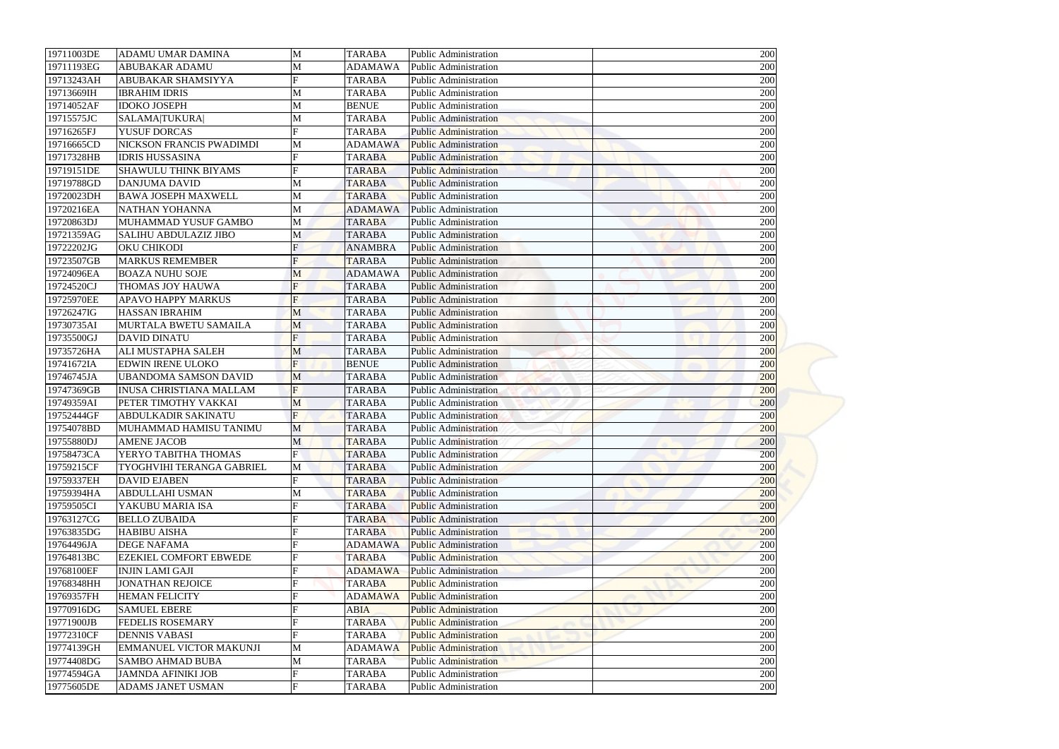| 19711003DE | ADAMU UMAR DAMINA | M | TARABA | Public Administration | | 200 |
|---|---|---|---|---|---|---|
| 19711193EG | ABUBAKAR ADAMU | M | ADAMAWA | Public Administration | | 200 |
| 19713243AH | ABUBAKAR SHAMSIYYA | F | TARABA | Public Administration | | 200 |
| 19713669IH | IBRAHIM IDRIS | M | TARABA | Public Administration | | 200 |
| 19714052AF | IDOKO JOSEPH | M | BENUE | Public Administration | | 200 |
| 19715575JC | SALAMA\|TUKURA\| | M | TARABA | Public Administration | | 200 |
| 19716265FJ | YUSUF DORCAS | F | TARABA | Public Administration | | 200 |
| 19716665CD | NICKSON FRANCIS PWADIMDI | M | ADAMAWA | Public Administration | | 200 |
| 19717328HB | IDRIS HUSSASINA | F | TARABA | Public Administration | | 200 |
| 19719151DE | SHAWULU THINK BIYAMS | F | TARABA | Public Administration | | 200 |
| 19719788GD | DANJUMA DAVID | M | TARABA | Public Administration | | 200 |
| 19720023DH | BAWA JOSEPH MAXWELL | M | TARABA | Public Administration | | 200 |
| 19720216EA | NATHAN YOHANNA | M | ADAMAWA | Public Administration | | 200 |
| 19720863DJ | MUHAMMAD YUSUF GAMBO | M | TARABA | Public Administration | | 200 |
| 19721359AG | SALIHU ABDULAZIZ JIBO | M | TARABA | Public Administration | | 200 |
| 19722202JG | OKU CHIKODI | F | ANAMBRA | Public Administration | | 200 |
| 19723507GB | MARKUS REMEMBER | F | TARABA | Public Administration | | 200 |
| 19724096EA | BOAZA NUHU SOJE | M | ADAMAWA | Public Administration | | 200 |
| 19724520CJ | THOMAS JOY HAUWA | F | TARABA | Public Administration | | 200 |
| 19725970EE | APAVO HAPPY MARKUS | F | TARABA | Public Administration | | 200 |
| 19726247IG | HASSAN IBRAHIM | M | TARABA | Public Administration | | 200 |
| 19730735AI | MURTALA BWETU SAMAILA | M | TARABA | Public Administration | | 200 |
| 19735500GJ | DAVID DINATU | F | TARABA | Public Administration | | 200 |
| 19735726HA | ALI MUSTAPHA SALEH | M | TARABA | Public Administration | | 200 |
| 19741672IA | EDWIN IRENE ULOKO | F | BENUE | Public Administration | | 200 |
| 19746745JA | UBANDOMA SAMSON DAVID | M | TARABA | Public Administration | | 200 |
| 19747369GB | INUSA CHRISTIANA MALLAM | F | TARABA | Public Administration | | 200 |
| 19749359AI | PETER TIMOTHY VAKKAI | M | TARABA | Public Administration | | 200 |
| 19752444GF | ABDULKADIR SAKINATU | F | TARABA | Public Administration | | 200 |
| 19754078BD | MUHAMMAD HAMISU TANIMU | M | TARABA | Public Administration | | 200 |
| 19755880DJ | AMENE JACOB | M | TARABA | Public Administration | | 200 |
| 19758473CA | YERYO TABITHA THOMAS | F | TARABA | Public Administration | | 200 |
| 19759215CF | TYOGHVIHI TERANGA GABRIEL | M | TARABA | Public Administration | | 200 |
| 19759337EH | DAVID EJABEN | F | TARABA | Public Administration | | 200 |
| 19759394HA | ABDULLAHI USMAN | M | TARABA | Public Administration | | 200 |
| 19759505CI | YAKUBU MARIA ISA | F | TARABA | Public Administration | | 200 |
| 19763127CG | BELLO ZUBAIDA | F | TARABA | Public Administration | | 200 |
| 19763835DG | HABIBU AISHA | F | TARABA | Public Administration | | 200 |
| 19764496JA | DEGE NAFAMA | F | ADAMAWA | Public Administration | | 200 |
| 19764813BC | EZEKIEL COMFORT EBWEDE | F | TARABA | Public Administration | | 200 |
| 19768100EF | INJIN LAMI GAJI | F | ADAMAWA | Public Administration | | 200 |
| 19768348HH | JONATHAN REJOICE | F | TARABA | Public Administration | | 200 |
| 19769357FH | HEMAN FELICITY | F | ADAMAWA | Public Administration | | 200 |
| 19770916DG | SAMUEL EBERE | F | ABIA | Public Administration | | 200 |
| 19771900JB | FEDELIS ROSEMARY | F | TARABA | Public Administration | | 200 |
| 19772310CF | DENNIS VABASI | F | TARABA | Public Administration | | 200 |
| 19774139GH | EMMANUEL VICTOR MAKUNJI | M | ADAMAWA | Public Administration | | 200 |
| 19774408DG | SAMBO AHMAD BUBA | M | TARABA | Public Administration | | 200 |
| 19774594GA | JAMNDA AFINIKI JOB | F | TARABA | Public Administration | | 200 |
| 19775605DE | ADAMS JANET USMAN | F | TARABA | Public Administration | | 200 |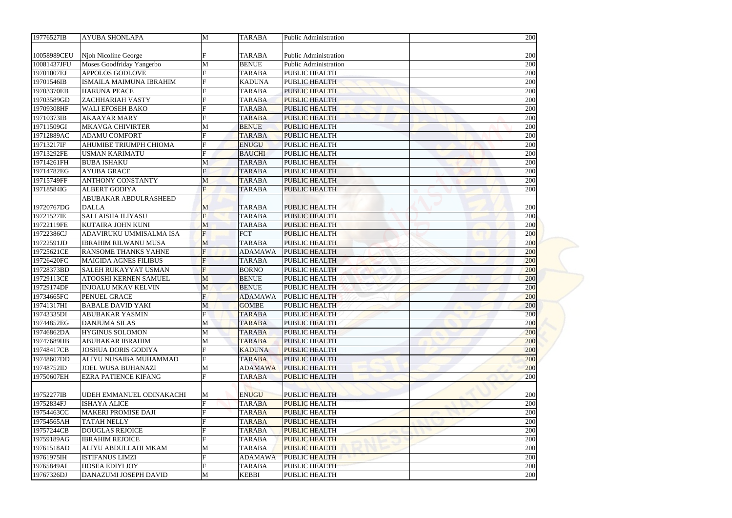| 19776527IB | AYUBA SHONLAPA | M | TARABA | Public Administration | | 200 |
|---|---|---|---|---|---|---|
| 10058989CEU | Njoh Nicoline George | F | TARABA | Public Administration | | 200 |
| 10081437JFU | Moses Goodfriday Yangerbo | M | BENUE | Public Administration | | 200 |
| 19701007EJ | APPOLOS GODLOVE | F | TARABA | PUBLIC HEALTH | | 200 |
| 19701546IB | ISMAILA MAIMUNA IBRAHIM | F | KADUNA | PUBLIC HEALTH | | 200 |
| 19703370EB | HARUNA PEACE | F | TARABA | PUBLIC HEALTH | | 200 |
| 19703589GD | ZACHHARIAH VASTY | F | TARABA | PUBLIC HEALTH | | 200 |
| 19709308HF | WALI EFOSEH BAKO | F | TARABA | PUBLIC HEALTH | | 200 |
| 19710373IB | AKAAYAR MARY | F | TARABA | PUBLIC HEALTH | | 200 |
| 19711509GI | MKAVGA CHIVIRTER | M | BENUE | PUBLIC HEALTH | | 200 |
| 19712889AC | ADAMU COMFORT | F | TARABA | PUBLIC HEALTH | | 200 |
| 19713217IF | AHUMIBE TRIUMPH CHIOMA | F | ENUGU | PUBLIC HEALTH | | 200 |
| 19713292FE | USMAN KARIMATU | F | BAUCHI | PUBLIC HEALTH | | 200 |
| 19714261FH | BUBA ISHAKU | M | TARABA | PUBLIC HEALTH | | 200 |
| 19714782EG | AYUBA GRACE | F | TARABA | PUBLIC HEALTH | | 200 |
| 19715749FF | ANTHONY CONSTANTY | M | TARABA | PUBLIC HEALTH | | 200 |
| 19718584IG | ALBERT GODIYA | F | TARABA | PUBLIC HEALTH | | 200 |
| 19720767DG | ABUBAKAR ABDULRASHEED DALLA | M | TARABA | PUBLIC HEALTH | | 200 |
| 19721527IE | SALI AISHA ILIYASU | F | TARABA | PUBLIC HEALTH | | 200 |
| 19722119FE | KUTAIRA JOHN KUNI | M | TARABA | PUBLIC HEALTH | | 200 |
| 19722386CJ | ADAVIRUKU UMMISALMA ISA | F | FCT | PUBLIC HEALTH | | 200 |
| 19722591JD | IBRAHIM RILWANU MUSA | M | TARABA | PUBLIC HEALTH | | 200 |
| 19725621CE | RANSOME THANKS YAHNE | F | ADAMAWA | PUBLIC HEALTH | | 200 |
| 19726420FC | MAIGIDA AGNES FILIBUS | F | TARABA | PUBLIC HEALTH | | 200 |
| 19728373BD | SALEH RUKAYYAT USMAN | F | BORNO | PUBLIC HEALTH | | 200 |
| 19729113CE | ATOOSHI KERNEN SAMUEL | M | BENUE | PUBLIC HEALTH | | 200 |
| 19729174DF | INJOALU MKAV KELVIN | M | BENUE | PUBLIC HEALTH | | 200 |
| 19734665FC | PENUEL GRACE | F | ADAMAWA | PUBLIC HEALTH | | 200 |
| 19741317HI | BABALE DAVID YAKI | M | GOMBE | PUBLIC HEALTH | | 200 |
| 19743335DI | ABUBAKAR YASMIN | F | TARABA | PUBLIC HEALTH | | 200 |
| 19744852EG | DANJUMA SILAS | M | TARABA | PUBLIC HEALTH | | 200 |
| 19746862DA | HYGINUS SOLOMON | M | TARABA | PUBLIC HEALTH | | 200 |
| 19747689HB | ABUBAKAR IBRAHIM | M | TARABA | PUBLIC HEALTH | | 200 |
| 19748417CB | JOSHUA DORIS GODIYA | F | KADUNA | PUBLIC HEALTH | | 200 |
| 19748607DD | ALIYU NUSAIBA MUHAMMAD | F | TARABA | PUBLIC HEALTH | | 200 |
| 19748752ID | JOEL WUSA BUHANAZI | M | ADAMAWA | PUBLIC HEALTH | | 200 |
| 19750607EH | EZRA PATIENCE KIFANG | F | TARABA | PUBLIC HEALTH | | 200 |
| 19752277IB | UDEH EMMANUEL ODINAKACHI | M | ENUGU | PUBLIC HEALTH | | 200 |
| 19752834FJ | ISHAYA ALICE | F | TARABA | PUBLIC HEALTH | | 200 |
| 19754463CC | MAKERI PROMISE DAJI | F | TARABA | PUBLIC HEALTH | | 200 |
| 19754565AH | TATAH NELLY | F | TARABA | PUBLIC HEALTH | | 200 |
| 19757244CB | DOUGLAS REJOICE | F | TARABA | PUBLIC HEALTH | | 200 |
| 19759189AG | IBRAHIM REJOICE | F | TARABA | PUBLIC HEALTH | | 200 |
| 19761518AD | ALIYU ABDULLAHI MKAM | M | TARABA | PUBLIC HEALTH | | 200 |
| 19761975IH | ISTIFANUS LIMZI | F | ADAMAWA | PUBLIC HEALTH | | 200 |
| 19765849AI | HOSEA EDIYI JOY | F | TARABA | PUBLIC HEALTH | | 200 |
| 19767326DJ | DANAZUMI JOSEPH DAVID | M | KEBBI | PUBLIC HEALTH | | 200 |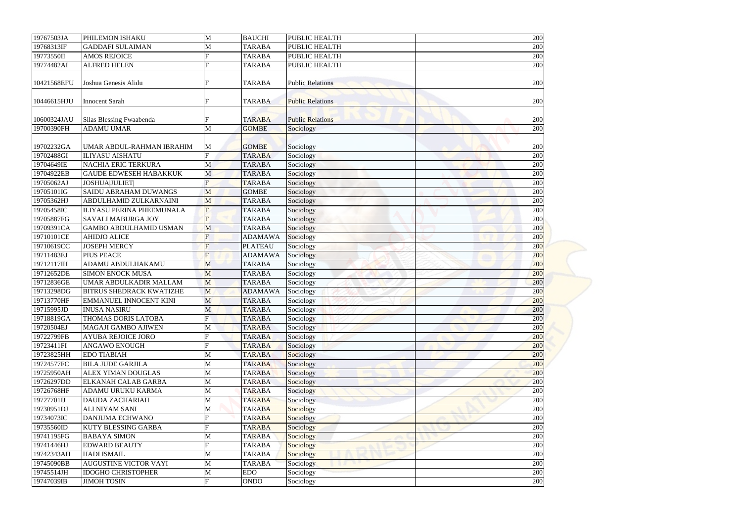| | | | | | | |
|---|---|---|---|---|---|---|
| 19767503JA | PHILEMON ISHAKU | M | BAUCHI | PUBLIC HEALTH | | 200 |
| 19768313IF | GADDAFI SULAIMAN | M | TARABA | PUBLIC HEALTH | | 200 |
| 19773550II | AMOS REJOICE | F | TARABA | PUBLIC HEALTH | | 200 |
| 19774482AI | ALFRED HELEN | F | TARABA | PUBLIC HEALTH | | 200 |
| 10421568EFU | Joshua Genesis Alidu | F | TARABA | Public Relations | | 200 |
| 10446615HJU | Innocent Sarah | F | TARABA | Public Relations | | 200 |
| 10600324JAU | Silas Blessing Fwaabenda | F | TARABA | Public Relations | | 200 |
| 19700390FH | ADAMU UMAR | M | GOMBE | Sociology | | 200 |
| 19702232GA | UMAR ABDUL-RAHMAN IBRAHIM | M | GOMBE | Sociology | | 200 |
| 19702488GI | ILIYASU AISHATU | F | TARABA | Sociology | | 200 |
| 19704649IE | NACHIA ERIC TERKURA | M | TARABA | Sociology | | 200 |
| 19704922EB | GAUDE EDWESEH HABAKKUK | M | TARABA | Sociology | | 200 |
| 19705062AJ | JOSHUA\|JULIET\| | F | TARABA | Sociology | | 200 |
| 19705101IG | SAIDU ABRAHAM DUWANGS | M | GOMBE | Sociology | | 200 |
| 19705362HJ | ABDULHAMID ZULKARNAINI | M | TARABA | Sociology | | 200 |
| 19705458IC | ILIYASU PERINA PHEEMUNALA | F | TARABA | Sociology | | 200 |
| 19705887FG | SAVALI MABURGA JOY | F | TARABA | Sociology | | 200 |
| 19709391CA | GAMBO ABDULHAMID USMAN | M | TARABA | Sociology | | 200 |
| 19710101CE | AHIDJO ALICE | F | ADAMAWA | Sociology | | 200 |
| 19710619CC | JOSEPH MERCY | F | PLATEAU | Sociology | | 200 |
| 19711483EJ | PIUS PEACE | F | ADAMAWA | Sociology | | 200 |
| 19712117IH | ADAMU ABDULHAKAMU | M | TARABA | Sociology | | 200 |
| 19712652DE | SIMON ENOCK MUSA | M | TARABA | Sociology | | 200 |
| 19712836GE | UMAR ABDULKADIR MALLAM | M | TARABA | Sociology | | 200 |
| 19713298DG | BITRUS SHEDRACK KWATIZHE | M | ADAMAWA | Sociology | | 200 |
| 19713770HF | EMMANUEL INNOCENT KINI | M | TARABA | Sociology | | 200 |
| 19715995JD | INUSA NASIRU | M | TARABA | Sociology | | 200 |
| 19718819GA | THOMAS DORIS LATOBA | F | TARABA | Sociology | | 200 |
| 19720504EJ | MAGAJI GAMBO AJIWEN | M | TARABA | Sociology | | 200 |
| 19722799FB | AYUBA REJOICE JORO | F | TARABA | Sociology | | 200 |
| 19723411FI | ANGAWO ENOUGH | F | TARABA | Sociology | | 200 |
| 19723825HH | EDO TIABIAH | M | TARABA | Sociology | | 200 |
| 19724577FC | BILA JUDE GARJILA | M | TARABA | Sociology | | 200 |
| 19725950AH | ALEX YIMAN DOUGLAS | M | TARABA | Sociology | | 200 |
| 19726297DD | ELKANAH CALAB GARBA | M | TARABA | Sociology | | 200 |
| 19726768HF | ADAMU URUKU KARMA | M | TARABA | Sociology | | 200 |
| 19727701IJ | DAUDA ZACHARIAH | M | TARABA | Sociology | | 200 |
| 19730951DJ | ALI NIYAM SANI | M | TARABA | Sociology | | 200 |
| 19734073IC | DANJUMA ECHWANO | F | TARABA | Sociology | | 200 |
| 19735560ID | KUTY BLESSING GARBA | F | TARABA | Sociology | | 200 |
| 19741195FG | BABAYA SIMON | M | TARABA | Sociology | | 200 |
| 19741446HJ | EDWARD BEAUTY | F | TARABA | Sociology | | 200 |
| 19742343AH | HADI ISMAIL | M | TARABA | Sociology | | 200 |
| 19745090BB | AUGUSTINE VICTOR VAYI | M | TARABA | Sociology | | 200 |
| 19745514JH | IDOGHO CHRISTOPHER | M | EDO | Sociology | | 200 |
| 19747039IB | JIMOH TOSIN | F | ONDO | Sociology | | 200 |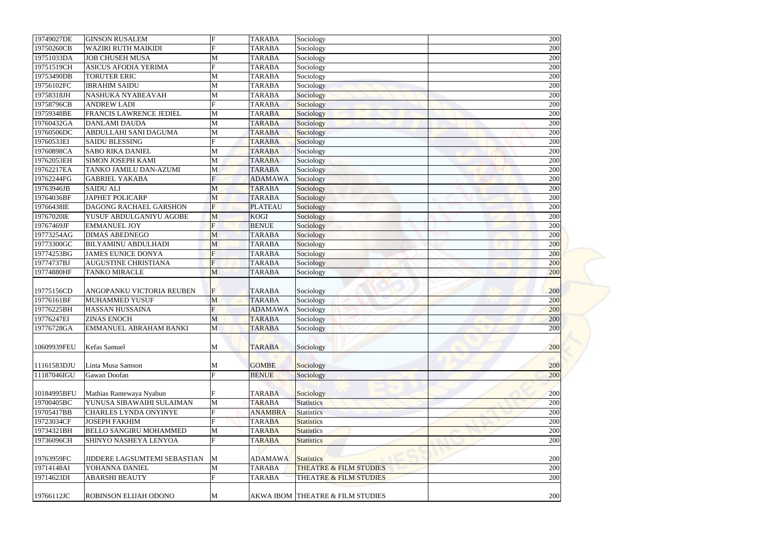| | | | | | | |
|---|---|---|---|---|---|---|
| 19749027DE | GINSON RUSALEM | F | TARABA | Sociology | | 200 |
| 19750260CB | WAZIRI RUTH MAIKIDI | F | TARABA | Sociology | | 200 |
| 19751033DA | JOB CHUSEH MUSA | M | TARABA | Sociology | | 200 |
| 19751519CH | ASICUS AFODIA YERIMA | F | TARABA | Sociology | | 200 |
| 19753490DB | TORUTER ERIC | M | TARABA | Sociology | | 200 |
| 19756102FC | IBRAHIM SAIDU | M | TARABA | Sociology | | 200 |
| 19758318JH | NASHUKA NYABEAVAH | M | TARABA | Sociology | | 200 |
| 19758796CB | ANDREW LADI | F | TARABA | Sociology | | 200 |
| 19759348BE | FRANCIS LAWRENCE JEDIEL | M | TARABA | Sociology | | 200 |
| 19760432GA | DANLAMI DAUDA | M | TARABA | Sociology | | 200 |
| 19760506DC | ABDULLAHI SANI DAGUMA | M | TARABA | Sociology | | 200 |
| 19760533EI | SAIDU BLESSING | F | TARABA | Sociology | | 200 |
| 19760898CA | SABO RIKA DANIEL | M | TARABA | Sociology | | 200 |
| 19762053EH | SIMON JOSEPH KAMI | M | TARABA | Sociology | | 200 |
| 19762217EA | TANKO JAMILU DAN-AZUMI | M | TARABA | Sociology | | 200 |
| 19762244FG | GABRIEL YAKABA | F | ADAMAWA | Sociology | | 200 |
| 19763946JB | SAIDU ALI | M | TARABA | Sociology | | 200 |
| 19764036BF | JAPHET POLICARP | M | TARABA | Sociology | | 200 |
| 19766438IE | DAGONG RACHAEL GARSHON | F | PLATEAU | Sociology | | 200 |
| 19767020IE | YUSUF ABDULGANIYU AGOBE | M | KOGI | Sociology | | 200 |
| 19767469JF | EMMANUEL JOY | F | BENUE | Sociology | | 200 |
| 19773254AG | DIMAS ABEDNEGO | M | TARABA | Sociology | | 200 |
| 19773300GC | BILYAMINU ABDULHADI | M | TARABA | Sociology | | 200 |
| 19774253BG | JAMES EUNICE DONYA | F | TARABA | Sociology | | 200 |
| 19774737BJ | AUGUSTINE CHRISTIANA | F | TARABA | Sociology | | 200 |
| 19774880HF | TANKO MIRACLE | M | TARABA | Sociology | | 200 |
| 19775156CD | ANGOPANKU VICTORIA REUBEN | F | TARABA | Sociology | | 200 |
| 19776161BF | MUHAMMED YUSUF | M | TARABA | Sociology | | 200 |
| 19776225BH | HASSAN HUSSAINA | F | ADAMAWA | Sociology | | 200 |
| 19776247EI | ZINAS ENOCH | M | TARABA | Sociology | | 200 |
| 19776728GA | EMMANUEL ABRAHAM BANKI | M | TARABA | Sociology | | 200 |
| 10609939FEU | Kefas Samuel | M | TARABA | Sociology | | 200 |
| 11161583DJU | Linta Musa Samson | M | GOMBE | Sociology | | 200 |
| 11187046IGU | Gawan Doofan | F | BENUE | Sociology | | 200 |
| 10184995BFU | Mathias Rantewaya Nyabun | F | TARABA | Sociology | | 200 |
| 19700405BC | YUNUSA SIBAWAIHI SULAIMAN | M | TARABA | Statistics | | 200 |
| 19705417BB | CHARLES LYNDA ONYINYE | F | ANAMBRA | Statistics | | 200 |
| 19723034CF | JOSEPH FAKHIM | F | TARABA | Statistics | | 200 |
| 19734321BH | BELLO SANGIRU MOHAMMED | M | TARABA | Statistics | | 200 |
| 19736096CH | SHINYO NASHEYA LENYOA | F | TARABA | Statistics | | 200 |
| 19763959FC | JIDDERE LAGSUMTEMI SEBASTIAN | M | ADAMAWA | Statistics | | 200 |
| 19714148AI | YOHANNA DANIEL | M | TARABA | THEATRE & FILM STUDIES | | 200 |
| 19714623DI | ABARSHI BEAUTY | F | TARABA | THEATRE & FILM STUDIES | | 200 |
| 19766112JC | ROBINSON ELIJAH ODONO | M | AKWA IBOM | THEATRE & FILM STUDIES | | 200 |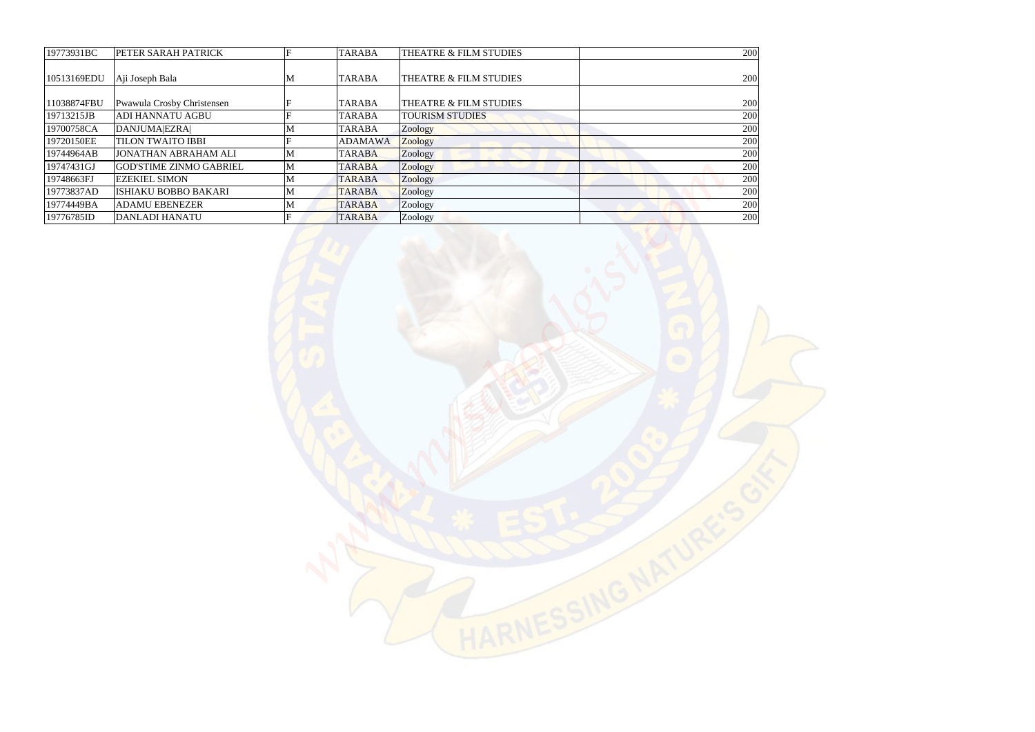| | | | | | |
|---|---|---|---|---|---|
| 19773931BC | PETER SARAH PATRICK | F | TARABA | THEATRE & FILM STUDIES | 200 |
| 10513169EDU | Aji Joseph Bala | M | TARABA | THEATRE & FILM STUDIES | 200 |
| 11038874FBU | Pwawula Crosby Christensen | F | TARABA | THEATRE & FILM STUDIES | 200 |
| 19713215JB | ADI HANNATU AGBU | F | TARABA | TOURISM STUDIES | 200 |
| 19700758CA | DANJUMA\|EZRA\| | M | TARABA | Zoology | 200 |
| 19720150EE | TILON TWAITO IBBI | F | ADAMAWA | Zoology | 200 |
| 19744964AB | JONATHAN ABRAHAM ALI | M | TARABA | Zoology | 200 |
| 19747431GJ | GOD'STIME ZINMO GABRIEL | M | TARABA | Zoology | 200 |
| 19748663FJ | EZEKIEL SIMON | M | TARABA | Zoology | 200 |
| 19773837AD | ISHIAKU BOBBO BAKARI | M | TARABA | Zoology | 200 |
| 19774449BA | ADAMU EBENEZER | M | TARABA | Zoology | 200 |
| 19776785ID | DANLADI HANATU | F | TARABA | Zoology | 200 |